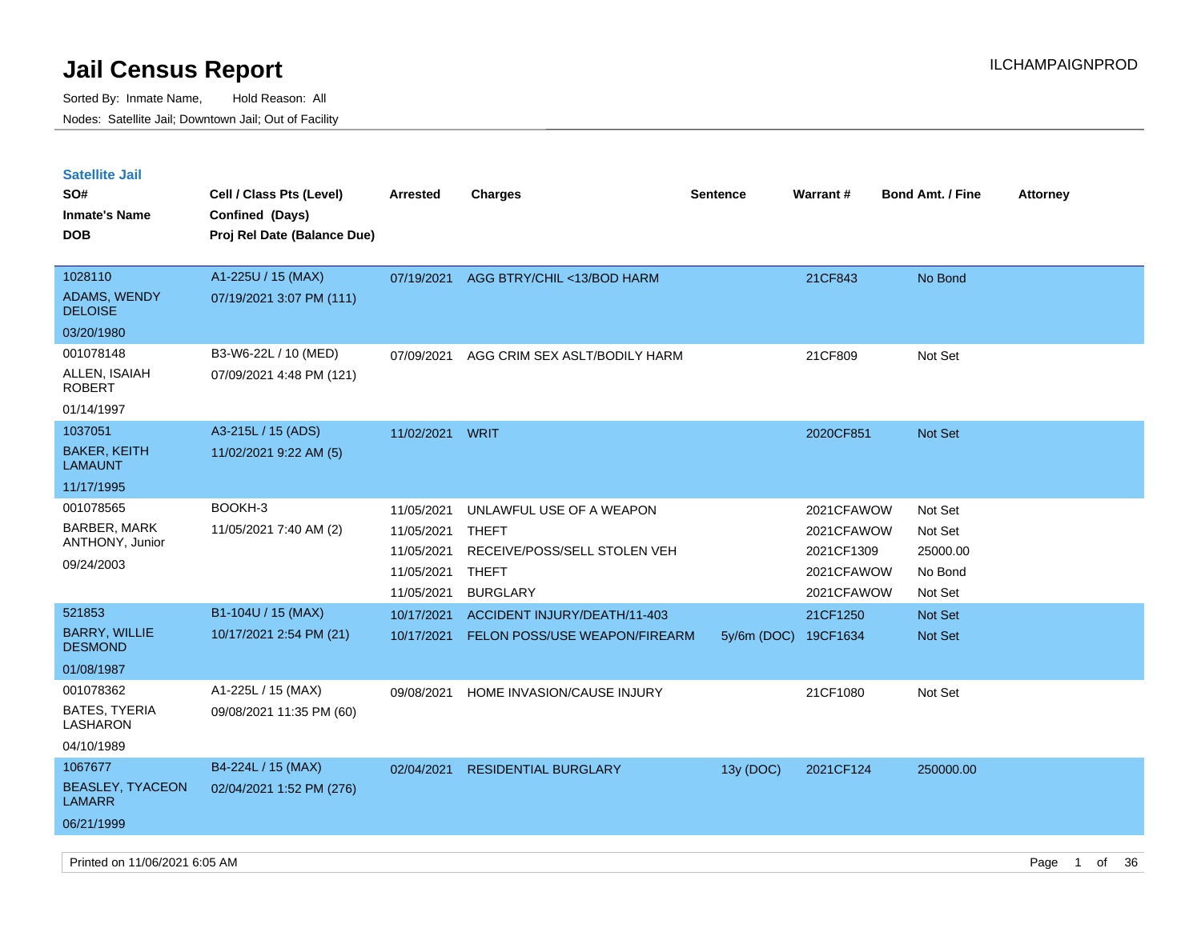# Jail Census Report

ILCHAMPAIGNPROD

Sorted By: Inmate Name, Hold Reason: All

Nodes: Satellite Jail; Downtown Jail; Out of Facility

## Satellite Jail

| SO# / Inmate's Name / DOB | Cell / Class Pts (Level) / Confined (Days) / Proj Rel Date (Balance Due) | Arrested | Charges | Sentence | Warrant # | Bond Amt. / Fine | Attorney |
|---|---|---|---|---|---|---|---|
| 1028110<br>ADAMS, WENDY DELOISE<br>03/20/1980 | A1-225U / 15 (MAX)<br>07/19/2021 3:07 PM (111) | 07/19/2021 | AGG BTRY/CHIL <13/BOD HARM | | 21CF843 | No Bond | |
| 001078148<br>ALLEN, ISAIAH ROBERT<br>01/14/1997 | B3-W6-22L / 10 (MED)<br>07/09/2021 4:48 PM (121) | 07/09/2021 | AGG CRIM SEX ASLT/BODILY HARM | | 21CF809 | Not Set | |
| 1037051<br>BAKER, KEITH LAMAUNT<br>11/17/1995 | A3-215L / 15 (ADS)<br>11/02/2021 9:22 AM (5) | 11/02/2021 | WRIT | | 2020CF851 | Not Set | |
| 001078565<br>BARBER, MARK ANTHONY, Junior<br>09/24/2003 | BOOKH-3<br>11/05/2021 7:40 AM (2) | 11/05/2021 | UNLAWFUL USE OF A WEAPON | | 2021CFAWOW | Not Set | |
| | | 11/05/2021 | THEFT | | 2021CFAWOW | Not Set | |
| | | 11/05/2021 | RECEIVE/POSS/SELL STOLEN VEH | | 2021CF1309 | 25000.00 | |
| | | 11/05/2021 | THEFT | | 2021CFAWOW | No Bond | |
| | | 11/05/2021 | BURGLARY | | 2021CFAWOW | Not Set | |
| 521853<br>BARRY, WILLIE DESMOND<br>01/08/1987 | B1-104U / 15 (MAX)<br>10/17/2021 2:54 PM (21) | 10/17/2021 | ACCIDENT INJURY/DEATH/11-403 | | 21CF1250 | Not Set | |
| | | 10/17/2021 | FELON POSS/USE WEAPON/FIREARM | 5y/6m (DOC) | 19CF1634 | Not Set | |
| 001078362<br>BATES, TYERIA LASHARON<br>04/10/1989 | A1-225L / 15 (MAX)<br>09/08/2021 11:35 PM (60) | 09/08/2021 | HOME INVASION/CAUSE INJURY | | 21CF1080 | Not Set | |
| 1067677<br>BEASLEY, TYACEON LAMARR<br>06/21/1999 | B4-224L / 15 (MAX)<br>02/04/2021 1:52 PM (276) | 02/04/2021 | RESIDENTIAL BURGLARY | 13y (DOC) | 2021CF124 | 250000.00 | |

Printed on 11/06/2021 6:05 AM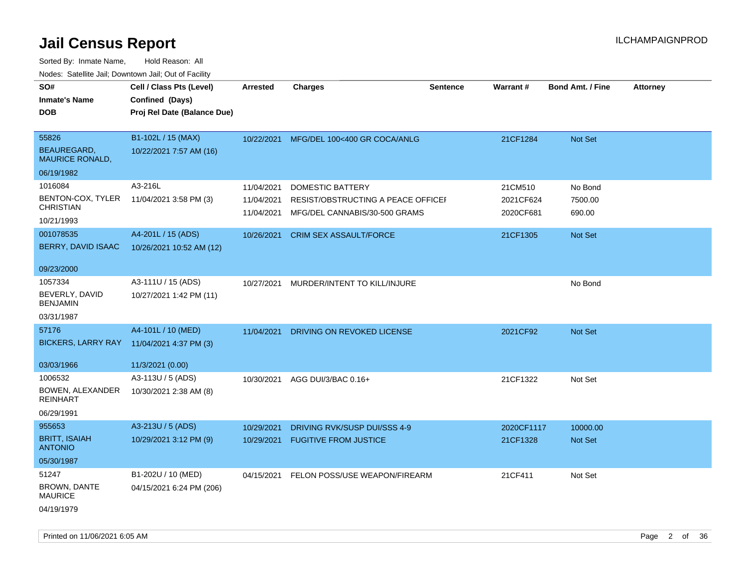# Jail Census Report

ILCHAMPAIGNPROD

Sorted By: Inmate Name, Hold Reason: All

Nodes: Satellite Jail; Downtown Jail; Out of Facility

| SO# / Inmate's Name / DOB | Cell / Class Pts (Level) / Confined (Days) / Proj Rel Date (Balance Due) | Arrested | Charges | Sentence | Warrant # | Bond Amt. / Fine | Attorney |
|---|---|---|---|---|---|---|---|
| 55826<br>BEAUREGARD, MAURICE RONALD,<br>06/19/1982 | B1-102L / 15 (MAX)<br>10/22/2021 7:57 AM (16) | 10/22/2021 | MFG/DEL 100<400 GR COCA/ANLG | | 21CF1284 | Not Set | |
| 1016084<br>BENTON-COX, TYLER CHRISTIAN<br>10/21/1993 | A3-216L<br>11/04/2021 3:58 PM (3) | 11/04/2021<br>11/04/2021<br>11/04/2021 | DOMESTIC BATTERY<br>RESIST/OBSTRUCTING A PEACE OFFICEI<br>MFG/DEL CANNABIS/30-500 GRAMS | | 21CM510<br>2021CF624<br>2020CF681 | No Bond<br>7500.00<br>690.00 | |
| 001078535<br>BERRY, DAVID ISAAC<br>09/23/2000 | A4-201L / 15 (ADS)<br>10/26/2021 10:52 AM (12) | 10/26/2021 | CRIM SEX ASSAULT/FORCE | | 21CF1305 | Not Set | |
| 1057334<br>BEVERLY, DAVID BENJAMIN<br>03/31/1987 | A3-111U / 15 (ADS)<br>10/27/2021 1:42 PM (11) | 10/27/2021 | MURDER/INTENT TO KILL/INJURE | | | No Bond | |
| 57176<br>BICKERS, LARRY RAY<br>03/03/1966 | A4-101L / 10 (MED)<br>11/04/2021 4:37 PM (3)<br>11/3/2021 (0.00) | 11/04/2021 | DRIVING ON REVOKED LICENSE | | 2021CF92 | Not Set | |
| 1006532<br>BOWEN, ALEXANDER REINHART<br>06/29/1991 | A3-113U / 5 (ADS)<br>10/30/2021 2:38 AM (8) | 10/30/2021 | AGG DUI/3/BAC 0.16+ | | 21CF1322 | Not Set | |
| 955653<br>BRITT, ISAIAH ANTONIO<br>05/30/1987 | A3-213U / 5 (ADS)<br>10/29/2021 3:12 PM (9) | 10/29/2021<br>10/29/2021 | DRIVING RVK/SUSP DUI/SSS 4-9<br>FUGITIVE FROM JUSTICE | | 2020CF1117<br>21CF1328 | 10000.00<br>Not Set | |
| 51247<br>BROWN, DANTE MAURICE<br>04/19/1979 | B1-202U / 10 (MED)<br>04/15/2021 6:24 PM (206) | 04/15/2021 | FELON POSS/USE WEAPON/FIREARM | | 21CF411 | Not Set | |

Printed on 11/06/2021 6:05 AM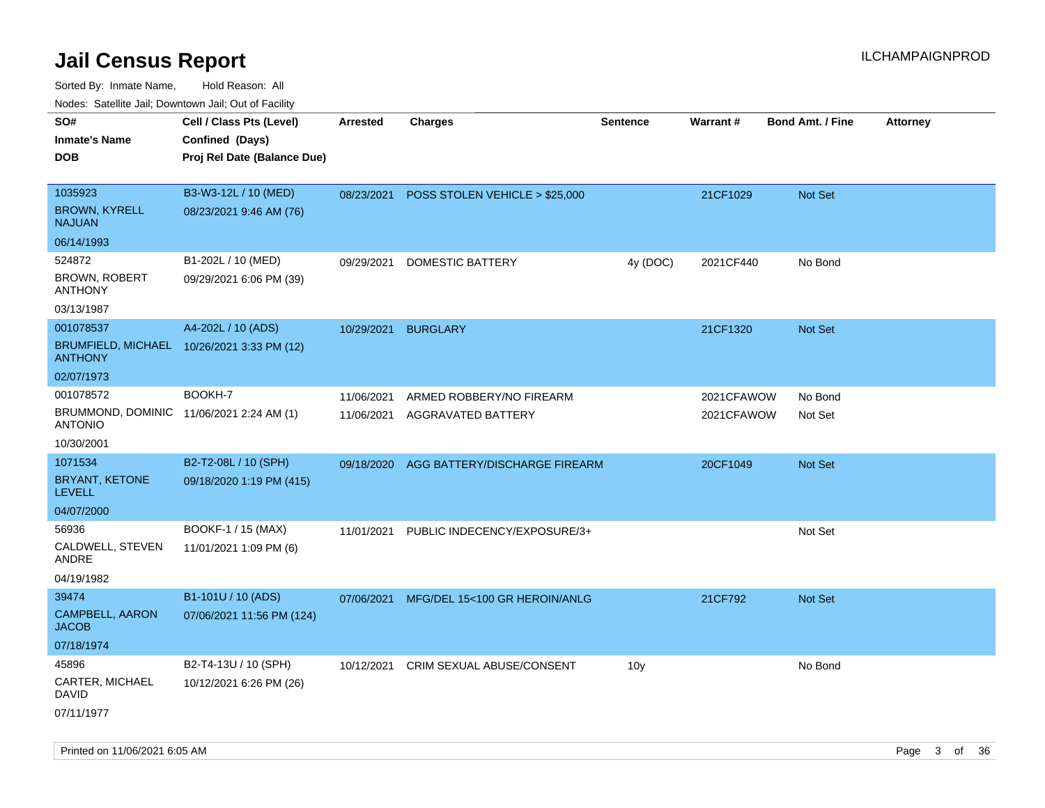# Jail Census Report

ILCHAMPAIGNPROD

Sorted By: Inmate Name, Hold Reason: All

Nodes: Satellite Jail; Downtown Jail; Out of Facility

| SO# / Inmate's Name / DOB | Cell / Class Pts (Level) / Confined (Days) / Proj Rel Date (Balance Due) | Arrested | Charges | Sentence | Warrant # | Bond Amt. / Fine | Attorney |
|---|---|---|---|---|---|---|---|
| 1035923<br>BROWN, KYRELL NAJUAN<br>06/14/1993 | B3-W3-12L / 10 (MED)<br>08/23/2021 9:46 AM (76) | 08/23/2021 | POSS STOLEN VEHICLE > $25,000 | | 21CF1029 | Not Set | |
| 524872<br>BROWN, ROBERT ANTHONY<br>03/13/1987 | B1-202L / 10 (MED)<br>09/29/2021 6:06 PM (39) | 09/29/2021 | DOMESTIC BATTERY | 4y (DOC) | 2021CF440 | No Bond | |
| 001078537<br>BRUMFIELD, MICHAEL ANTHONY<br>02/07/1973 | A4-202L / 10 (ADS)<br>10/26/2021 3:33 PM (12) | 10/29/2021 | BURGLARY | | 21CF1320 | Not Set | |
| 001078572<br>BRUMMOND, DOMINIC ANTONIO<br>10/30/2001 | BOOKH-7<br>11/06/2021 2:24 AM (1) | 11/06/2021<br>11/06/2021 | ARMED ROBBERY/NO FIREARM<br>AGGRAVATED BATTERY | | 2021CFAWOW<br>2021CFAWOW | No Bond<br>Not Set | |
| 1071534<br>BRYANT, KETONE LEVELL<br>04/07/2000 | B2-T2-08L / 10 (SPH)<br>09/18/2020 1:19 PM (415) | 09/18/2020 | AGG BATTERY/DISCHARGE FIREARM | | 20CF1049 | Not Set | |
| 56936<br>CALDWELL, STEVEN ANDRE<br>04/19/1982 | BOOKF-1 / 15 (MAX)<br>11/01/2021 1:09 PM (6) | 11/01/2021 | PUBLIC INDECENCY/EXPOSURE/3+ | | | Not Set | |
| 39474<br>CAMPBELL, AARON JACOB<br>07/18/1974 | B1-101U / 10 (ADS)<br>07/06/2021 11:56 PM (124) | 07/06/2021 | MFG/DEL 15<100 GR HEROIN/ANLG | | 21CF792 | Not Set | |
| 45896<br>CARTER, MICHAEL DAVID<br>07/11/1977 | B2-T4-13U / 10 (SPH)<br>10/12/2021 6:26 PM (26) | 10/12/2021 | CRIM SEXUAL ABUSE/CONSENT | 10y | | No Bond | |

Printed on 11/06/2021 6:05 AM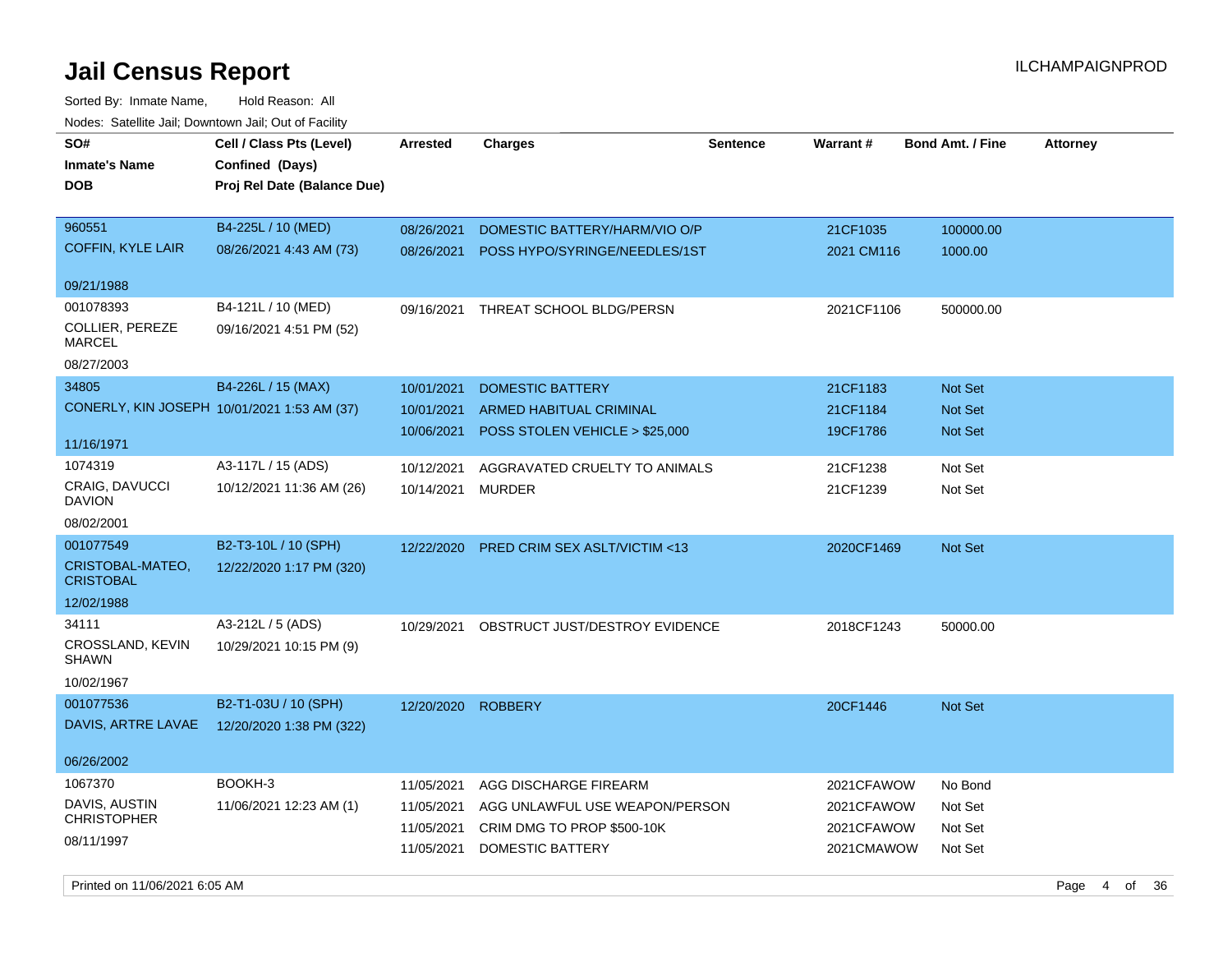# Jail Census Report

ILCHAMPAIGNPROD

Sorted By: Inmate Name, Hold Reason: All

Nodes: Satellite Jail; Downtown Jail; Out of Facility

| SO# / Inmate's Name / DOB | Cell / Class Pts (Level) / Confined (Days) / Proj Rel Date (Balance Due) | Arrested | Charges | Sentence | Warrant # | Bond Amt. / Fine | Attorney |
|---|---|---|---|---|---|---|---|
| 960551<br>COFFIN, KYLE LAIR<br>09/21/1988 | B4-225L / 10 (MED)<br>08/26/2021 4:43 AM (73) | 08/26/2021 | DOMESTIC BATTERY/HARM/VIO O/P | | 21CF1035 | 100000.00 | |
| | | 08/26/2021 | POSS HYPO/SYRINGE/NEEDLES/1ST | | 2021 CM116 | 1000.00 | |
| 001078393<br>COLLIER, PEREZE MARCEL<br>08/27/2003 | B4-121L / 10 (MED)<br>09/16/2021 4:51 PM (52) | 09/16/2021 | THREAT SCHOOL BLDG/PERSN | | 2021CF1106 | 500000.00 | |
| 34805<br>CONERLY, KIN JOSEPH<br>11/16/1971 | B4-226L / 15 (MAX)<br>10/01/2021 1:53 AM (37) | 10/01/2021 | DOMESTIC BATTERY | | 21CF1183 | Not Set | |
| | | 10/01/2021 | ARMED HABITUAL CRIMINAL | | 21CF1184 | Not Set | |
| | | 10/06/2021 | POSS STOLEN VEHICLE > $25,000 | | 19CF1786 | Not Set | |
| 1074319<br>CRAIG, DAVUCCI DAVION<br>08/02/2001 | A3-117L / 15 (ADS)<br>10/12/2021 11:36 AM (26) | 10/12/2021 | AGGRAVATED CRUELTY TO ANIMALS | | 21CF1238 | Not Set | |
| | | 10/14/2021 | MURDER | | 21CF1239 | Not Set | |
| 001077549<br>CRISTOBAL-MATEO, CRISTOBAL<br>12/02/1988 | B2-T3-10L / 10 (SPH)<br>12/22/2020 1:17 PM (320) | 12/22/2020 | PRED CRIM SEX ASLT/VICTIM <13 | | 2020CF1469 | Not Set | |
| 34111<br>CROSSLAND, KEVIN SHAWN<br>10/02/1967 | A3-212L / 5 (ADS)<br>10/29/2021 10:15 PM (9) | 10/29/2021 | OBSTRUCT JUST/DESTROY EVIDENCE | | 2018CF1243 | 50000.00 | |
| 001077536<br>DAVIS, ARTRE LAVAE<br>06/26/2002 | B2-T1-03U / 10 (SPH)<br>12/20/2020 1:38 PM (322) | 12/20/2020 | ROBBERY | | 20CF1446 | Not Set | |
| 1067370<br>DAVIS, AUSTIN CHRISTOPHER<br>08/11/1997 | BOOKH-3<br>11/06/2021 12:23 AM (1) | 11/05/2021 | AGG DISCHARGE FIREARM | | 2021CFAWOW | No Bond | |
| | | 11/05/2021 | AGG UNLAWFUL USE WEAPON/PERSON | | 2021CFAWOW | Not Set | |
| | | 11/05/2021 | CRIM DMG TO PROP $500-10K | | 2021CFAWOW | Not Set | |
| | | 11/05/2021 | DOMESTIC BATTERY | | 2021CMAWOW | Not Set | |

Printed on 11/06/2021 6:05 AM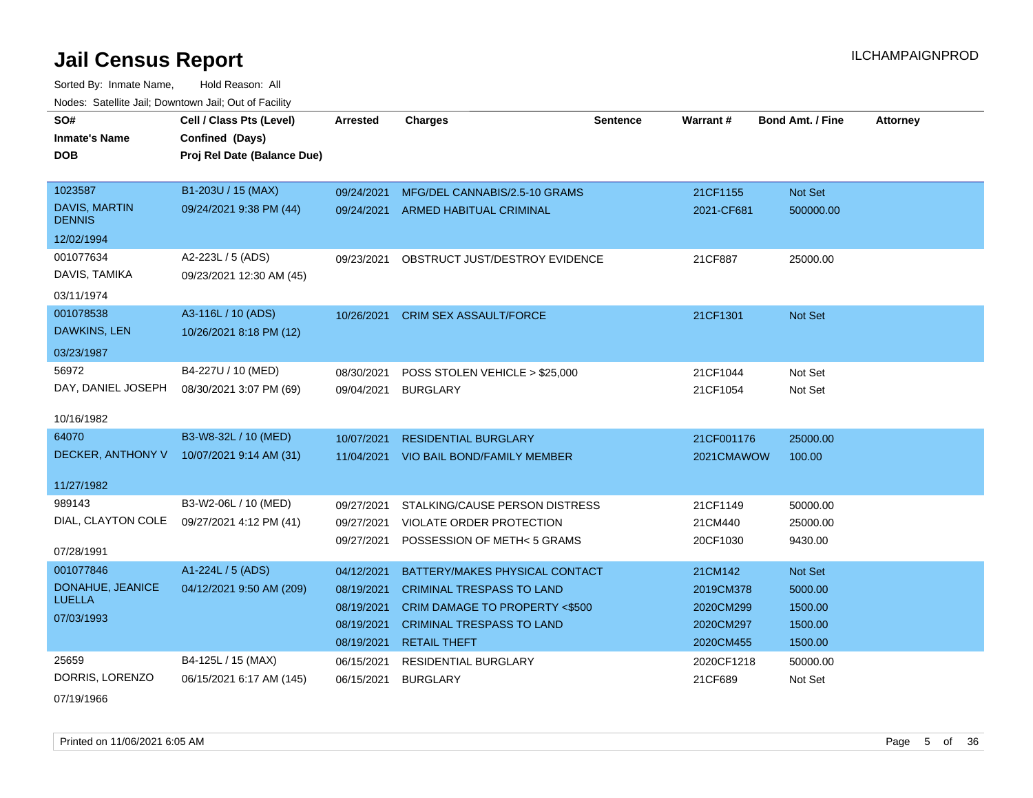# Jail Census Report

ILCHAMPAIGNPROD

Sorted By: Inmate Name, Hold Reason: All

Nodes: Satellite Jail; Downtown Jail; Out of Facility

| SO# / Inmate's Name / DOB | Cell / Class Pts (Level) / Confined (Days) / Proj Rel Date (Balance Due) | Arrested | Charges | Sentence | Warrant # | Bond Amt. / Fine | Attorney |
|---|---|---|---|---|---|---|---|
| 1023587<br>DAVIS, MARTIN DENNIS<br>12/02/1994 | B1-203U / 15 (MAX)<br>09/24/2021 9:38 PM (44) | 09/24/2021<br>09/24/2021 | MFG/DEL CANNABIS/2.5-10 GRAMS<br>ARMED HABITUAL CRIMINAL | | 21CF1155<br>2021-CF681 | Not Set<br>500000.00 | |
| 001077634<br>DAVIS, TAMIKA<br>03/11/1974 | A2-223L / 5 (ADS)<br>09/23/2021 12:30 AM (45) | 09/23/2021 | OBSTRUCT JUST/DESTROY EVIDENCE | | 21CF887 | 25000.00 | |
| 001078538<br>DAWKINS, LEN<br>03/23/1987 | A3-116L / 10 (ADS)<br>10/26/2021 8:18 PM (12) | 10/26/2021 | CRIM SEX ASSAULT/FORCE | | 21CF1301 | Not Set | |
| 56972<br>DAY, DANIEL JOSEPH<br>10/16/1982 | B4-227U / 10 (MED)<br>08/30/2021 3:07 PM (69) | 08/30/2021<br>09/04/2021 | POSS STOLEN VEHICLE > $25,000<br>BURGLARY | | 21CF1044<br>21CF1054 | Not Set<br>Not Set | |
| 64070<br>DECKER, ANTHONY V<br>11/27/1982 | B3-W8-32L / 10 (MED)<br>10/07/2021 9:14 AM (31) | 10/07/2021<br>11/04/2021 | RESIDENTIAL BURGLARY<br>VIO BAIL BOND/FAMILY MEMBER | | 21CF001176<br>2021CMAWOW | 25000.00<br>100.00 | |
| 989143<br>DIAL, CLAYTON COLE<br>07/28/1991 | B3-W2-06L / 10 (MED)<br>09/27/2021 4:12 PM (41) | 09/27/2021<br>09/27/2021<br>09/27/2021 | STALKING/CAUSE PERSON DISTRESS<br>VIOLATE ORDER PROTECTION<br>POSSESSION OF METH< 5 GRAMS | | 21CF1149<br>21CM440<br>20CF1030 | 50000.00<br>25000.00<br>9430.00 | |
| 001077846<br>DONAHUE, JEANICE LUELLA<br>07/03/1993 | A1-224L / 5 (ADS)<br>04/12/2021 9:50 AM (209) | 04/12/2021<br>08/19/2021<br>08/19/2021<br>08/19/2021<br>08/19/2021 | BATTERY/MAKES PHYSICAL CONTACT<br>CRIMINAL TRESPASS TO LAND<br>CRIM DAMAGE TO PROPERTY <$500<br>CRIMINAL TRESPASS TO LAND<br>RETAIL THEFT | | 21CM142<br>2019CM378<br>2020CM299<br>2020CM297<br>2020CM455 | Not Set<br>5000.00<br>1500.00<br>1500.00<br>1500.00 | |
| 25659<br>DORRIS, LORENZO<br>07/19/1966 | B4-125L / 15 (MAX)<br>06/15/2021 6:17 AM (145) | 06/15/2021<br>06/15/2021 | RESIDENTIAL BURGLARY<br>BURGLARY | | 2020CF1218<br>21CF689 | 50000.00<br>Not Set | |

Printed on 11/06/2021 6:05 AM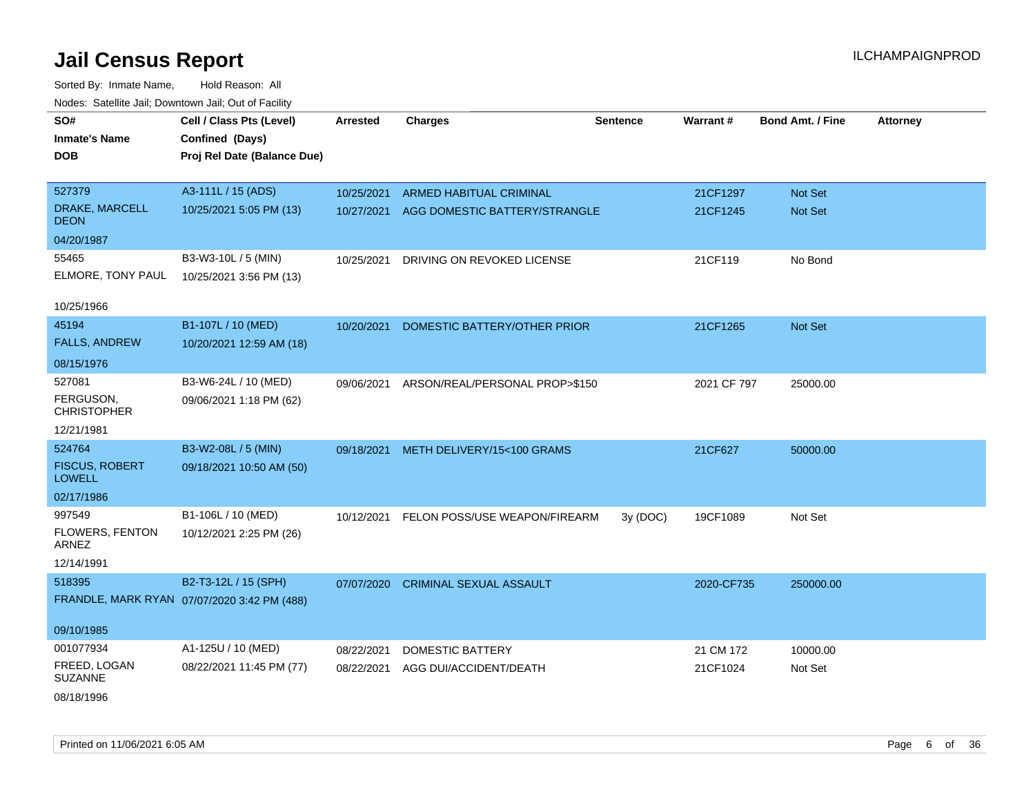# Jail Census Report

ILCHAMPAIGNPROD

Sorted By: Inmate Name, Hold Reason: All

Nodes: Satellite Jail; Downtown Jail; Out of Facility

| SO# / Inmate's Name / DOB | Cell / Class Pts (Level) / Confined (Days) / Proj Rel Date (Balance Due) | Arrested | Charges | Sentence | Warrant # | Bond Amt. / Fine | Attorney |
|---|---|---|---|---|---|---|---|
| 527379<br>DRAKE, MARCELL DEON<br>04/20/1987 | A3-111L / 15 (ADS)<br>10/25/2021 5:05 PM (13) | 10/25/2021 | ARMED HABITUAL CRIMINAL | | 21CF1297 | Not Set | |
| | | 10/27/2021 | AGG DOMESTIC BATTERY/STRANGLE | | 21CF1245 | Not Set | |
| 55465<br>ELMORE, TONY PAUL<br>10/25/1966 | B3-W3-10L / 5 (MIN)<br>10/25/2021 3:56 PM (13) | 10/25/2021 | DRIVING ON REVOKED LICENSE | | 21CF119 | No Bond | |
| 45194<br>FALLS, ANDREW<br>08/15/1976 | B1-107L / 10 (MED)<br>10/20/2021 12:59 AM (18) | 10/20/2021 | DOMESTIC BATTERY/OTHER PRIOR | | 21CF1265 | Not Set | |
| 527081<br>FERGUSON, CHRISTOPHER<br>12/21/1981 | B3-W6-24L / 10 (MED)<br>09/06/2021 1:18 PM (62) | 09/06/2021 | ARSON/REAL/PERSONAL PROP>$150 | | 2021 CF 797 | 25000.00 | |
| 524764<br>FISCUS, ROBERT LOWELL<br>02/17/1986 | B3-W2-08L / 5 (MIN)<br>09/18/2021 10:50 AM (50) | 09/18/2021 | METH DELIVERY/15<100 GRAMS | | 21CF627 | 50000.00 | |
| 997549<br>FLOWERS, FENTON ARNEZ<br>12/14/1991 | B1-106L / 10 (MED)<br>10/12/2021 2:25 PM (26) | 10/12/2021 | FELON POSS/USE WEAPON/FIREARM | 3y (DOC) | 19CF1089 | Not Set | |
| 518395<br>FRANDLE, MARK RYAN<br>09/10/1985 | B2-T3-12L / 15 (SPH)<br>07/07/2020 3:42 PM (488) | 07/07/2020 | CRIMINAL SEXUAL ASSAULT | | 2020-CF735 | 250000.00 | |
| 001077934<br>FREED, LOGAN SUZANNE<br>08/18/1996 | A1-125U / 10 (MED)<br>08/22/2021 11:45 PM (77) | 08/22/2021 | DOMESTIC BATTERY | | 21 CM 172 | 10000.00 | |
| | | 08/22/2021 | AGG DUI/ACCIDENT/DEATH | | 21CF1024 | Not Set | |

Printed on 11/06/2021 6:05 AM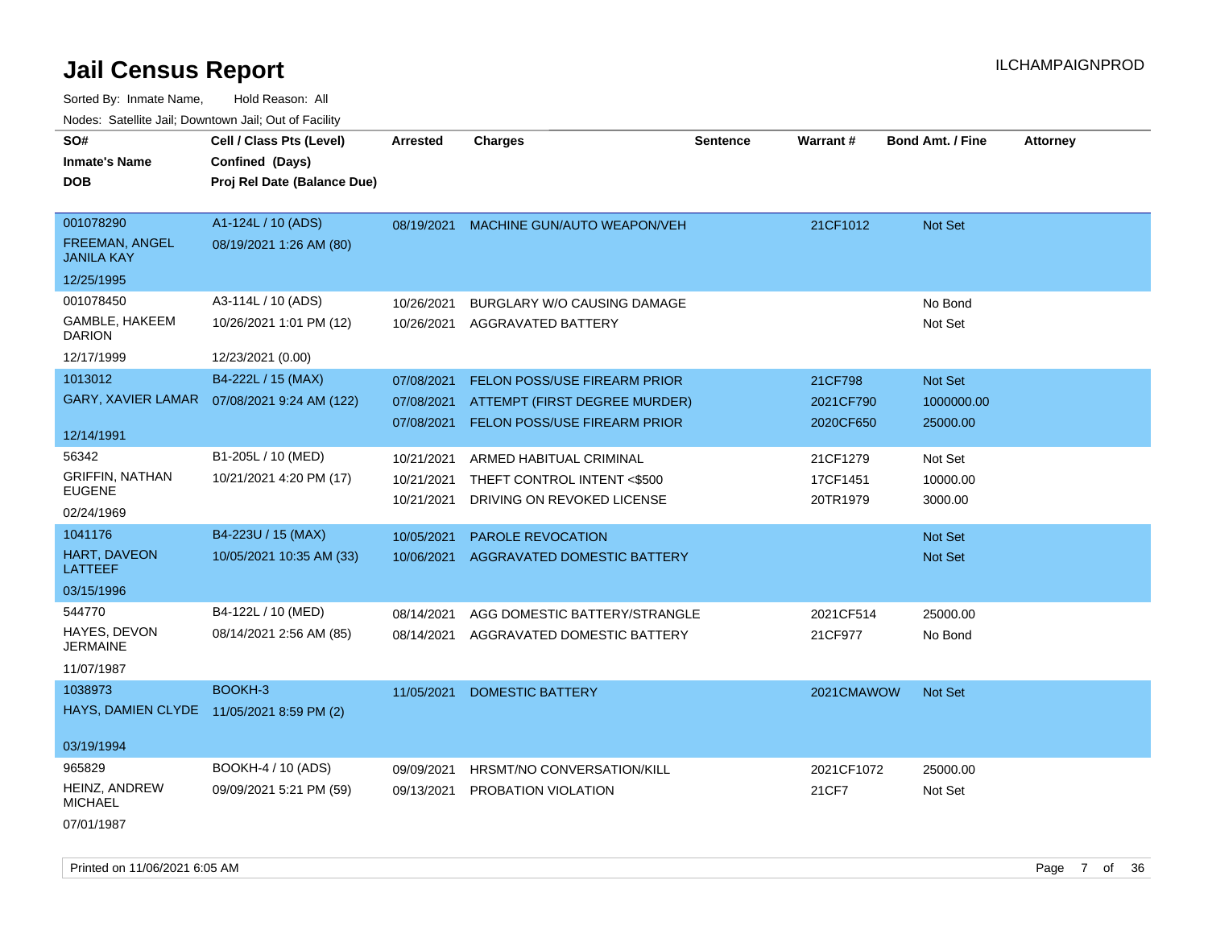# Jail Census Report

ILCHAMPAIGNPROD

Sorted By: Inmate Name, Hold Reason: All

Nodes: Satellite Jail; Downtown Jail; Out of Facility

| SO# / Inmate's Name / DOB | Cell / Class Pts (Level) / Confined (Days) / Proj Rel Date (Balance Due) | Arrested | Charges | Sentence | Warrant # | Bond Amt. / Fine | Attorney |
|---|---|---|---|---|---|---|---|
| 001078290<br>FREEMAN, ANGEL JANILA KAY<br>12/25/1995 | A1-124L / 10 (ADS)<br>08/19/2021 1:26 AM (80) | 08/19/2021 | MACHINE GUN/AUTO WEAPON/VEH | | 21CF1012 | Not Set | |
| 001078450<br>GAMBLE, HAKEEM DARION<br>12/17/1999 | A3-114L / 10 (ADS)<br>10/26/2021 1:01 PM (12)<br>12/23/2021 (0.00) | 10/26/2021<br>10/26/2021 | BURGLARY W/O CAUSING DAMAGE<br>AGGRAVATED BATTERY | | | No Bond<br>Not Set | |
| 1013012<br>GARY, XAVIER LAMAR<br>12/14/1991 | B4-222L / 15 (MAX)<br>07/08/2021 9:24 AM (122) | 07/08/2021<br>07/08/2021<br>07/08/2021 | FELON POSS/USE FIREARM PRIOR<br>ATTEMPT (FIRST DEGREE MURDER)<br>FELON POSS/USE FIREARM PRIOR | | 21CF798<br>2021CF790<br>2020CF650 | Not Set<br>1000000.00<br>25000.00 | |
| 56342<br>GRIFFIN, NATHAN EUGENE<br>02/24/1969 | B1-205L / 10 (MED)<br>10/21/2021 4:20 PM (17) | 10/21/2021<br>10/21/2021<br>10/21/2021 | ARMED HABITUAL CRIMINAL<br>THEFT CONTROL INTENT <$500<br>DRIVING ON REVOKED LICENSE | | 21CF1279<br>17CF1451<br>20TR1979 | Not Set<br>10000.00<br>3000.00 | |
| 1041176<br>HART, DAVEON LATTEEF<br>03/15/1996 | B4-223U / 15 (MAX)<br>10/05/2021 10:35 AM (33) | 10/05/2021<br>10/06/2021 | PAROLE REVOCATION<br>AGGRAVATED DOMESTIC BATTERY | | | Not Set<br>Not Set | |
| 544770<br>HAYES, DEVON JERMAINE<br>11/07/1987 | B4-122L / 10 (MED)<br>08/14/2021 2:56 AM (85) | 08/14/2021<br>08/14/2021 | AGG DOMESTIC BATTERY/STRANGLE<br>AGGRAVATED DOMESTIC BATTERY | | 2021CF514<br>21CF977 | 25000.00<br>No Bond | |
| 1038973<br>HAYS, DAMIEN CLYDE<br>03/19/1994 | BOOKH-3<br>11/05/2021 8:59 PM (2) | 11/05/2021 | DOMESTIC BATTERY | | 2021CMAWOW | Not Set | |
| 965829<br>HEINZ, ANDREW MICHAEL<br>07/01/1987 | BOOKH-4 / 10 (ADS)<br>09/09/2021 5:21 PM (59) | 09/09/2021<br>09/13/2021 | HRSMT/NO CONVERSATION/KILL<br>PROBATION VIOLATION | | 2021CF1072<br>21CF7 | 25000.00<br>Not Set | |

Printed on 11/06/2021 6:05 AM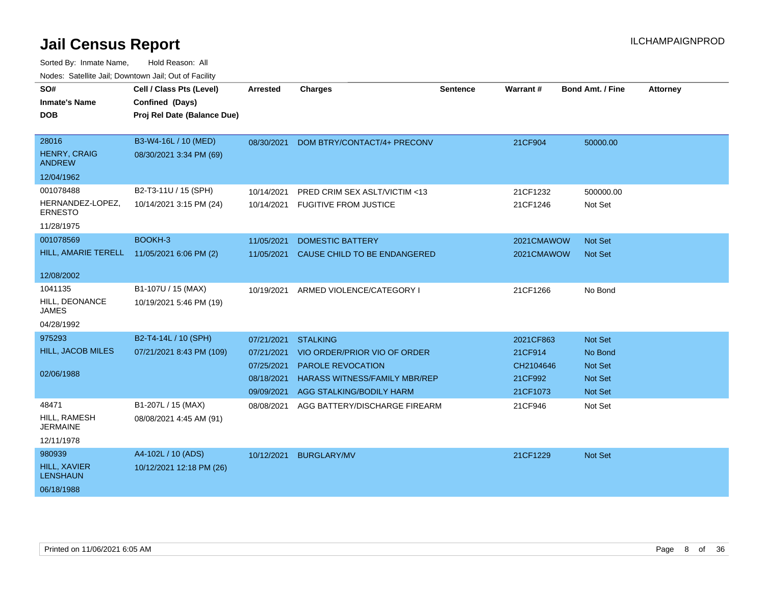# Jail Census Report

ILCHAMPAIGNPROD

Sorted By: Inmate Name, Hold Reason: All

Nodes: Satellite Jail; Downtown Jail; Out of Facility

| SO# / Inmate's Name / DOB | Cell / Class Pts (Level) / Confined (Days) / Proj Rel Date (Balance Due) | Arrested | Charges | Sentence | Warrant # | Bond Amt. / Fine | Attorney |
|---|---|---|---|---|---|---|---|
| 28016<br>HENRY, CRAIG ANDREW<br>12/04/1962 | B3-W4-16L / 10 (MED)<br>08/30/2021 3:34 PM (69) | 08/30/2021 | DOM BTRY/CONTACT/4+ PRECONV | | 21CF904 | 50000.00 | |
| 001078488<br>HERNANDEZ-LOPEZ, ERNESTO<br>11/28/1975 | B2-T3-11U / 15 (SPH)<br>10/14/2021 3:15 PM (24) | 10/14/2021<br>10/14/2021 | PRED CRIM SEX ASLT/VICTIM <13<br>FUGITIVE FROM JUSTICE | | 21CF1232<br>21CF1246 | 500000.00<br>Not Set | |
| 001078569<br>HILL, AMARIE TERELL<br>12/08/2002 | BOOKH-3<br>11/05/2021 6:06 PM (2) | 11/05/2021<br>11/05/2021 | DOMESTIC BATTERY<br>CAUSE CHILD TO BE ENDANGERED | | 2021CMAWOW<br>2021CMAWOW | Not Set<br>Not Set | |
| 1041135<br>HILL, DEONANCE JAMES<br>04/28/1992 | B1-107U / 15 (MAX)<br>10/19/2021 5:46 PM (19) | 10/19/2021 | ARMED VIOLENCE/CATEGORY I | | 21CF1266 | No Bond | |
| 975293<br>HILL, JACOB MILES<br>02/06/1988 | B2-T4-14L / 10 (SPH)<br>07/21/2021 8:43 PM (109) | 07/21/2021<br>07/21/2021<br>07/25/2021<br>08/18/2021<br>09/09/2021 | STALKING<br>VIO ORDER/PRIOR VIO OF ORDER<br>PAROLE REVOCATION<br>HARASS WITNESS/FAMILY MBR/REP<br>AGG STALKING/BODILY HARM | | 2021CF863<br>21CF914<br>CH2104646<br>21CF992<br>21CF1073 | Not Set<br>No Bond<br>Not Set<br>Not Set<br>Not Set | |
| 48471<br>HILL, RAMESH JERMAINE<br>12/11/1978 | B1-207L / 15 (MAX)<br>08/08/2021 4:45 AM (91) | 08/08/2021 | AGG BATTERY/DISCHARGE FIREARM | | 21CF946 | Not Set | |
| 980939<br>HILL, XAVIER LENSHAUN<br>06/18/1988 | A4-102L / 10 (ADS)<br>10/12/2021 12:18 PM (26) | 10/12/2021 | BURGLARY/MV | | 21CF1229 | Not Set | |

Printed on 11/06/2021 6:05 AM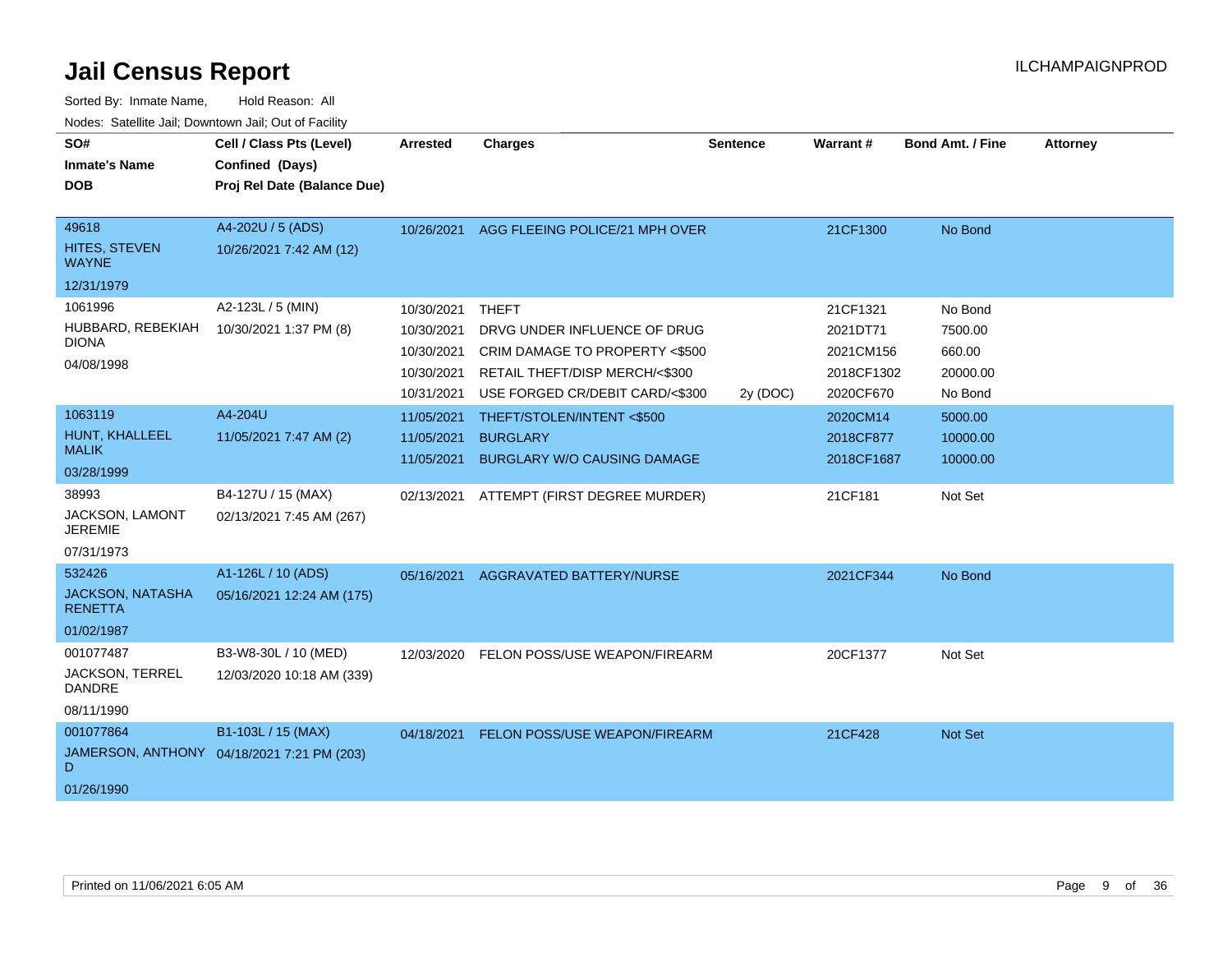# Jail Census Report

ILCHAMPAIGNPROD

Sorted By: Inmate Name, Hold Reason: All

Nodes: Satellite Jail; Downtown Jail; Out of Facility

| SO# / Inmate's Name / DOB | Cell / Class Pts (Level) / Confined (Days) / Proj Rel Date (Balance Due) | Arrested | Charges | Sentence | Warrant # | Bond Amt. / Fine | Attorney |
|---|---|---|---|---|---|---|---|
| 49618<br>HITES, STEVEN WAYNE<br>12/31/1979 | A4-202U / 5 (ADS)<br>10/26/2021 7:42 AM (12) | 10/26/2021 | AGG FLEEING POLICE/21 MPH OVER | | 21CF1300 | No Bond | |
| 1061996<br>HUBBARD, REBEKIAH DIONA<br>04/08/1998 | A2-123L / 5 (MIN)<br>10/30/2021 1:37 PM (8) | 10/30/2021 | THEFT | | 21CF1321 | No Bond | |
| | | 10/30/2021 | DRVG UNDER INFLUENCE OF DRUG | | 2021DT71 | 7500.00 | |
| | | 10/30/2021 | CRIM DAMAGE TO PROPERTY <$500 | | 2021CM156 | 660.00 | |
| | | 10/30/2021 | RETAIL THEFT/DISP MERCH/<$300 | | 2018CF1302 | 20000.00 | |
| | | 10/31/2021 | USE FORGED CR/DEBIT CARD/<$300 | 2y (DOC) | 2020CF670 | No Bond | |
| 1063119<br>HUNT, KHALLEEL MALIK<br>03/28/1999 | A4-204U<br>11/05/2021 7:47 AM (2) | 11/05/2021 | THEFT/STOLEN/INTENT <$500 | | 2020CM14 | 5000.00 | |
| | | 11/05/2021 | BURGLARY | | 2018CF877 | 10000.00 | |
| | | 11/05/2021 | BURGLARY W/O CAUSING DAMAGE | | 2018CF1687 | 10000.00 | |
| 38993<br>JACKSON, LAMONT JEREMIE<br>07/31/1973 | B4-127U / 15 (MAX)<br>02/13/2021 7:45 AM (267) | 02/13/2021 | ATTEMPT (FIRST DEGREE MURDER) | | 21CF181 | Not Set | |
| 532426<br>JACKSON, NATASHA RENETTA<br>01/02/1987 | A1-126L / 10 (ADS)<br>05/16/2021 12:24 AM (175) | 05/16/2021 | AGGRAVATED BATTERY/NURSE | | 2021CF344 | No Bond | |
| 001077487<br>JACKSON, TERREL DANDRE<br>08/11/1990 | B3-W8-30L / 10 (MED)<br>12/03/2020 10:18 AM (339) | 12/03/2020 | FELON POSS/USE WEAPON/FIREARM | | 20CF1377 | Not Set | |
| 001077864<br>JAMERSON, ANTHONY D<br>01/26/1990 | B1-103L / 15 (MAX)<br>04/18/2021 7:21 PM (203) | 04/18/2021 | FELON POSS/USE WEAPON/FIREARM | | 21CF428 | Not Set | |

Printed on 11/06/2021 6:05 AM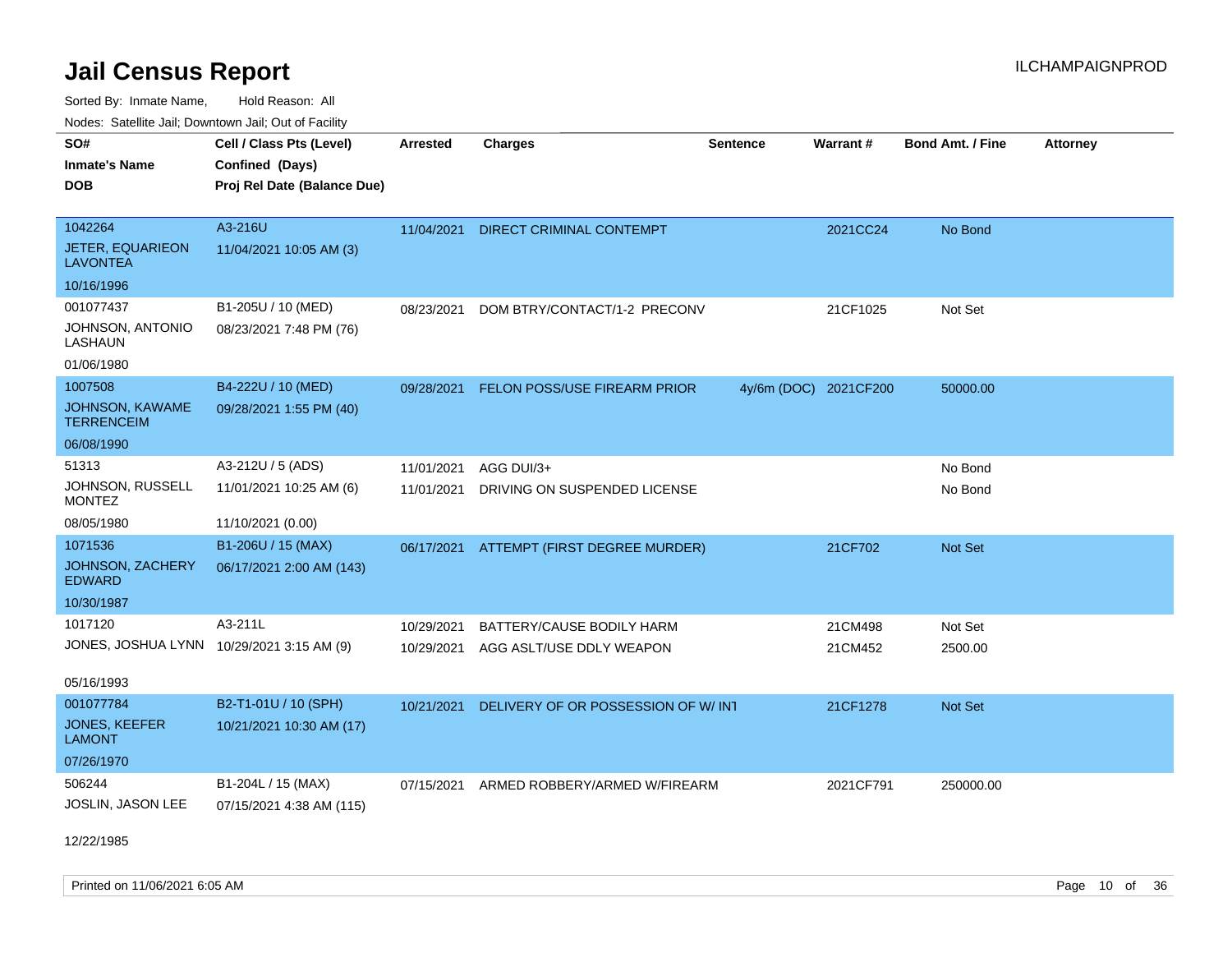# Jail Census Report

ILCHAMPAIGNPROD

Sorted By: Inmate Name, Hold Reason: All

Nodes: Satellite Jail; Downtown Jail; Out of Facility

| SO# / Inmate's Name / DOB | Cell / Class Pts (Level) / Confined (Days) / Proj Rel Date (Balance Due) | Arrested | Charges | Sentence | Warrant # | Bond Amt. / Fine | Attorney |
|---|---|---|---|---|---|---|---|
| 1042264<br>JETER, EQUARIEON LAVONTEA<br>10/16/1996 | A3-216U<br>11/04/2021 10:05 AM (3) | 11/04/2021 | DIRECT CRIMINAL CONTEMPT | | 2021CC24 | No Bond | |
| 001077437<br>JOHNSON, ANTONIO LASHAUN<br>01/06/1980 | B1-205U / 10 (MED)<br>08/23/2021 7:48 PM (76) | 08/23/2021 | DOM BTRY/CONTACT/1-2 PRECONV | | 21CF1025 | Not Set | |
| 1007508<br>JOHNSON, KAWAME TERRENCEIM<br>06/08/1990 | B4-222U / 10 (MED)<br>09/28/2021 1:55 PM (40) | 09/28/2021 | FELON POSS/USE FIREARM PRIOR | 4y/6m (DOC) | 2021CF200 | 50000.00 | |
| 51313<br>JOHNSON, RUSSELL MONTEZ<br>08/05/1980 | A3-212U / 5 (ADS)<br>11/01/2021 10:25 AM (6)<br>11/10/2021 (0.00) | 11/01/2021<br>11/01/2021 | AGG DUI/3+<br>DRIVING ON SUSPENDED LICENSE | | | No Bond<br>No Bond | |
| 1071536<br>JOHNSON, ZACHERY EDWARD<br>10/30/1987 | B1-206U / 15 (MAX)<br>06/17/2021 2:00 AM (143) | 06/17/2021 | ATTEMPT (FIRST DEGREE MURDER) | | 21CF702 | Not Set | |
| 1017120<br>JONES, JOSHUA LYNN<br>05/16/1993 | A3-211L<br>10/29/2021 3:15 AM (9) | 10/29/2021<br>10/29/2021 | BATTERY/CAUSE BODILY HARM<br>AGG ASLT/USE DDLY WEAPON | | 21CM498<br>21CM452 | Not Set<br>2500.00 | |
| 001077784<br>JONES, KEEFER LAMONT<br>07/26/1970 | B2-T1-01U / 10 (SPH)<br>10/21/2021 10:30 AM (17) | 10/21/2021 | DELIVERY OF OR POSSESSION OF W/ INT | | 21CF1278 | Not Set | |
| 506244<br>JOSLIN, JASON LEE<br>12/22/1985 | B1-204L / 15 (MAX)<br>07/15/2021 4:38 AM (115) | 07/15/2021 | ARMED ROBBERY/ARMED W/FIREARM | | 2021CF791 | 250000.00 | |

Printed on 11/06/2021 6:05 AM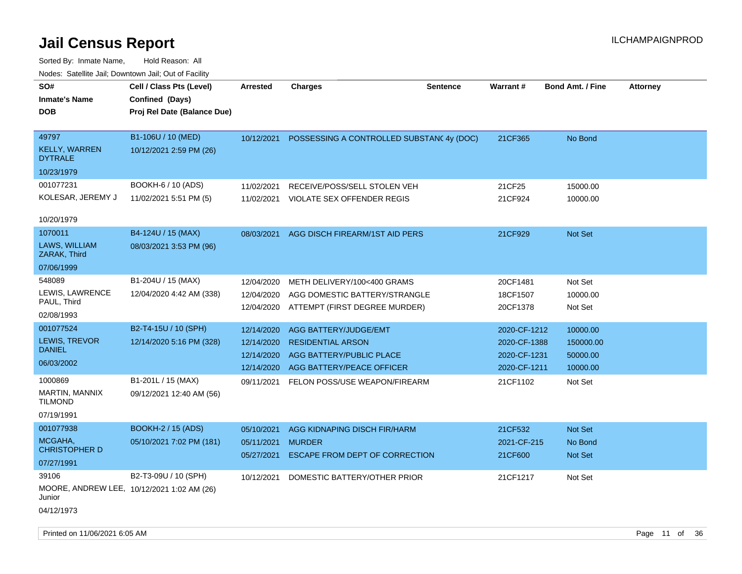# Jail Census Report

ILCHAMPAIGNPROD

Sorted By: Inmate Name, Hold Reason: All

Nodes: Satellite Jail; Downtown Jail; Out of Facility

| SO# / Inmate's Name / DOB | Cell / Class Pts (Level) / Confined (Days) / Proj Rel Date (Balance Due) | Arrested | Charges | Sentence | Warrant # | Bond Amt. / Fine | Attorney |
|---|---|---|---|---|---|---|---|
| 49797<br>KELLY, WARREN DYTRALE<br>10/23/1979 | B1-106U / 10 (MED)<br>10/12/2021 2:59 PM (26) | 10/12/2021 | POSSESSING A CONTROLLED SUBSTANC | 4y (DOC) | 21CF365 | No Bond | |
| 001077231<br>KOLESAR, JEREMY J<br>10/20/1979 | BOOKH-6 / 10 (ADS)<br>11/02/2021 5:51 PM (5) | 11/02/2021 | RECEIVE/POSS/SELL STOLEN VEH | | 21CF25 | 15000.00 | |
| | | 11/02/2021 | VIOLATE SEX OFFENDER REGIS | | 21CF924 | 10000.00 | |
| 1070011<br>LAWS, WILLIAM ZARAK, Third<br>07/06/1999 | B4-124U / 15 (MAX)<br>08/03/2021 3:53 PM (96) | 08/03/2021 | AGG DISCH FIREARM/1ST AID PERS | | 21CF929 | Not Set | |
| 548089<br>LEWIS, LAWRENCE PAUL, Third<br>02/08/1993 | B1-204U / 15 (MAX)<br>12/04/2020 4:42 AM (338) | 12/04/2020 | METH DELIVERY/100<400 GRAMS | | 20CF1481 | Not Set | |
| | | 12/04/2020 | AGG DOMESTIC BATTERY/STRANGLE | | 18CF1507 | 10000.00 | |
| | | 12/04/2020 | ATTEMPT (FIRST DEGREE MURDER) | | 20CF1378 | Not Set | |
| 001077524<br>LEWIS, TREVOR DANIEL<br>06/03/2002 | B2-T4-15U / 10 (SPH)<br>12/14/2020 5:16 PM (328) | 12/14/2020 | AGG BATTERY/JUDGE/EMT | | 2020-CF-1212 | 10000.00 | |
| | | 12/14/2020 | RESIDENTIAL ARSON | | 2020-CF-1388 | 150000.00 | |
| | | 12/14/2020 | AGG BATTERY/PUBLIC PLACE | | 2020-CF-1231 | 50000.00 | |
| | | 12/14/2020 | AGG BATTERY/PEACE OFFICER | | 2020-CF-1211 | 10000.00 | |
| 1000869<br>MARTIN, MANNIX TILMOND<br>07/19/1991 | B1-201L / 15 (MAX)<br>09/12/2021 12:40 AM (56) | 09/11/2021 | FELON POSS/USE WEAPON/FIREARM | | 21CF1102 | Not Set | |
| 001077938<br>MCGAHA, CHRISTOPHER D<br>07/27/1991 | BOOKH-2 / 15 (ADS)<br>05/10/2021 7:02 PM (181) | 05/10/2021 | AGG KIDNAPING DISCH FIR/HARM | | 21CF532 | Not Set | |
| | | 05/11/2021 | MURDER | | 2021-CF-215 | No Bond | |
| | | 05/27/2021 | ESCAPE FROM DEPT OF CORRECTION | | 21CF600 | Not Set | |
| 39106<br>MOORE, ANDREW LEE, Junior<br>04/12/1973 | B2-T3-09U / 10 (SPH)<br>10/12/2021 1:02 AM (26) | 10/12/2021 | DOMESTIC BATTERY/OTHER PRIOR | | 21CF1217 | Not Set | |

Printed on 11/06/2021 6:05 AM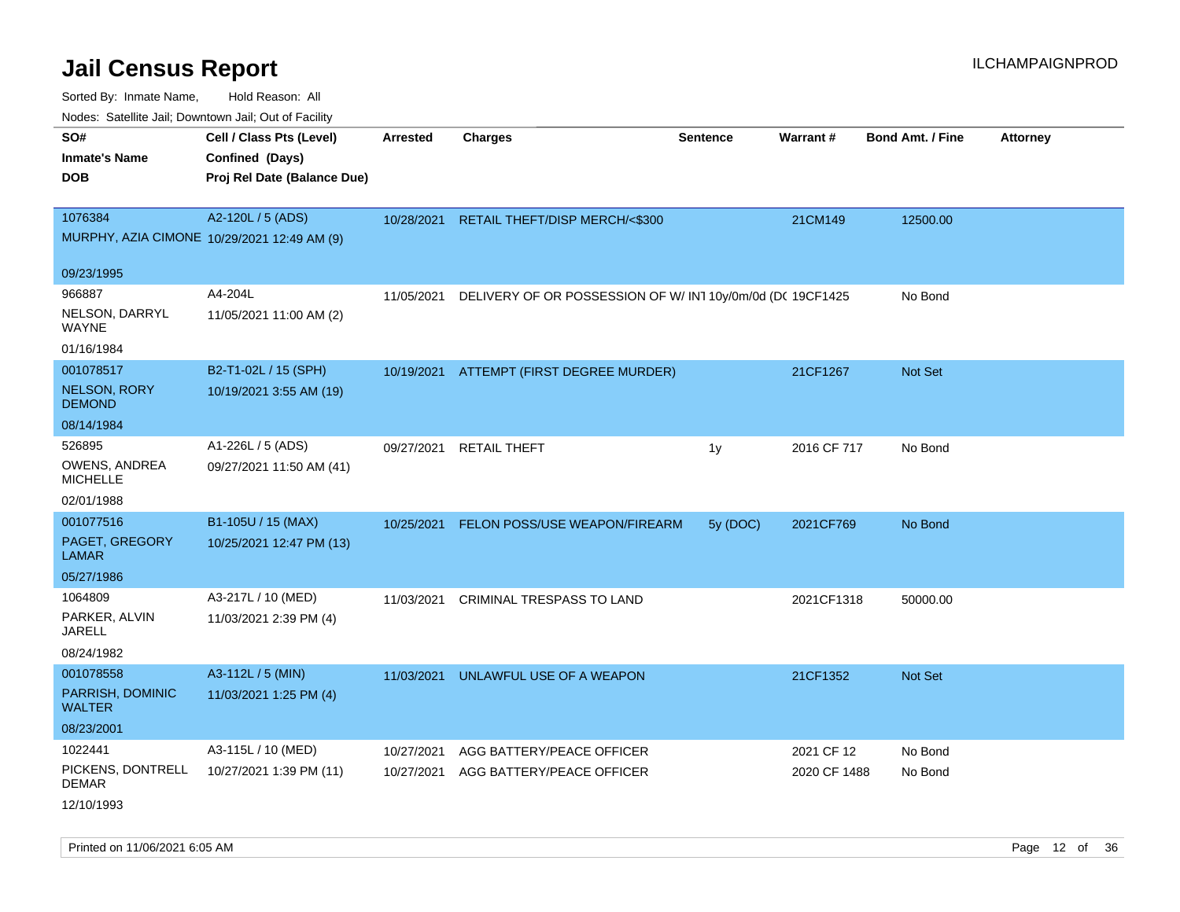# Jail Census Report

ILCHAMPAIGNPROD

Sorted By: Inmate Name, Hold Reason: All

Nodes: Satellite Jail; Downtown Jail; Out of Facility

| SO# / Inmate's Name / DOB | Cell / Class Pts (Level) / Confined (Days) / Proj Rel Date (Balance Due) | Arrested | Charges | Sentence | Warrant # | Bond Amt. / Fine | Attorney |
|---|---|---|---|---|---|---|---|
| 1076384<br>MURPHY, AZIA CIMONE<br>09/23/1995 | A2-120L / 5 (ADS)<br>10/29/2021 12:49 AM (9) | 10/28/2021 | RETAIL THEFT/DISP MERCH/<$300 | | 21CM149 | 12500.00 | |
| 966887<br>NELSON, DARRYL WAYNE<br>01/16/1984 | A4-204L<br>11/05/2021 11:00 AM (2) | 11/05/2021 | DELIVERY OF OR POSSESSION OF W/ INT | 10y/0m/0d (DC | 19CF1425 | No Bond | |
| 001078517<br>NELSON, RORY DEMOND<br>08/14/1984 | B2-T1-02L / 15 (SPH)<br>10/19/2021 3:55 AM (19) | 10/19/2021 | ATTEMPT (FIRST DEGREE MURDER) | | 21CF1267 | Not Set | |
| 526895<br>OWENS, ANDREA MICHELLE<br>02/01/1988 | A1-226L / 5 (ADS)<br>09/27/2021 11:50 AM (41) | 09/27/2021 | RETAIL THEFT | 1y | 2016 CF 717 | No Bond | |
| 001077516<br>PAGET, GREGORY LAMAR<br>05/27/1986 | B1-105U / 15 (MAX)<br>10/25/2021 12:47 PM (13) | 10/25/2021 | FELON POSS/USE WEAPON/FIREARM | 5y (DOC) | 2021CF769 | No Bond | |
| 1064809<br>PARKER, ALVIN JARELL<br>08/24/1982 | A3-217L / 10 (MED)<br>11/03/2021 2:39 PM (4) | 11/03/2021 | CRIMINAL TRESPASS TO LAND | | 2021CF1318 | 50000.00 | |
| 001078558<br>PARRISH, DOMINIC WALTER<br>08/23/2001 | A3-112L / 5 (MIN)<br>11/03/2021 1:25 PM (4) | 11/03/2021 | UNLAWFUL USE OF A WEAPON | | 21CF1352 | Not Set | |
| 1022441<br>PICKENS, DONTRELL DEMAR<br>12/10/1993 | A3-115L / 10 (MED)<br>10/27/2021 1:39 PM (11) | 10/27/2021<br>10/27/2021 | AGG BATTERY/PEACE OFFICER<br>AGG BATTERY/PEACE OFFICER | | 2021 CF 12<br>2020 CF 1488 | No Bond<br>No Bond | |

Printed on 11/06/2021 6:05 AM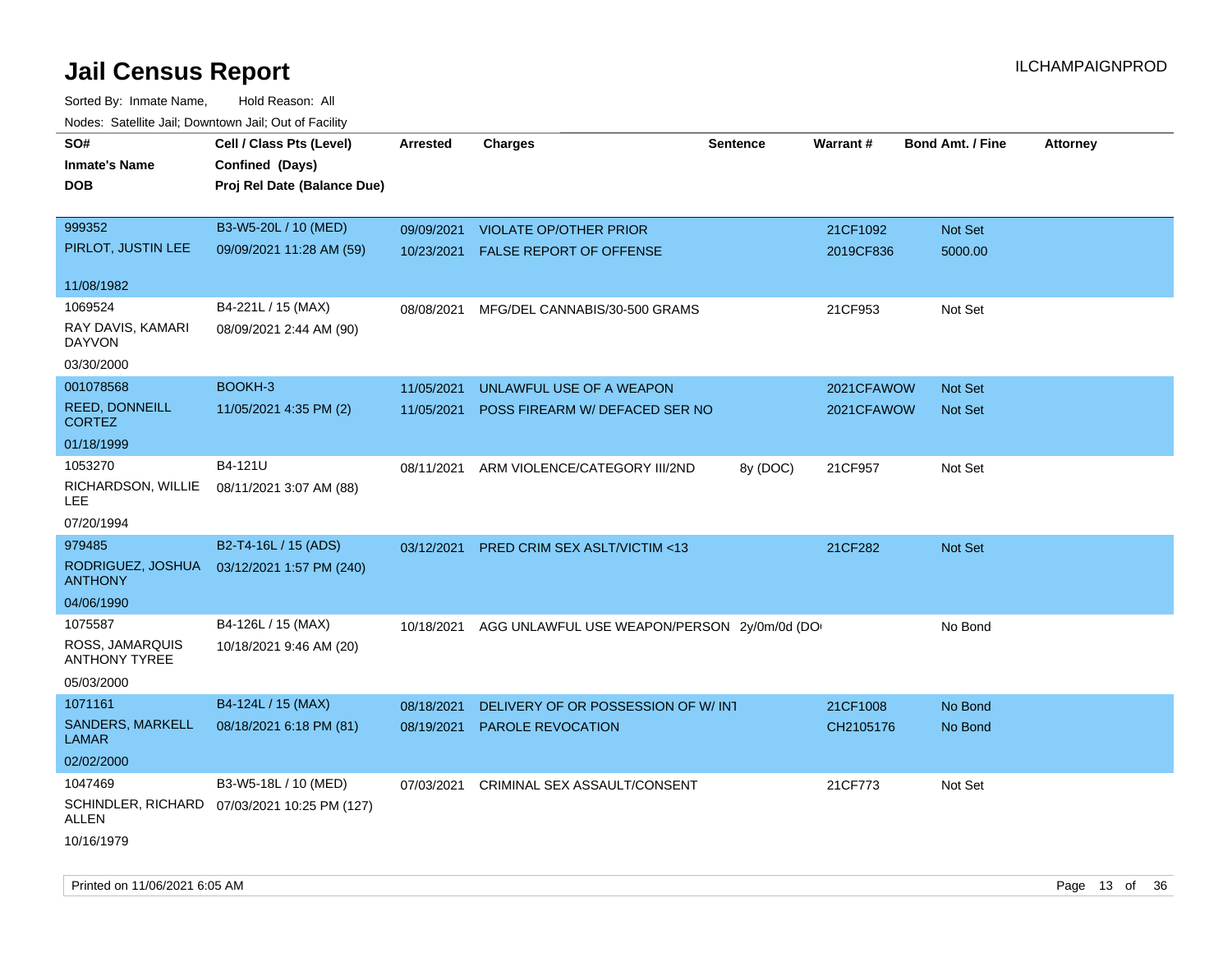# Jail Census Report

Sorted By: Inmate Name, Hold Reason: All

Nodes: Satellite Jail; Downtown Jail; Out of Facility

| SO# / Inmate's Name / DOB | Cell / Class Pts (Level) / Confined (Days) / Proj Rel Date (Balance Due) | Arrested | Charges | Sentence | Warrant # | Bond Amt. / Fine | Attorney |
|---|---|---|---|---|---|---|---|
| 999352 PIRLOT, JUSTIN LEE 11/08/1982 | B3-W5-20L / 10 (MED) 09/09/2021 11:28 AM (59) | 09/09/2021 | VIOLATE OP/OTHER PRIOR | | 21CF1092 | Not Set | |
| | | 10/23/2021 | FALSE REPORT OF OFFENSE | | 2019CF836 | 5000.00 | |
| 1069524 RAY DAVIS, KAMARI DAYVON 03/30/2000 | B4-221L / 15 (MAX) 08/09/2021 2:44 AM (90) | 08/08/2021 | MFG/DEL CANNABIS/30-500 GRAMS | | 21CF953 | Not Set | |
| 001078568 REED, DONNEILL CORTEZ 01/18/1999 | BOOKH-3 11/05/2021 4:35 PM (2) | 11/05/2021 | UNLAWFUL USE OF A WEAPON | | 2021CFAWOW | Not Set | |
| | | 11/05/2021 | POSS FIREARM W/ DEFACED SER NO | | 2021CFAWOW | Not Set | |
| 1053270 RICHARDSON, WILLIE LEE 07/20/1994 | B4-121U 08/11/2021 3:07 AM (88) | 08/11/2021 | ARM VIOLENCE/CATEGORY III/2ND | 8y (DOC) | 21CF957 | Not Set | |
| 979485 RODRIGUEZ, JOSHUA ANTHONY 04/06/1990 | B2-T4-16L / 15 (ADS) 03/12/2021 1:57 PM (240) | 03/12/2021 | PRED CRIM SEX ASLT/VICTIM <13 | | 21CF282 | Not Set | |
| 1075587 ROSS, JAMARQUIS ANTHONY TYREE 05/03/2000 | B4-126L / 15 (MAX) 10/18/2021 9:46 AM (20) | 10/18/2021 | AGG UNLAWFUL USE WEAPON/PERSON | 2y/0m/0d (DO | | No Bond | |
| 1071161 SANDERS, MARKELL LAMAR 02/02/2000 | B4-124L / 15 (MAX) 08/18/2021 6:18 PM (81) | 08/18/2021 | DELIVERY OF OR POSSESSION OF W/ INT | | 21CF1008 | No Bond | |
| | | 08/19/2021 | PAROLE REVOCATION | | CH2105176 | No Bond | |
| 1047469 SCHINDLER, RICHARD ALLEN 10/16/1979 | B3-W5-18L / 10 (MED) 07/03/2021 10:25 PM (127) | 07/03/2021 | CRIMINAL SEX ASSAULT/CONSENT | | 21CF773 | Not Set | |

Printed on 11/06/2021 6:05 AM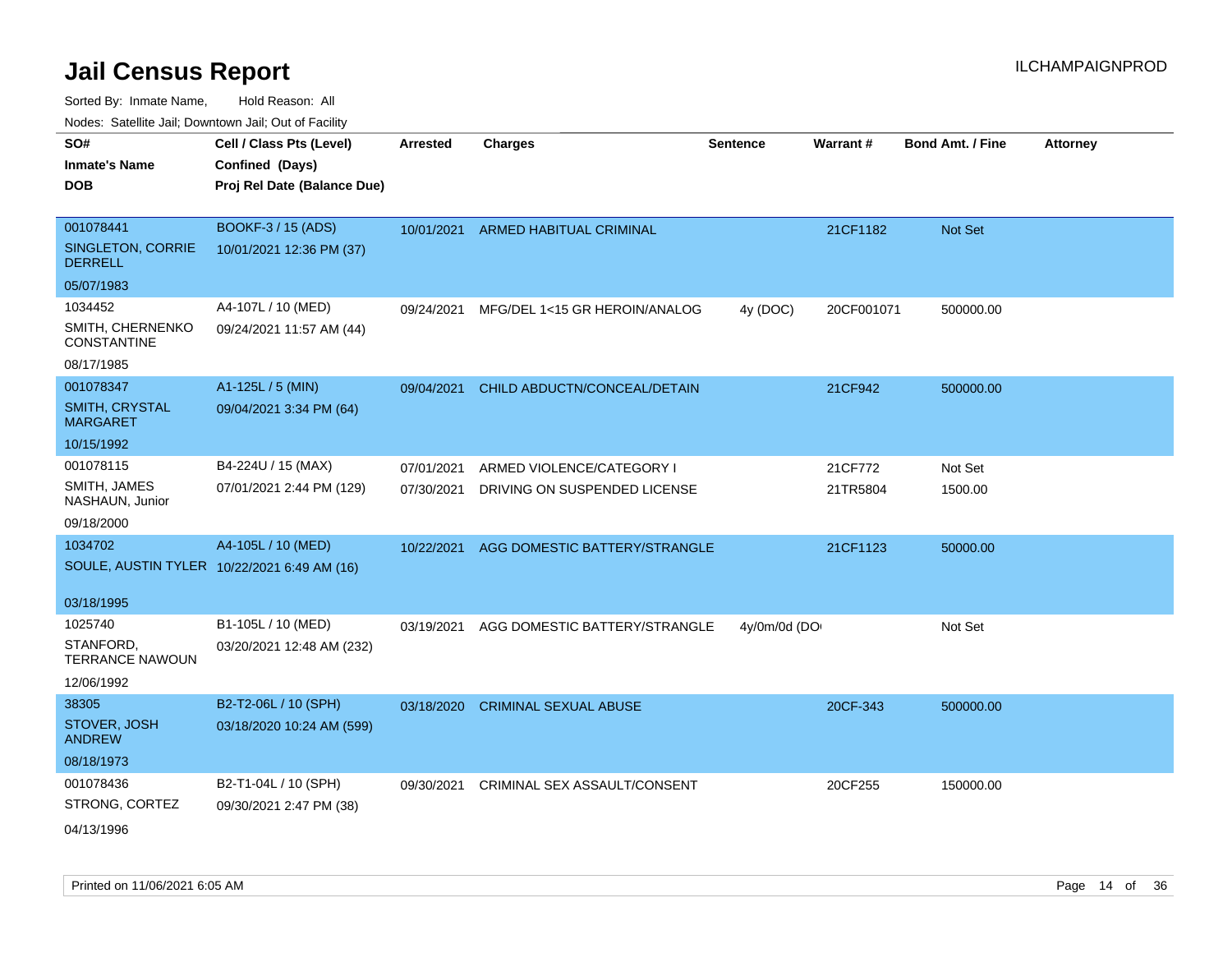# Jail Census Report

ILCHAMPAIGNPROD

Sorted By: Inmate Name, Hold Reason: All

Nodes: Satellite Jail; Downtown Jail; Out of Facility

| SO# / Inmate's Name / DOB | Cell / Class Pts (Level) / Confined (Days) / Proj Rel Date (Balance Due) | Arrested | Charges | Sentence | Warrant # | Bond Amt. / Fine | Attorney |
|---|---|---|---|---|---|---|---|
| 001078441<br>SINGLETON, CORRIE DERRELL<br>05/07/1983 | BOOKF-3 / 15 (ADS)<br>10/01/2021 12:36 PM (37) | 10/01/2021 | ARMED HABITUAL CRIMINAL | | 21CF1182 | Not Set | |
| 1034452<br>SMITH, CHERNENKO CONSTANTINE<br>08/17/1985 | A4-107L / 10 (MED)<br>09/24/2021 11:57 AM (44) | 09/24/2021 | MFG/DEL 1<15 GR HEROIN/ANALOG | 4y (DOC) | 20CF001071 | 500000.00 | |
| 001078347<br>SMITH, CRYSTAL MARGARET<br>10/15/1992 | A1-125L / 5 (MIN)<br>09/04/2021 3:34 PM (64) | 09/04/2021 | CHILD ABDUCTN/CONCEAL/DETAIN | | 21CF942 | 500000.00 | |
| 001078115<br>SMITH, JAMES NASHAUN, Junior<br>09/18/2000 | B4-224U / 15 (MAX)<br>07/01/2021 2:44 PM (129) | 07/01/2021 | ARMED VIOLENCE/CATEGORY I | | 21CF772 | Not Set | |
| | | 07/30/2021 | DRIVING ON SUSPENDED LICENSE | | 21TR5804 | 1500.00 | |
| 1034702<br>SOULE, AUSTIN TYLER<br>03/18/1995 | A4-105L / 10 (MED)<br>10/22/2021 6:49 AM (16) | 10/22/2021 | AGG DOMESTIC BATTERY/STRANGLE | | 21CF1123 | 50000.00 | |
| 1025740<br>STANFORD, TERRANCE NAWOUN<br>12/06/1992 | B1-105L / 10 (MED)<br>03/20/2021 12:48 AM (232) | 03/19/2021 | AGG DOMESTIC BATTERY/STRANGLE | 4y/0m/0d (DO | | Not Set | |
| 38305<br>STOVER, JOSH ANDREW<br>08/18/1973 | B2-T2-06L / 10 (SPH)<br>03/18/2020 10:24 AM (599) | 03/18/2020 | CRIMINAL SEXUAL ABUSE | | 20CF-343 | 500000.00 | |
| 001078436<br>STRONG, CORTEZ<br>04/13/1996 | B2-T1-04L / 10 (SPH)<br>09/30/2021 2:47 PM (38) | 09/30/2021 | CRIMINAL SEX ASSAULT/CONSENT | | 20CF255 | 150000.00 | |

Printed on 11/06/2021 6:05 AM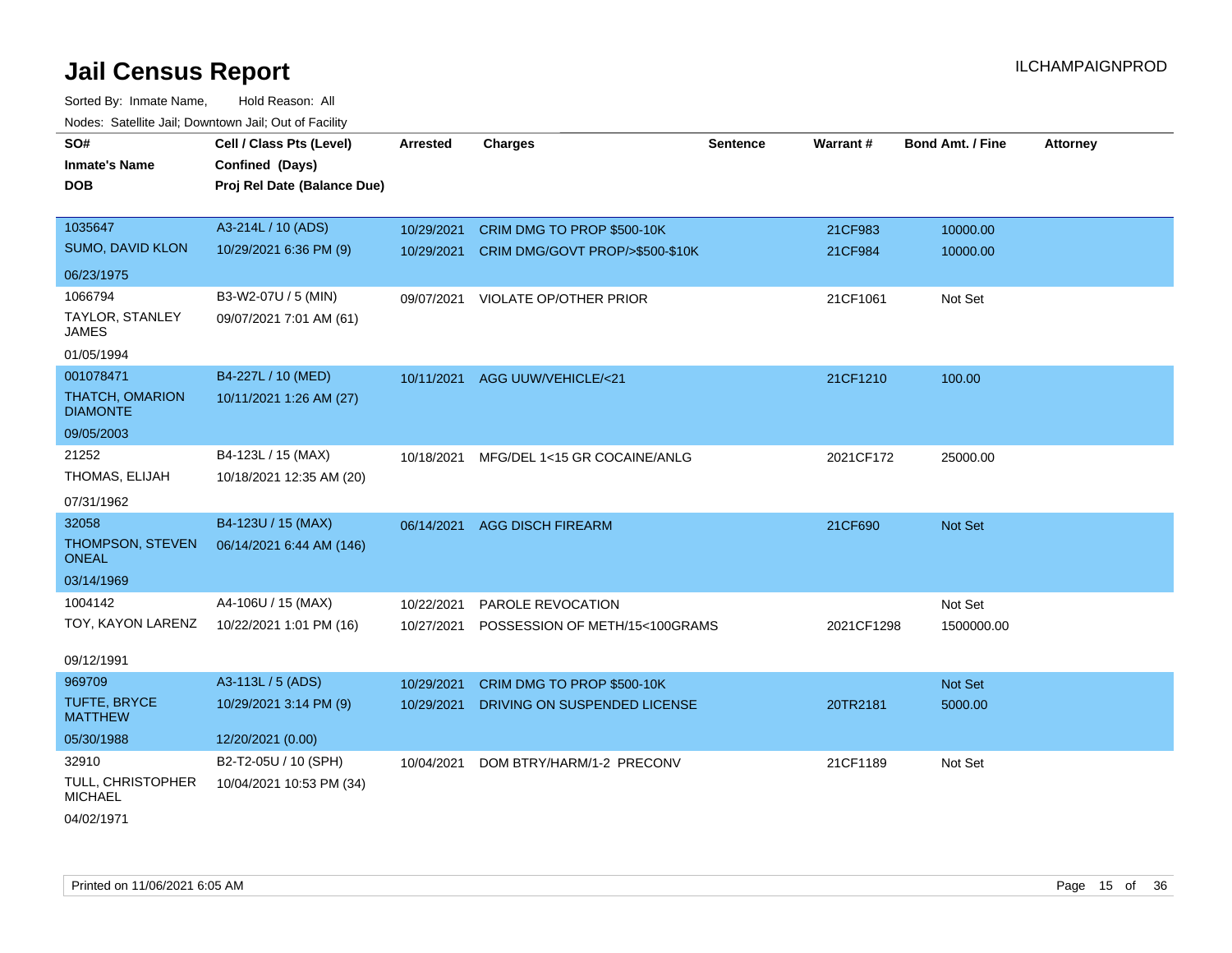# Jail Census Report

ILCHAMPAIGNPROD

Sorted By: Inmate Name, Hold Reason: All

Nodes: Satellite Jail; Downtown Jail; Out of Facility

| SO# / Inmate's Name / DOB | Cell / Class Pts (Level) / Confined (Days) / Proj Rel Date (Balance Due) | Arrested | Charges | Sentence | Warrant # | Bond Amt. / Fine | Attorney |
|---|---|---|---|---|---|---|---|
| 1035647<br>SUMO, DAVID KLON<br>06/23/1975 | A3-214L / 10 (ADS)<br>10/29/2021 6:36 PM (9) | 10/29/2021<br>10/29/2021 | CRIM DMG TO PROP $500-10K<br>CRIM DMG/GOVT PROP/>$500-$10K | | 21CF983<br>21CF984 | 10000.00<br>10000.00 | |
| 1066794<br>TAYLOR, STANLEY JAMES<br>01/05/1994 | B3-W2-07U / 5 (MIN)<br>09/07/2021 7:01 AM (61) | 09/07/2021 | VIOLATE OP/OTHER PRIOR | | 21CF1061 | Not Set | |
| 001078471<br>THATCH, OMARION DIAMONTE<br>09/05/2003 | B4-227L / 10 (MED)<br>10/11/2021 1:26 AM (27) | 10/11/2021 | AGG UUW/VEHICLE/<21 | | 21CF1210 | 100.00 | |
| 21252<br>THOMAS, ELIJAH<br>07/31/1962 | B4-123L / 15 (MAX)<br>10/18/2021 12:35 AM (20) | 10/18/2021 | MFG/DEL 1<15 GR COCAINE/ANLG | | 2021CF172 | 25000.00 | |
| 32058<br>THOMPSON, STEVEN ONEAL<br>03/14/1969 | B4-123U / 15 (MAX)<br>06/14/2021 6:44 AM (146) | 06/14/2021 | AGG DISCH FIREARM | | 21CF690 | Not Set | |
| 1004142<br>TOY, KAYON LARENZ<br>09/12/1991 | A4-106U / 15 (MAX)<br>10/22/2021 1:01 PM (16) | 10/22/2021<br>10/27/2021 | PAROLE REVOCATION<br>POSSESSION OF METH/15<100GRAMS | | <br>2021CF1298 | Not Set<br>1500000.00 | |
| 969709<br>TUFTE, BRYCE MATTHEW<br>05/30/1988 | A3-113L / 5 (ADS)<br>10/29/2021 3:14 PM (9)<br>12/20/2021 (0.00) | 10/29/2021<br>10/29/2021 | CRIM DMG TO PROP $500-10K<br>DRIVING ON SUSPENDED LICENSE | | <br>20TR2181 | Not Set<br>5000.00 | |
| 32910<br>TULL, CHRISTOPHER MICHAEL<br>04/02/1971 | B2-T2-05U / 10 (SPH)<br>10/04/2021 10:53 PM (34) | 10/04/2021 | DOM BTRY/HARM/1-2 PRECONV | | 21CF1189 | Not Set | |

Printed on 11/06/2021 6:05 AM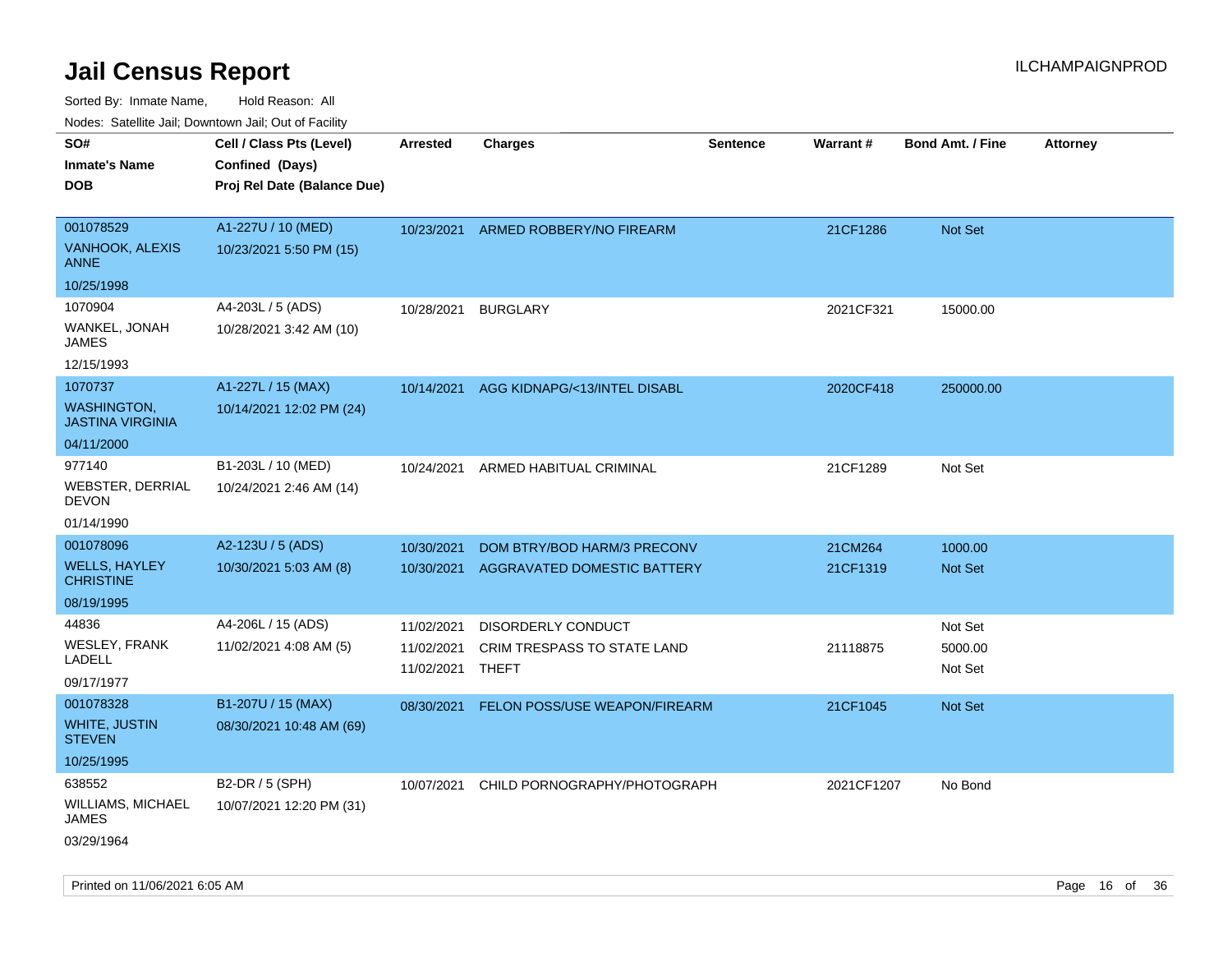# Jail Census Report

ILCHAMPAIGNPROD

Sorted By: Inmate Name, Hold Reason: All

Nodes: Satellite Jail; Downtown Jail; Out of Facility

| SO# / Inmate's Name / DOB | Cell / Class Pts (Level) / Confined (Days) / Proj Rel Date (Balance Due) | Arrested | Charges | Sentence | Warrant # | Bond Amt. / Fine | Attorney |
|---|---|---|---|---|---|---|---|
| 001078529 VANHOOK, ALEXIS ANNE 10/25/1998 | A1-227U / 10 (MED) 10/23/2021 5:50 PM (15) | 10/23/2021 | ARMED ROBBERY/NO FIREARM | | 21CF1286 | Not Set | |
| 1070904 WANKEL, JONAH JAMES 12/15/1993 | A4-203L / 5 (ADS) 10/28/2021 3:42 AM (10) | 10/28/2021 | BURGLARY | | 2021CF321 | 15000.00 | |
| 1070737 WASHINGTON, JASTINA VIRGINIA 04/11/2000 | A1-227L / 15 (MAX) 10/14/2021 12:02 PM (24) | 10/14/2021 | AGG KIDNAPG/<13/INTEL DISABL | | 2020CF418 | 250000.00 | |
| 977140 WEBSTER, DERRIAL DEVON 01/14/1990 | B1-203L / 10 (MED) 10/24/2021 2:46 AM (14) | 10/24/2021 | ARMED HABITUAL CRIMINAL | | 21CF1289 | Not Set | |
| 001078096 WELLS, HAYLEY CHRISTINE 08/19/1995 | A2-123U / 5 (ADS) 10/30/2021 5:03 AM (8) | 10/30/2021 | DOM BTRY/BOD HARM/3 PRECONV | | 21CM264 | 1000.00 | |
| | | 10/30/2021 | AGGRAVATED DOMESTIC BATTERY | | 21CF1319 | Not Set | |
| 44836 WESLEY, FRANK LADELL 09/17/1977 | A4-206L / 15 (ADS) 11/02/2021 4:08 AM (5) | 11/02/2021 | DISORDERLY CONDUCT | | | Not Set | |
| | | 11/02/2021 | CRIM TRESPASS TO STATE LAND | | 21118875 | 5000.00 | |
| | | 11/02/2021 | THEFT | | | Not Set | |
| 001078328 WHITE, JUSTIN STEVEN 10/25/1995 | B1-207U / 15 (MAX) 08/30/2021 10:48 AM (69) | 08/30/2021 | FELON POSS/USE WEAPON/FIREARM | | 21CF1045 | Not Set | |
| 638552 WILLIAMS, MICHAEL JAMES 03/29/1964 | B2-DR / 5 (SPH) 10/07/2021 12:20 PM (31) | 10/07/2021 | CHILD PORNOGRAPHY/PHOTOGRAPH | | 2021CF1207 | No Bond | |

Printed on 11/06/2021 6:05 AM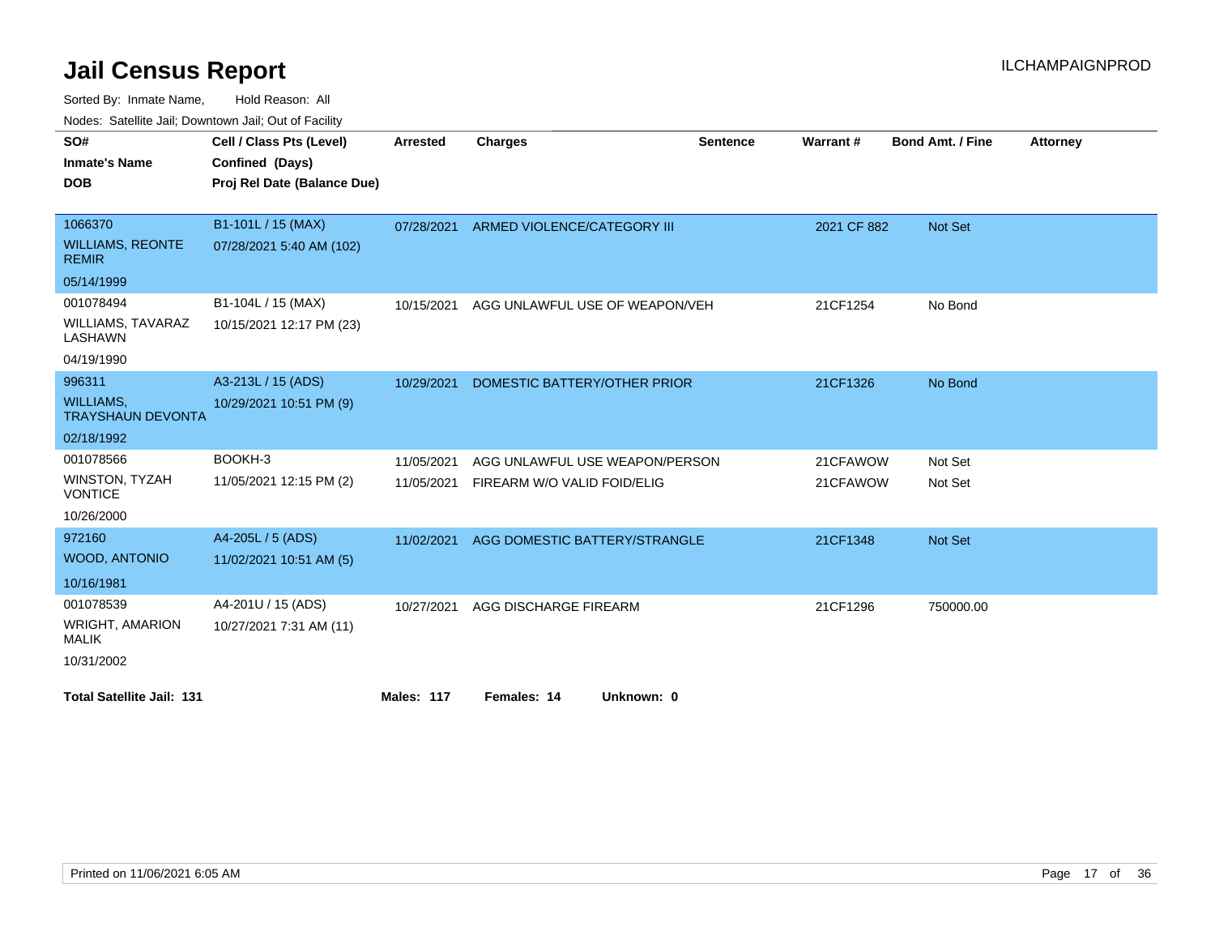# Jail Census Report

ILCHAMPAIGNPROD

Sorted By: Inmate Name, Hold Reason: All

Nodes: Satellite Jail; Downtown Jail; Out of Facility

| SO# / Inmate's Name / DOB | Cell / Class Pts (Level) / Confined (Days) / Proj Rel Date (Balance Due) | Arrested | Charges | Sentence | Warrant # | Bond Amt. / Fine | Attorney |
|---|---|---|---|---|---|---|---|
| 1066370<br>WILLIAMS, REONTE REMIR<br>05/14/1999 | B1-101L / 15 (MAX)<br>07/28/2021 5:40 AM (102) | 07/28/2021 | ARMED VIOLENCE/CATEGORY III | | 2021 CF 882 | Not Set | |
| 001078494<br>WILLIAMS, TAVARAZ LASHAWN<br>04/19/1990 | B1-104L / 15 (MAX)<br>10/15/2021 12:17 PM (23) | 10/15/2021 | AGG UNLAWFUL USE OF WEAPON/VEH | | 21CF1254 | No Bond | |
| 996311<br>WILLIAMS, TRAYSHAUN DEVONTA<br>02/18/1992 | A3-213L / 15 (ADS)<br>10/29/2021 10:51 PM (9) | 10/29/2021 | DOMESTIC BATTERY/OTHER PRIOR | | 21CF1326 | No Bond | |
| 001078566<br>WINSTON, TYZAH VONTICE<br>10/26/2000 | BOOKH-3<br>11/05/2021 12:15 PM (2) | 11/05/2021<br>11/05/2021 | AGG UNLAWFUL USE WEAPON/PERSON<br>FIREARM W/O VALID FOID/ELIG | | 21CFAWOW<br>21CFAWOW | Not Set<br>Not Set | |
| 972160<br>WOOD, ANTONIO<br>10/16/1981 | A4-205L / 5 (ADS)<br>11/02/2021 10:51 AM (5) | 11/02/2021 | AGG DOMESTIC BATTERY/STRANGLE | | 21CF1348 | Not Set | |
| 001078539<br>WRIGHT, AMARION MALIK<br>10/31/2002 | A4-201U / 15 (ADS)<br>10/27/2021 7:31 AM (11) | 10/27/2021 | AGG DISCHARGE FIREARM | | 21CF1296 | 750000.00 | |

**Total Satellite Jail: 131** **Males: 117** **Females: 14** **Unknown: 0**

Printed on 11/06/2021 6:05 AM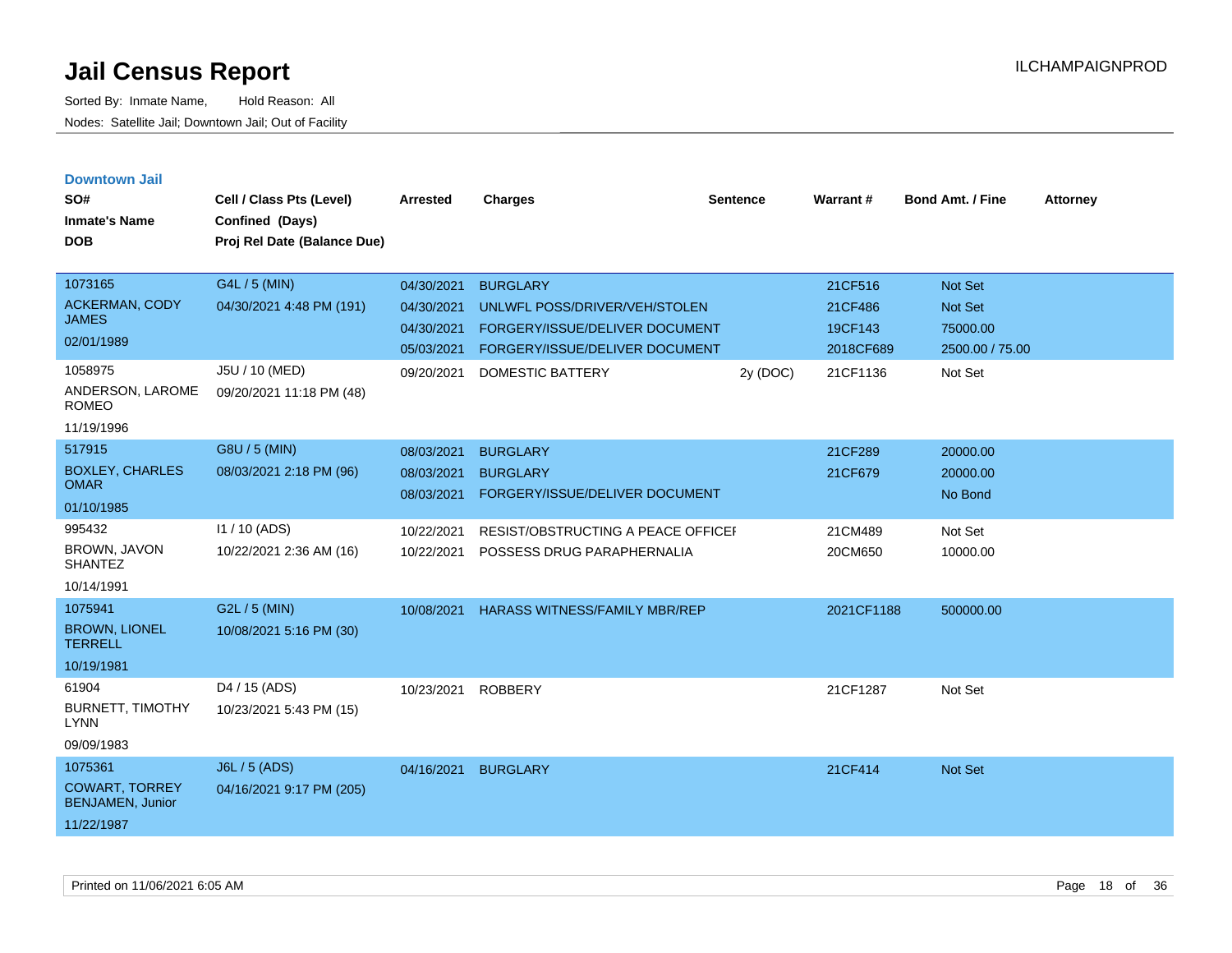# Jail Census Report

ILCHAMPAIGNPROD

Sorted By: Inmate Name, Hold Reason: All

Nodes: Satellite Jail; Downtown Jail; Out of Facility

## Downtown Jail

| SO# / Inmate's Name / DOB | Cell / Class Pts (Level) / Confined (Days) / Proj Rel Date (Balance Due) | Arrested | Charges | Sentence | Warrant # | Bond Amt. / Fine | Attorney |
|---|---|---|---|---|---|---|---|
| 1073165 ACKERMAN, CODY JAMES 02/01/1989 | G4L / 5 (MIN) 04/30/2021 4:48 PM (191) | 04/30/2021 | BURGLARY | | 21CF516 | Not Set | |
| | | 04/30/2021 | UNLWFL POSS/DRIVER/VEH/STOLEN | | 21CF486 | Not Set | |
| | | 04/30/2021 | FORGERY/ISSUE/DELIVER DOCUMENT | | 19CF143 | 75000.00 | |
| | | 05/03/2021 | FORGERY/ISSUE/DELIVER DOCUMENT | | 2018CF689 | 2500.00 / 75.00 | |
| 1058975 ANDERSON, LAROME ROMEO 11/19/1996 | J5U / 10 (MED) 09/20/2021 11:18 PM (48) | 09/20/2021 | DOMESTIC BATTERY | 2y (DOC) | 21CF1136 | Not Set | |
| 517915 BOXLEY, CHARLES OMAR 01/10/1985 | G8U / 5 (MIN) 08/03/2021 2:18 PM (96) | 08/03/2021 | BURGLARY | | 21CF289 | 20000.00 | |
| | | 08/03/2021 | BURGLARY | | 21CF679 | 20000.00 | |
| | | 08/03/2021 | FORGERY/ISSUE/DELIVER DOCUMENT | | | No Bond | |
| 995432 BROWN, JAVON SHANTEZ 10/14/1991 | I1 / 10 (ADS) 10/22/2021 2:36 AM (16) | 10/22/2021 | RESIST/OBSTRUCTING A PEACE OFFICEI | | 21CM489 | Not Set | |
| | | 10/22/2021 | POSSESS DRUG PARAPHERNALIA | | 20CM650 | 10000.00 | |
| 1075941 BROWN, LIONEL TERRELL 10/19/1981 | G2L / 5 (MIN) 10/08/2021 5:16 PM (30) | 10/08/2021 | HARASS WITNESS/FAMILY MBR/REP | | 2021CF1188 | 500000.00 | |
| 61904 BURNETT, TIMOTHY LYNN 09/09/1983 | D4 / 15 (ADS) 10/23/2021 5:43 PM (15) | 10/23/2021 | ROBBERY | | 21CF1287 | Not Set | |
| 1075361 COWART, TORREY BENJAMEN, Junior 11/22/1987 | J6L / 5 (ADS) 04/16/2021 9:17 PM (205) | 04/16/2021 | BURGLARY | | 21CF414 | Not Set | |

Printed on 11/06/2021 6:05 AM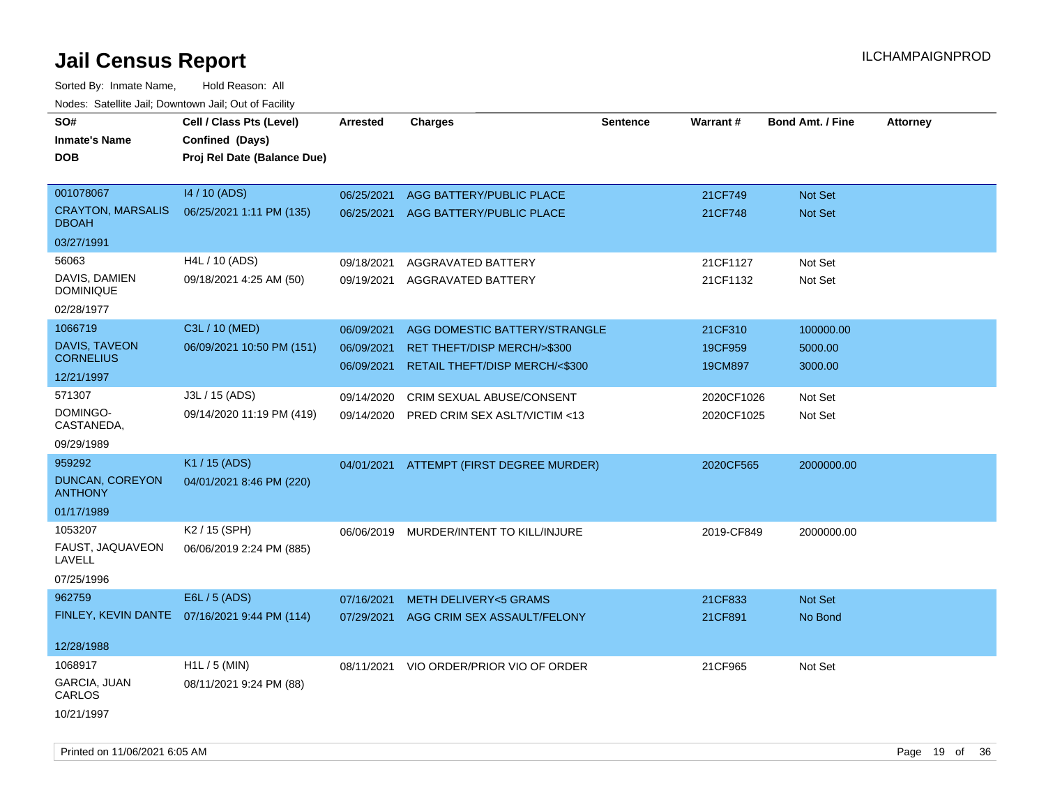# Jail Census Report

ILCHAMPAIGNPROD

Sorted By: Inmate Name, Hold Reason: All

Nodes: Satellite Jail; Downtown Jail; Out of Facility

| SO# / Inmate's Name / DOB | Cell / Class Pts (Level) / Confined (Days) / Proj Rel Date (Balance Due) | Arrested | Charges | Sentence | Warrant # | Bond Amt. / Fine | Attorney |
|---|---|---|---|---|---|---|---|
| 001078067<br>CRAYTON, MARSALIS DBOAH<br>03/27/1991 | I4 / 10 (ADS)<br>06/25/2021 1:11 PM (135) | 06/25/2021<br>06/25/2021 | AGG BATTERY/PUBLIC PLACE<br>AGG BATTERY/PUBLIC PLACE | | 21CF749<br>21CF748 | Not Set<br>Not Set | |
| 56063<br>DAVIS, DAMIEN DOMINIQUE<br>02/28/1977 | H4L / 10 (ADS)<br>09/18/2021 4:25 AM (50) | 09/18/2021<br>09/19/2021 | AGGRAVATED BATTERY<br>AGGRAVATED BATTERY | | 21CF1127<br>21CF1132 | Not Set<br>Not Set | |
| 1066719<br>DAVIS, TAVEON CORNELIUS<br>12/21/1997 | C3L / 10 (MED)<br>06/09/2021 10:50 PM (151) | 06/09/2021<br>06/09/2021<br>06/09/2021 | AGG DOMESTIC BATTERY/STRANGLE<br>RET THEFT/DISP MERCH/>$300<br>RETAIL THEFT/DISP MERCH/<$300 | | 21CF310<br>19CF959<br>19CM897 | 100000.00<br>5000.00<br>3000.00 | |
| 571307<br>DOMINGO-CASTANEDA,<br>09/29/1989 | J3L / 15 (ADS)<br>09/14/2020 11:19 PM (419) | 09/14/2020<br>09/14/2020 | CRIM SEXUAL ABUSE/CONSENT<br>PRED CRIM SEX ASLT/VICTIM <13 | | 2020CF1026<br>2020CF1025 | Not Set<br>Not Set | |
| 959292<br>DUNCAN, COREYON ANTHONY<br>01/17/1989 | K1 / 15 (ADS)<br>04/01/2021 8:46 PM (220) | 04/01/2021 | ATTEMPT (FIRST DEGREE MURDER) | | 2020CF565 | 2000000.00 | |
| 1053207<br>FAUST, JAQUAVEON LAVELL<br>07/25/1996 | K2 / 15 (SPH)<br>06/06/2019 2:24 PM (885) | 06/06/2019 | MURDER/INTENT TO KILL/INJURE | | 2019-CF849 | 2000000.00 | |
| 962759<br>FINLEY, KEVIN DANTE<br>12/28/1988 | E6L / 5 (ADS)<br>07/16/2021 9:44 PM (114) | 07/16/2021<br>07/29/2021 | METH DELIVERY<5 GRAMS<br>AGG CRIM SEX ASSAULT/FELONY | | 21CF833<br>21CF891 | Not Set<br>No Bond | |
| 1068917<br>GARCIA, JUAN CARLOS<br>10/21/1997 | H1L / 5 (MIN)<br>08/11/2021 9:24 PM (88) | 08/11/2021 | VIO ORDER/PRIOR VIO OF ORDER | | 21CF965 | Not Set | |

Printed on 11/06/2021 6:05 AM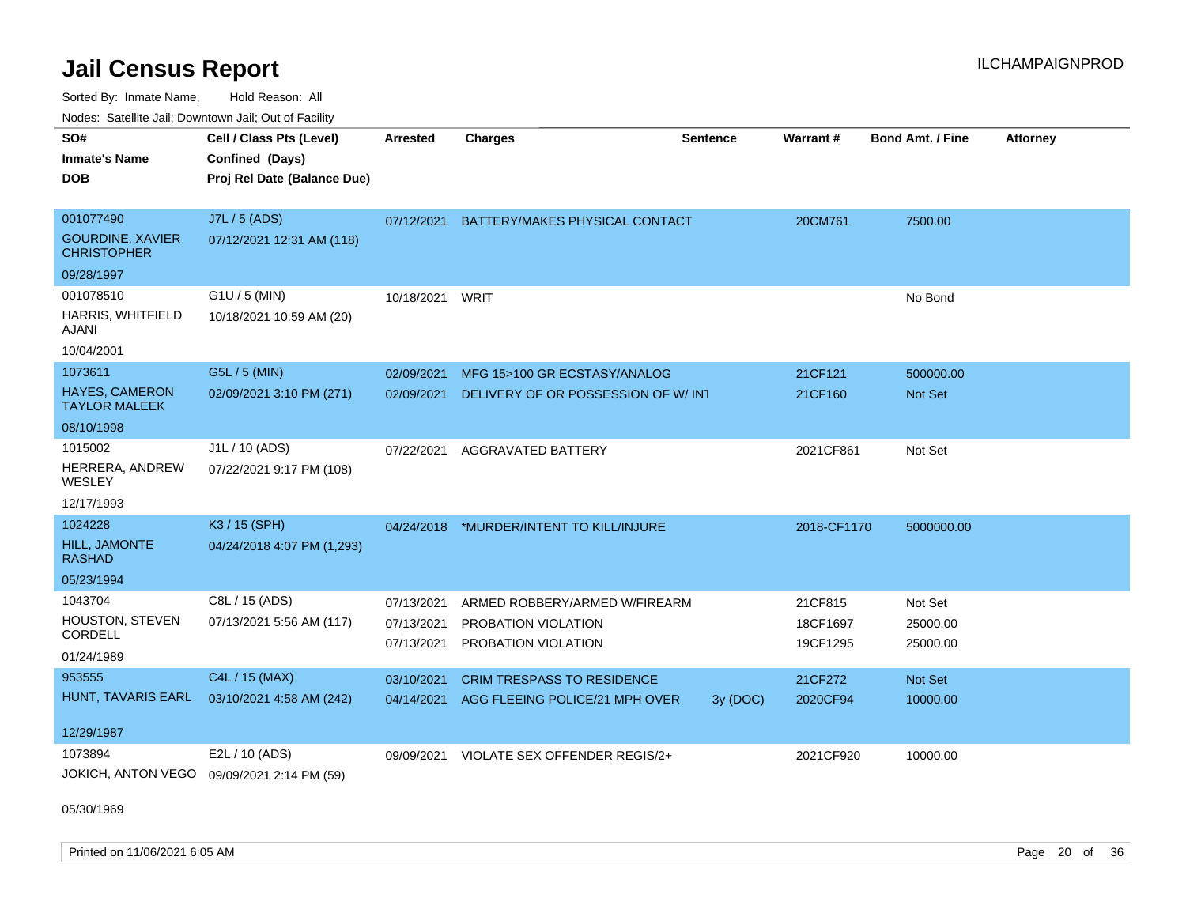# Jail Census Report

ILCHAMPAIGNPROD

Sorted By: Inmate Name, Hold Reason: All

Nodes: Satellite Jail; Downtown Jail; Out of Facility

| SO#<br>Inmate's Name<br>DOB | Cell / Class Pts (Level)<br>Confined (Days)<br>Proj Rel Date (Balance Due) | Arrested | Charges | Sentence | Warrant # | Bond Amt. / Fine | Attorney |
|---|---|---|---|---|---|---|---|
| 001077490<br>GOURDINE, XAVIER CHRISTOPHER<br>09/28/1997 | J7L / 5 (ADS)<br>07/12/2021 12:31 AM (118) | 07/12/2021 | BATTERY/MAKES PHYSICAL CONTACT | | 20CM761 | 7500.00 | |
| 001078510<br>HARRIS, WHITFIELD AJANI<br>10/04/2001 | G1U / 5 (MIN)<br>10/18/2021 10:59 AM (20) | 10/18/2021 | WRIT | | | No Bond | |
| 1073611<br>HAYES, CAMERON TAYLOR MALEEK<br>08/10/1998 | G5L / 5 (MIN)<br>02/09/2021 3:10 PM (271) | 02/09/2021 | MFG 15>100 GR ECSTASY/ANALOG | | 21CF121 | 500000.00 | |
| | | 02/09/2021 | DELIVERY OF OR POSSESSION OF W/ INT | | 21CF160 | Not Set | |
| 1015002<br>HERRERA, ANDREW WESLEY<br>12/17/1993 | J1L / 10 (ADS)<br>07/22/2021 9:17 PM (108) | 07/22/2021 | AGGRAVATED BATTERY | | 2021CF861 | Not Set | |
| 1024228<br>HILL, JAMONTE RASHAD<br>05/23/1994 | K3 / 15 (SPH)<br>04/24/2018 4:07 PM (1,293) | 04/24/2018 | *MURDER/INTENT TO KILL/INJURE | | 2018-CF1170 | 5000000.00 | |
| 1043704<br>HOUSTON, STEVEN CORDELL<br>01/24/1989 | C8L / 15 (ADS)<br>07/13/2021 5:56 AM (117) | 07/13/2021 | ARMED ROBBERY/ARMED W/FIREARM | | 21CF815 | Not Set | |
| | | 07/13/2021 | PROBATION VIOLATION | | 18CF1697 | 25000.00 | |
| | | 07/13/2021 | PROBATION VIOLATION | | 19CF1295 | 25000.00 | |
| 953555<br>HUNT, TAVARIS EARL<br>12/29/1987 | C4L / 15 (MAX)<br>03/10/2021 4:58 AM (242) | 03/10/2021 | CRIM TRESPASS TO RESIDENCE | | 21CF272 | Not Set | |
| | | 04/14/2021 | AGG FLEEING POLICE/21 MPH OVER | 3y (DOC) | 2020CF94 | 10000.00 | |
| 1073894<br>JOKICH, ANTON VEGO<br>05/30/1969 | E2L / 10 (ADS)<br>09/09/2021 2:14 PM (59) | 09/09/2021 | VIOLATE SEX OFFENDER REGIS/2+ | | 2021CF920 | 10000.00 | |

Printed on 11/06/2021 6:05 AM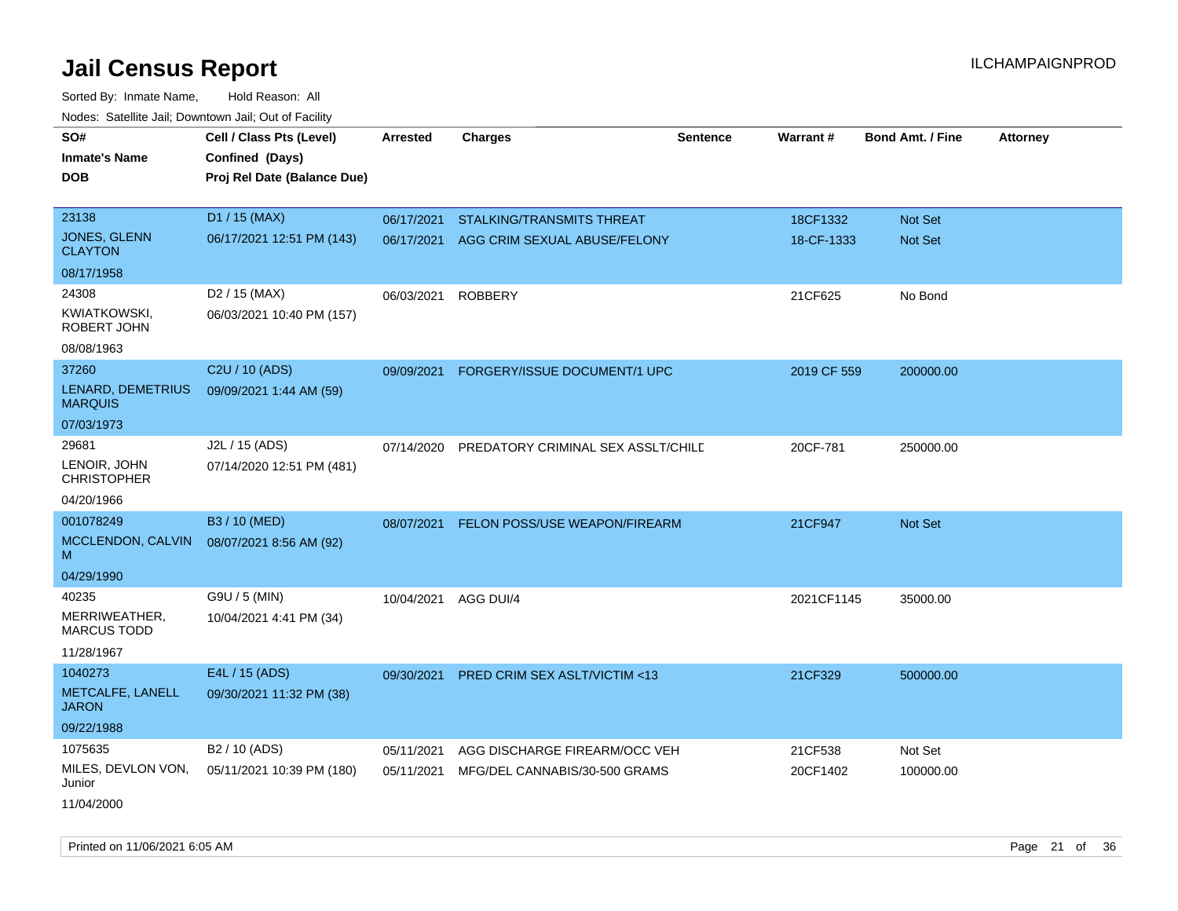# Jail Census Report

ILCHAMPAIGNPROD

Sorted By: Inmate Name, Hold Reason: All

Nodes: Satellite Jail; Downtown Jail; Out of Facility

| SO# / Inmate's Name / DOB | Cell / Class Pts (Level) / Confined (Days) / Proj Rel Date (Balance Due) | Arrested | Charges | Sentence | Warrant # | Bond Amt. / Fine | Attorney |
|---|---|---|---|---|---|---|---|
| 23138 JONES, GLENN CLAYTON 08/17/1958 | D1 / 15 (MAX) 06/17/2021 12:51 PM (143) | 06/17/2021 | STALKING/TRANSMITS THREAT | | 18CF1332 | Not Set | |
| | | 06/17/2021 | AGG CRIM SEXUAL ABUSE/FELONY | | 18-CF-1333 | Not Set | |
| 24308 KWIATKOWSKI, ROBERT JOHN 08/08/1963 | D2 / 15 (MAX) 06/03/2021 10:40 PM (157) | 06/03/2021 | ROBBERY | | 21CF625 | No Bond | |
| 37260 LENARD, DEMETRIUS MARQUIS 07/03/1973 | C2U / 10 (ADS) 09/09/2021 1:44 AM (59) | 09/09/2021 | FORGERY/ISSUE DOCUMENT/1 UPC | | 2019 CF 559 | 200000.00 | |
| 29681 LENOIR, JOHN CHRISTOPHER 04/20/1966 | J2L / 15 (ADS) 07/14/2020 12:51 PM (481) | 07/14/2020 | PREDATORY CRIMINAL SEX ASSLT/CHILD | | 20CF-781 | 250000.00 | |
| 001078249 MCCLENDON, CALVIN M 04/29/1990 | B3 / 10 (MED) 08/07/2021 8:56 AM (92) | 08/07/2021 | FELON POSS/USE WEAPON/FIREARM | | 21CF947 | Not Set | |
| 40235 MERRIWEATHER, MARCUS TODD 11/28/1967 | G9U / 5 (MIN) 10/04/2021 4:41 PM (34) | 10/04/2021 | AGG DUI/4 | | 2021CF1145 | 35000.00 | |
| 1040273 METCALFE, LANELL JARON 09/22/1988 | E4L / 15 (ADS) 09/30/2021 11:32 PM (38) | 09/30/2021 | PRED CRIM SEX ASLT/VICTIM <13 | | 21CF329 | 500000.00 | |
| 1075635 MILES, DEVLON VON, Junior 11/04/2000 | B2 / 10 (ADS) 05/11/2021 10:39 PM (180) | 05/11/2021 | AGG DISCHARGE FIREARM/OCC VEH | | 21CF538 | Not Set | |
| | | 05/11/2021 | MFG/DEL CANNABIS/30-500 GRAMS | | 20CF1402 | 100000.00 | |

Printed on 11/06/2021 6:05 AM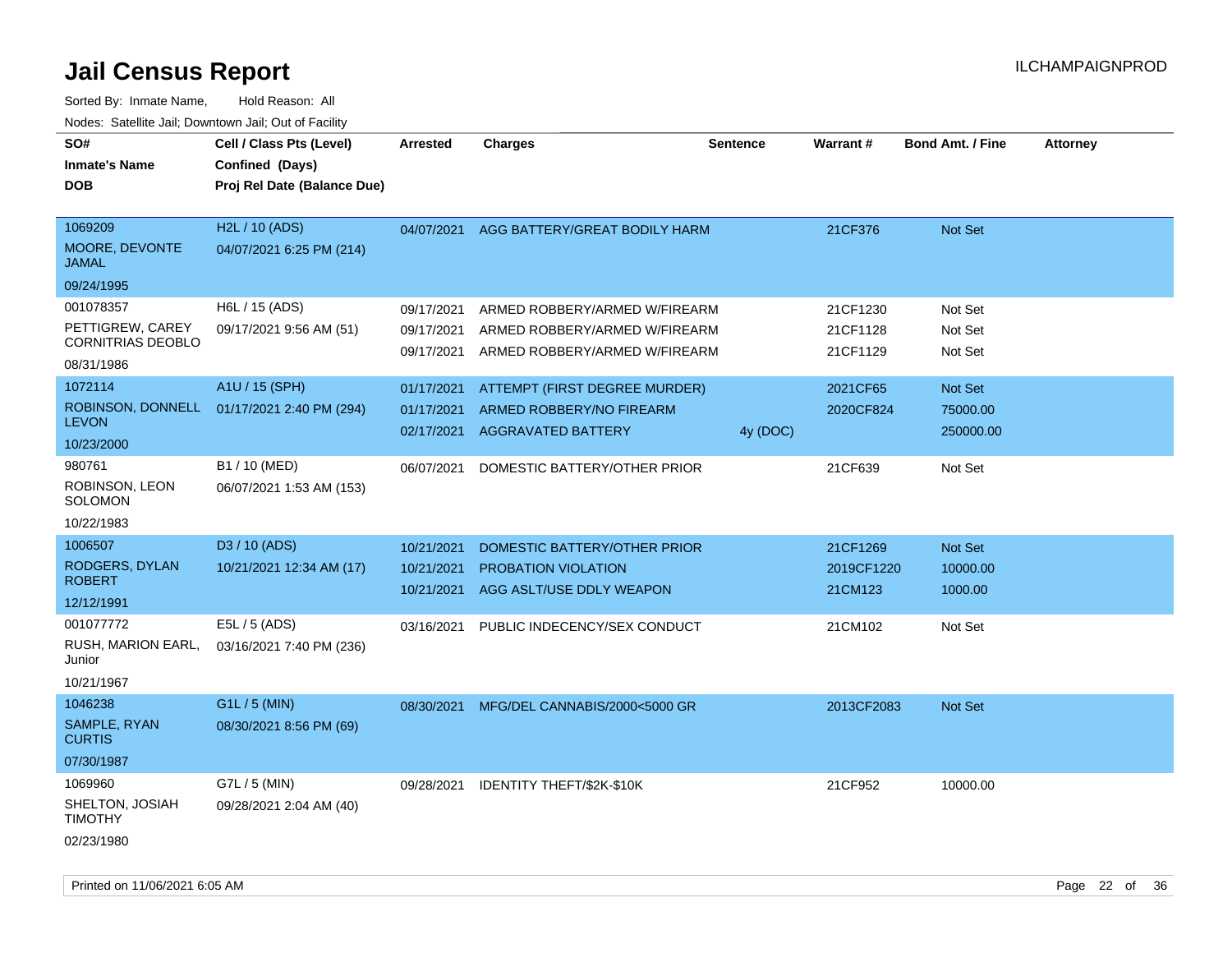# Jail Census Report

ILCHAMPAIGNPROD

Sorted By: Inmate Name, Hold Reason: All

Nodes: Satellite Jail; Downtown Jail; Out of Facility

| SO# / Inmate's Name / DOB | Cell / Class Pts (Level) / Confined (Days) / Proj Rel Date (Balance Due) | Arrested | Charges | Sentence | Warrant # | Bond Amt. / Fine | Attorney |
|---|---|---|---|---|---|---|---|
| 1069209<br>MOORE, DEVONTE JAMAL<br>09/24/1995 | H2L / 10 (ADS)<br>04/07/2021 6:25 PM (214) | 04/07/2021 | AGG BATTERY/GREAT BODILY HARM | | 21CF376 | Not Set | |
| 001078357<br>PETTIGREW, CAREY CORNITRIAS DEOBLO<br>08/31/1986 | H6L / 15 (ADS)<br>09/17/2021 9:56 AM (51) | 09/17/2021 | ARMED ROBBERY/ARMED W/FIREARM | | 21CF1230 | Not Set | |
| | | 09/17/2021 | ARMED ROBBERY/ARMED W/FIREARM | | 21CF1128 | Not Set | |
| | | 09/17/2021 | ARMED ROBBERY/ARMED W/FIREARM | | 21CF1129 | Not Set | |
| 1072114<br>ROBINSON, DONNELL LEVON<br>10/23/2000 | A1U / 15 (SPH)<br>01/17/2021 2:40 PM (294) | 01/17/2021 | ATTEMPT (FIRST DEGREE MURDER) | | 2021CF65 | Not Set | |
| | | 01/17/2021 | ARMED ROBBERY/NO FIREARM | | 2020CF824 | 75000.00 | |
| | | 02/17/2021 | AGGRAVATED BATTERY | 4y (DOC) | | 250000.00 | |
| 980761<br>ROBINSON, LEON SOLOMON<br>10/22/1983 | B1 / 10 (MED)<br>06/07/2021 1:53 AM (153) | 06/07/2021 | DOMESTIC BATTERY/OTHER PRIOR | | 21CF639 | Not Set | |
| 1006507<br>RODGERS, DYLAN ROBERT<br>12/12/1991 | D3 / 10 (ADS)<br>10/21/2021 12:34 AM (17) | 10/21/2021 | DOMESTIC BATTERY/OTHER PRIOR | | 21CF1269 | Not Set | |
| | | 10/21/2021 | PROBATION VIOLATION | | 2019CF1220 | 10000.00 | |
| | | 10/21/2021 | AGG ASLT/USE DDLY WEAPON | | 21CM123 | 1000.00 | |
| 001077772<br>RUSH, MARION EARL, Junior<br>10/21/1967 | E5L / 5 (ADS)<br>03/16/2021 7:40 PM (236) | 03/16/2021 | PUBLIC INDECENCY/SEX CONDUCT | | 21CM102 | Not Set | |
| 1046238<br>SAMPLE, RYAN CURTIS<br>07/30/1987 | G1L / 5 (MIN)<br>08/30/2021 8:56 PM (69) | 08/30/2021 | MFG/DEL CANNABIS/2000<5000 GR | | 2013CF2083 | Not Set | |
| 1069960<br>SHELTON, JOSIAH TIMOTHY<br>02/23/1980 | G7L / 5 (MIN)<br>09/28/2021 2:04 AM (40) | 09/28/2021 | IDENTITY THEFT/$2K-$10K | | 21CF952 | 10000.00 | |

Printed on 11/06/2021 6:05 AM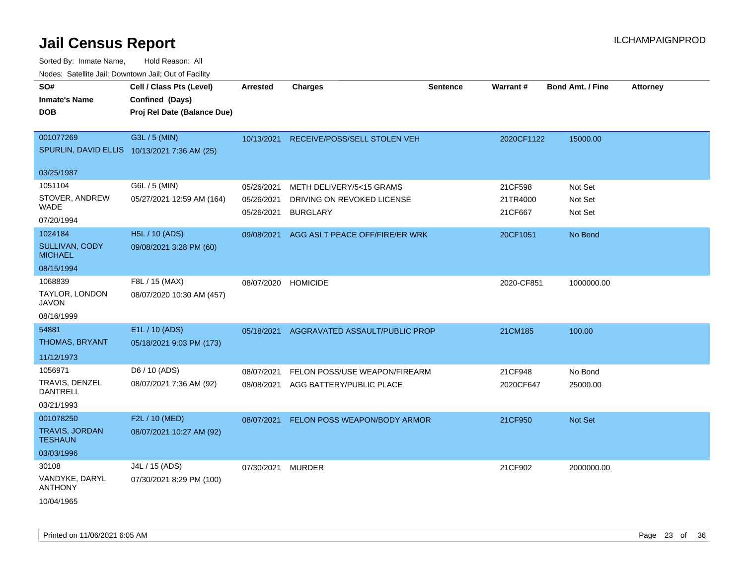# Jail Census Report

Sorted By: Inmate Name,     Hold Reason: All

Nodes: Satellite Jail; Downtown Jail; Out of Facility

| SO# / Inmate's Name / DOB | Cell / Class Pts (Level) / Confined (Days) / Proj Rel Date (Balance Due) | Arrested | Charges | Sentence | Warrant # | Bond Amt. / Fine | Attorney |
|---|---|---|---|---|---|---|---|
| 001077269 SPURLIN, DAVID ELLIS 03/25/1987 | G3L / 5 (MIN) 10/13/2021 7:36 AM (25) | 10/13/2021 | RECEIVE/POSS/SELL STOLEN VEH | | 2020CF1122 | 15000.00 | |
| 1051104 STOVER, ANDREW WADE 07/20/1994 | G6L / 5 (MIN) 05/27/2021 12:59 AM (164) | 05/26/2021 | METH DELIVERY/5<15 GRAMS | | 21CF598 | Not Set | |
| | | 05/26/2021 | DRIVING ON REVOKED LICENSE | | 21TR4000 | Not Set | |
| | | 05/26/2021 | BURGLARY | | 21CF667 | Not Set | |
| 1024184 SULLIVAN, CODY MICHAEL 08/15/1994 | H5L / 10 (ADS) 09/08/2021 3:28 PM (60) | 09/08/2021 | AGG ASLT PEACE OFF/FIRE/ER WRK | | 20CF1051 | No Bond | |
| 1068839 TAYLOR, LONDON JAVON 08/16/1999 | F8L / 15 (MAX) 08/07/2020 10:30 AM (457) | 08/07/2020 | HOMICIDE | | 2020-CF851 | 1000000.00 | |
| 54881 THOMAS, BRYANT 11/12/1973 | E1L / 10 (ADS) 05/18/2021 9:03 PM (173) | 05/18/2021 | AGGRAVATED ASSAULT/PUBLIC PROP | | 21CM185 | 100.00 | |
| 1056971 TRAVIS, DENZEL DANTRELL 03/21/1993 | D6 / 10 (ADS) 08/07/2021 7:36 AM (92) | 08/07/2021 | FELON POSS/USE WEAPON/FIREARM | | 21CF948 | No Bond | |
| | | 08/08/2021 | AGG BATTERY/PUBLIC PLACE | | 2020CF647 | 25000.00 | |
| 001078250 TRAVIS, JORDAN TESHAUN 03/03/1996 | F2L / 10 (MED) 08/07/2021 10:27 AM (92) | 08/07/2021 | FELON POSS WEAPON/BODY ARMOR | | 21CF950 | Not Set | |
| 30108 VANDYKE, DARYL ANTHONY 10/04/1965 | J4L / 15 (ADS) 07/30/2021 8:29 PM (100) | 07/30/2021 | MURDER | | 21CF902 | 2000000.00 | |

Printed on 11/06/2021 6:05 AM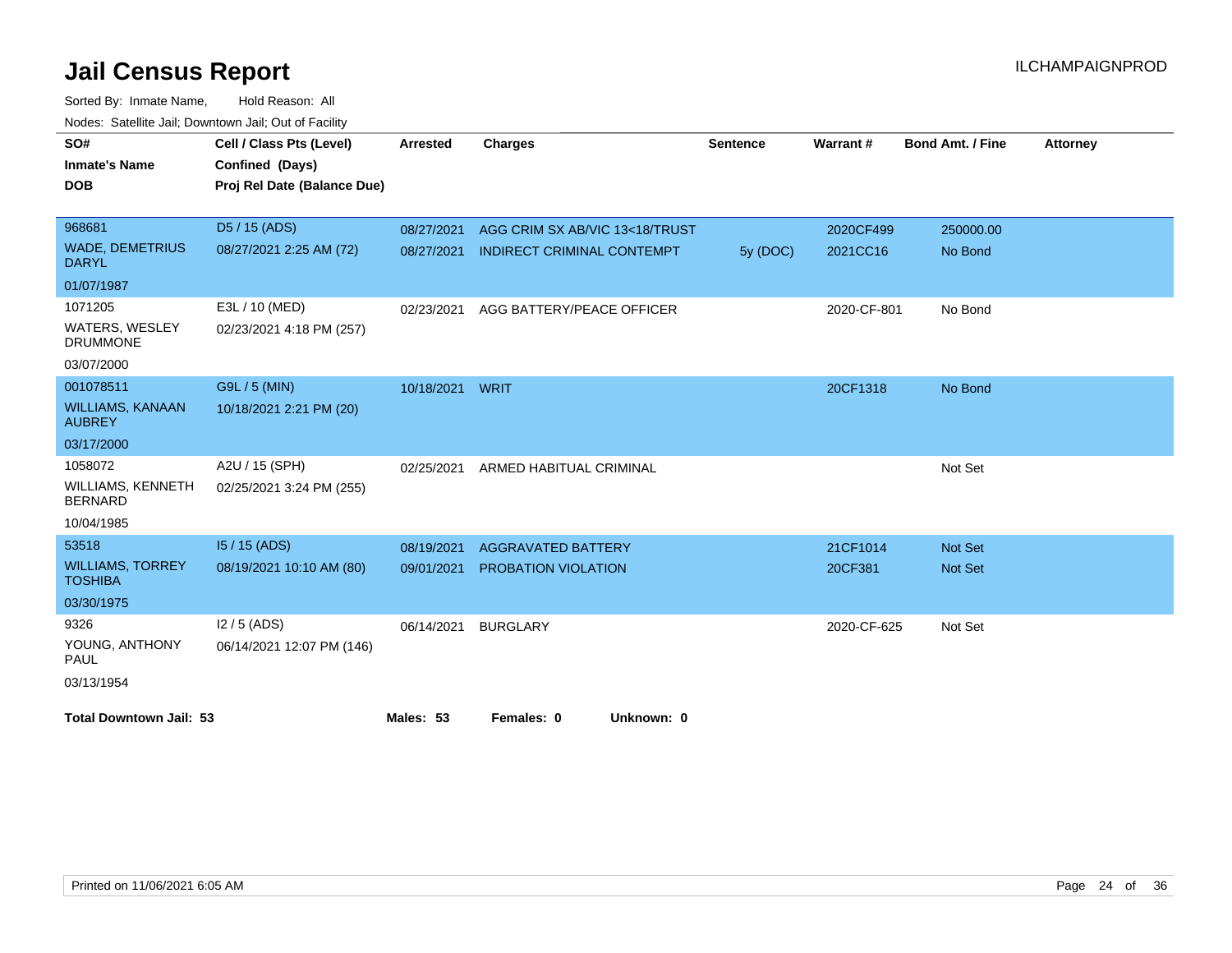# Jail Census Report

ILCHAMPAIGNPROD

Sorted By: Inmate Name, Hold Reason: All

Nodes: Satellite Jail; Downtown Jail; Out of Facility

| SO# / Inmate's Name / DOB | Cell / Class Pts (Level) / Confined (Days) / Proj Rel Date (Balance Due) | Arrested | Charges | Sentence | Warrant # | Bond Amt. / Fine | Attorney |
|---|---|---|---|---|---|---|---|
| 968681<br>WADE, DEMETRIUS DARYL<br>01/07/1987 | D5 / 15 (ADS)<br>08/27/2021 2:25 AM (72) | 08/27/2021 | AGG CRIM SX AB/VIC 13<18/TRUST | | 2020CF499 | 250000.00 | |
| | | 08/27/2021 | INDIRECT CRIMINAL CONTEMPT | 5y (DOC) | 2021CC16 | No Bond | |
| 1071205<br>WATERS, WESLEY DRUMMONE<br>03/07/2000 | E3L / 10 (MED)<br>02/23/2021 4:18 PM (257) | 02/23/2021 | AGG BATTERY/PEACE OFFICER | | 2020-CF-801 | No Bond | |
| 001078511<br>WILLIAMS, KANAAN AUBREY<br>03/17/2000 | G9L / 5 (MIN)<br>10/18/2021 2:21 PM (20) | 10/18/2021 | WRIT | | 20CF1318 | No Bond | |
| 1058072<br>WILLIAMS, KENNETH BERNARD<br>10/04/1985 | A2U / 15 (SPH)<br>02/25/2021 3:24 PM (255) | 02/25/2021 | ARMED HABITUAL CRIMINAL | | | Not Set | |
| 53518<br>WILLIAMS, TORREY TOSHIBA<br>03/30/1975 | I5 / 15 (ADS)<br>08/19/2021 10:10 AM (80) | 08/19/2021 | AGGRAVATED BATTERY | | 21CF1014 | Not Set | |
| | | 09/01/2021 | PROBATION VIOLATION | | 20CF381 | Not Set | |
| 9326<br>YOUNG, ANTHONY PAUL<br>03/13/1954 | I2 / 5 (ADS)<br>06/14/2021 12:07 PM (146) | 06/14/2021 | BURGLARY | | 2020-CF-625 | Not Set | |

**Total Downtown Jail: 53** **Males: 53** **Females: 0** **Unknown: 0**

Printed on 11/06/2021 6:05 AM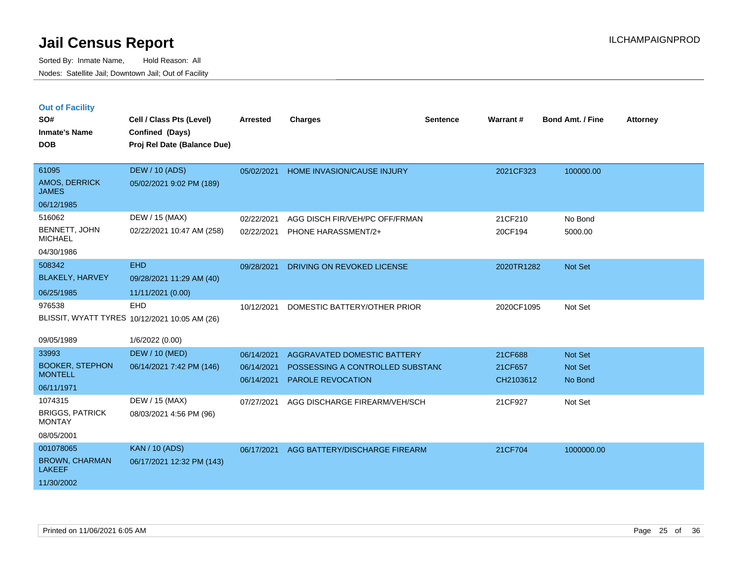# Jail Census Report

Sorted By: Inmate Name, Hold Reason: All

Nodes: Satellite Jail; Downtown Jail; Out of Facility

ILCHAMPAIGNPROD

## Out of Facility

| SO#<br>Inmate's Name<br>DOB | Cell / Class Pts (Level)<br>Confined (Days)<br>Proj Rel Date (Balance Due) | Arrested | Charges | Sentence | Warrant # | Bond Amt. / Fine | Attorney |
|---|---|---|---|---|---|---|---|
| 61095<br>AMOS, DERRICK JAMES<br>06/12/1985 | DEW / 10 (ADS)<br>05/02/2021 9:02 PM (189) | 05/02/2021 | HOME INVASION/CAUSE INJURY | | 2021CF323 | 100000.00 | |
| 516062<br>BENNETT, JOHN MICHAEL<br>04/30/1986 | DEW / 15 (MAX)<br>02/22/2021 10:47 AM (258) | 02/22/2021<br>02/22/2021 | AGG DISCH FIR/VEH/PC OFF/FRMAN<br>PHONE HARASSMENT/2+ | | 21CF210<br>20CF194 | No Bond<br>5000.00 | |
| 508342<br>BLAKELY, HARVEY<br>06/25/1985 | EHD<br>09/28/2021 11:29 AM (40)<br>11/11/2021 (0.00) | 09/28/2021 | DRIVING ON REVOKED LICENSE | | 2020TR1282 | Not Set | |
| 976538<br>BLISSIT, WYATT TYRES<br>09/05/1989 | EHD<br>10/12/2021 10:05 AM (26)<br>1/6/2022 (0.00) | 10/12/2021 | DOMESTIC BATTERY/OTHER PRIOR | | 2020CF1095 | Not Set | |
| 33993<br>BOOKER, STEPHON MONTELL<br>06/11/1971 | DEW / 10 (MED)<br>06/14/2021 7:42 PM (146) | 06/14/2021<br>06/14/2021<br>06/14/2021 | AGGRAVATED DOMESTIC BATTERY<br>POSSESSING A CONTROLLED SUBSTANC<br>PAROLE REVOCATION | | 21CF688<br>21CF657<br>CH2103612 | Not Set<br>Not Set<br>No Bond | |
| 1074315<br>BRIGGS, PATRICK MONTAY<br>08/05/2001 | DEW / 15 (MAX)<br>08/03/2021 4:56 PM (96) | 07/27/2021 | AGG DISCHARGE FIREARM/VEH/SCH | | 21CF927 | Not Set | |
| 001078065<br>BROWN, CHARMAN LAKEEF<br>11/30/2002 | KAN / 10 (ADS)<br>06/17/2021 12:32 PM (143) | 06/17/2021 | AGG BATTERY/DISCHARGE FIREARM | | 21CF704 | 1000000.00 | |

Printed on 11/06/2021 6:05 AM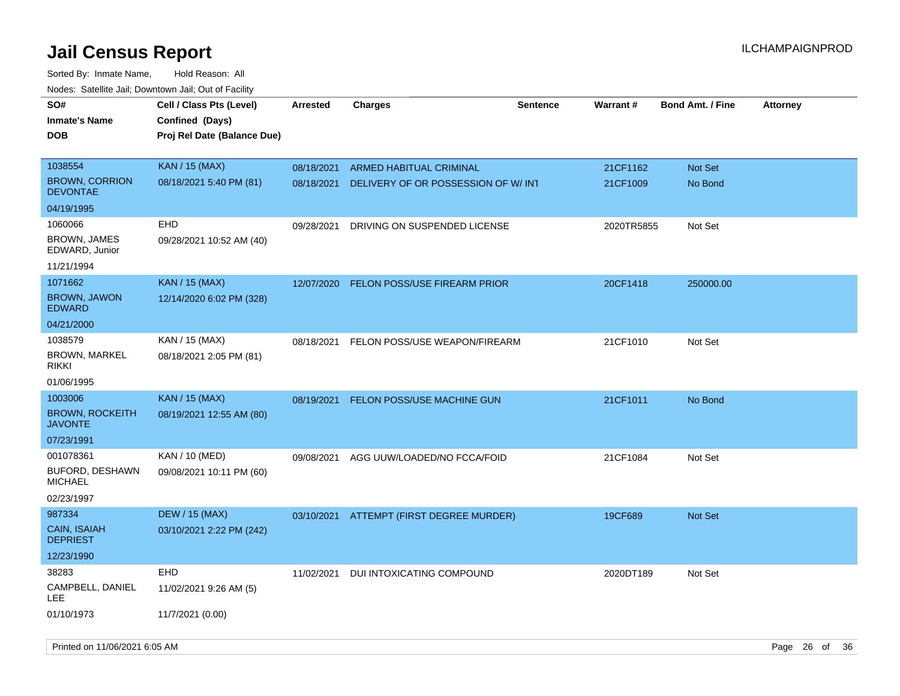# Jail Census Report

Sorted By: Inmate Name, Hold Reason: All

Nodes: Satellite Jail; Downtown Jail; Out of Facility

| SO# / Inmate's Name / DOB | Cell / Class Pts (Level) / Confined (Days) / Proj Rel Date (Balance Due) | Arrested | Charges | Sentence | Warrant # | Bond Amt. / Fine | Attorney |
|---|---|---|---|---|---|---|---|
| 1038554<br>BROWN, CORRION DEVONTAE<br>04/19/1995 | KAN / 15 (MAX)<br>08/18/2021 5:40 PM (81) | 08/18/2021<br>08/18/2021 | ARMED HABITUAL CRIMINAL<br>DELIVERY OF OR POSSESSION OF W/ INT | | 21CF1162<br>21CF1009 | Not Set<br>No Bond | |
| 1060066<br>BROWN, JAMES EDWARD, Junior<br>11/21/1994 | EHD<br>09/28/2021 10:52 AM (40) | 09/28/2021 | DRIVING ON SUSPENDED LICENSE | | 2020TR5855 | Not Set | |
| 1071662<br>BROWN, JAWON EDWARD<br>04/21/2000 | KAN / 15 (MAX)<br>12/14/2020 6:02 PM (328) | 12/07/2020 | FELON POSS/USE FIREARM PRIOR | | 20CF1418 | 250000.00 | |
| 1038579<br>BROWN, MARKEL RIKKI<br>01/06/1995 | KAN / 15 (MAX)<br>08/18/2021 2:05 PM (81) | 08/18/2021 | FELON POSS/USE WEAPON/FIREARM | | 21CF1010 | Not Set | |
| 1003006<br>BROWN, ROCKEITH JAVONTE<br>07/23/1991 | KAN / 15 (MAX)<br>08/19/2021 12:55 AM (80) | 08/19/2021 | FELON POSS/USE MACHINE GUN | | 21CF1011 | No Bond | |
| 001078361<br>BUFORD, DESHAWN MICHAEL<br>02/23/1997 | KAN / 10 (MED)<br>09/08/2021 10:11 PM (60) | 09/08/2021 | AGG UUW/LOADED/NO FCCA/FOID | | 21CF1084 | Not Set | |
| 987334<br>CAIN, ISAIAH DEPRIEST<br>12/23/1990 | DEW / 15 (MAX)<br>03/10/2021 2:22 PM (242) | 03/10/2021 | ATTEMPT (FIRST DEGREE MURDER) | | 19CF689 | Not Set | |
| 38283<br>CAMPBELL, DANIEL LEE<br>01/10/1973 | EHD<br>11/02/2021 9:26 AM (5)<br>11/7/2021 (0.00) | 11/02/2021 | DUI INTOXICATING COMPOUND | | 2020DT189 | Not Set | |

Printed on 11/06/2021 6:05 AM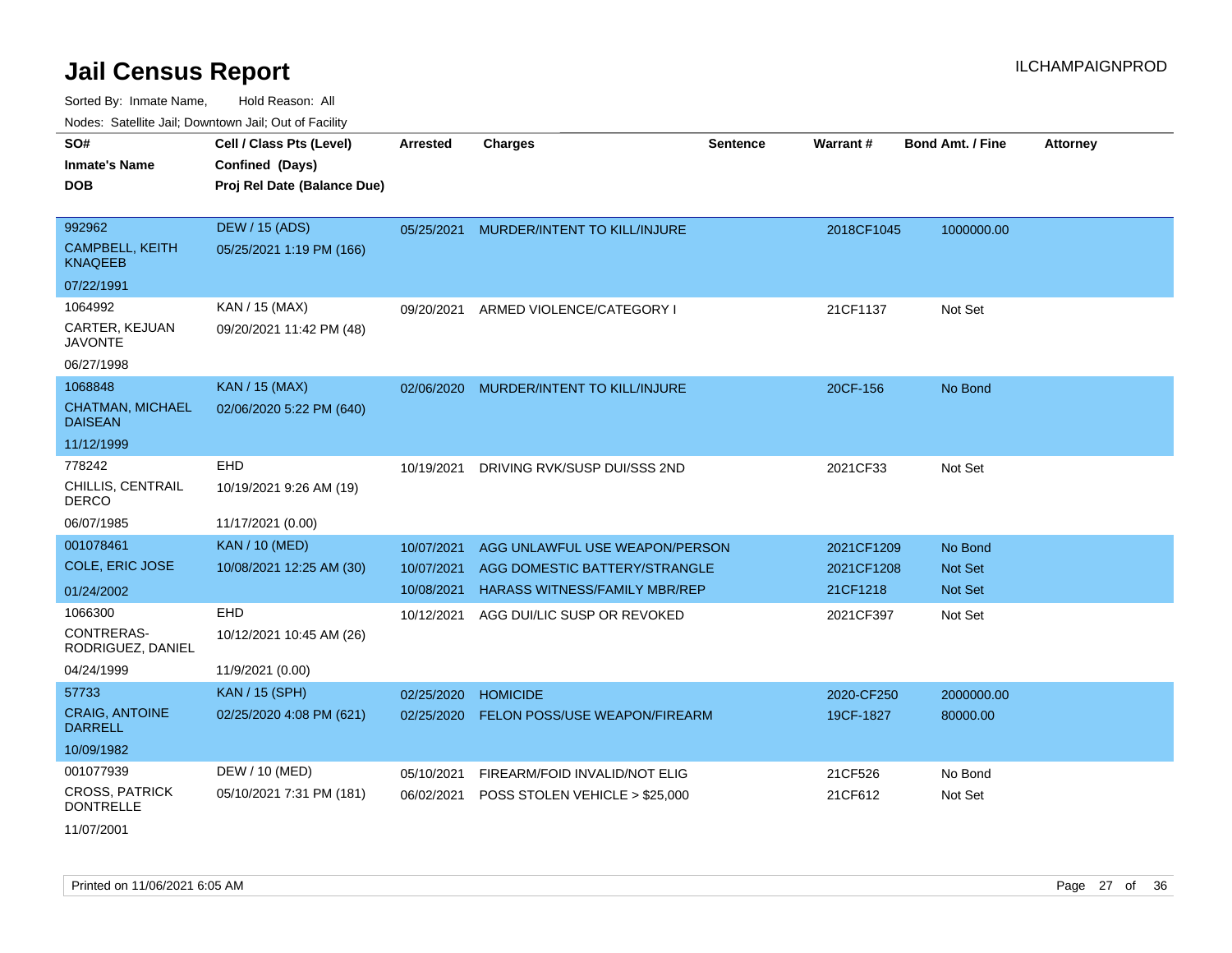# Jail Census Report

Sorted By: Inmate Name, Hold Reason: All

Nodes: Satellite Jail; Downtown Jail; Out of Facility

| SO# / Inmate's Name / DOB | Cell / Class Pts (Level) / Confined (Days) / Proj Rel Date (Balance Due) | Arrested | Charges | Sentence | Warrant # | Bond Amt. / Fine | Attorney |
|---|---|---|---|---|---|---|---|
| 992962<br>CAMPBELL, KEITH KNAQEEB<br>07/22/1991 | DEW / 15 (ADS)<br>05/25/2021 1:19 PM (166) | 05/25/2021 | MURDER/INTENT TO KILL/INJURE | | 2018CF1045 | 1000000.00 | |
| 1064992<br>CARTER, KEJUAN JAVONTE<br>06/27/1998 | KAN / 15 (MAX)<br>09/20/2021 11:42 PM (48) | 09/20/2021 | ARMED VIOLENCE/CATEGORY I | | 21CF1137 | Not Set | |
| 1068848<br>CHATMAN, MICHAEL DAISEAN<br>11/12/1999 | KAN / 15 (MAX)<br>02/06/2020 5:22 PM (640) | 02/06/2020 | MURDER/INTENT TO KILL/INJURE | | 20CF-156 | No Bond | |
| 778242<br>CHILLIS, CENTRAIL DERCO<br>06/07/1985 | EHD<br>10/19/2021 9:26 AM (19)<br>11/17/2021 (0.00) | 10/19/2021 | DRIVING RVK/SUSP DUI/SSS 2ND | | 2021CF33 | Not Set | |
| 001078461<br>COLE, ERIC JOSE<br>01/24/2002 | KAN / 10 (MED)<br>10/08/2021 12:25 AM (30) | 10/07/2021<br>10/07/2021<br>10/08/2021 | AGG UNLAWFUL USE WEAPON/PERSON<br>AGG DOMESTIC BATTERY/STRANGLE<br>HARASS WITNESS/FAMILY MBR/REP | | 2021CF1209<br>2021CF1208<br>21CF1218 | No Bond<br>Not Set<br>Not Set | |
| 1066300<br>CONTRERAS-RODRIGUEZ, DANIEL<br>04/24/1999 | EHD<br>10/12/2021 10:45 AM (26)<br>11/9/2021 (0.00) | 10/12/2021 | AGG DUI/LIC SUSP OR REVOKED | | 2021CF397 | Not Set | |
| 57733<br>CRAIG, ANTOINE DARRELL<br>10/09/1982 | KAN / 15 (SPH)<br>02/25/2020 4:08 PM (621) | 02/25/2020<br>02/25/2020 | HOMICIDE<br>FELON POSS/USE WEAPON/FIREARM | | 2020-CF250<br>19CF-1827 | 2000000.00<br>80000.00 | |
| 001077939<br>CROSS, PATRICK DONTRELLE<br>11/07/2001 | DEW / 10 (MED)<br>05/10/2021 7:31 PM (181) | 05/10/2021<br>06/02/2021 | FIREARM/FOID INVALID/NOT ELIG<br>POSS STOLEN VEHICLE > $25,000 | | 21CF526<br>21CF612 | No Bond<br>Not Set | |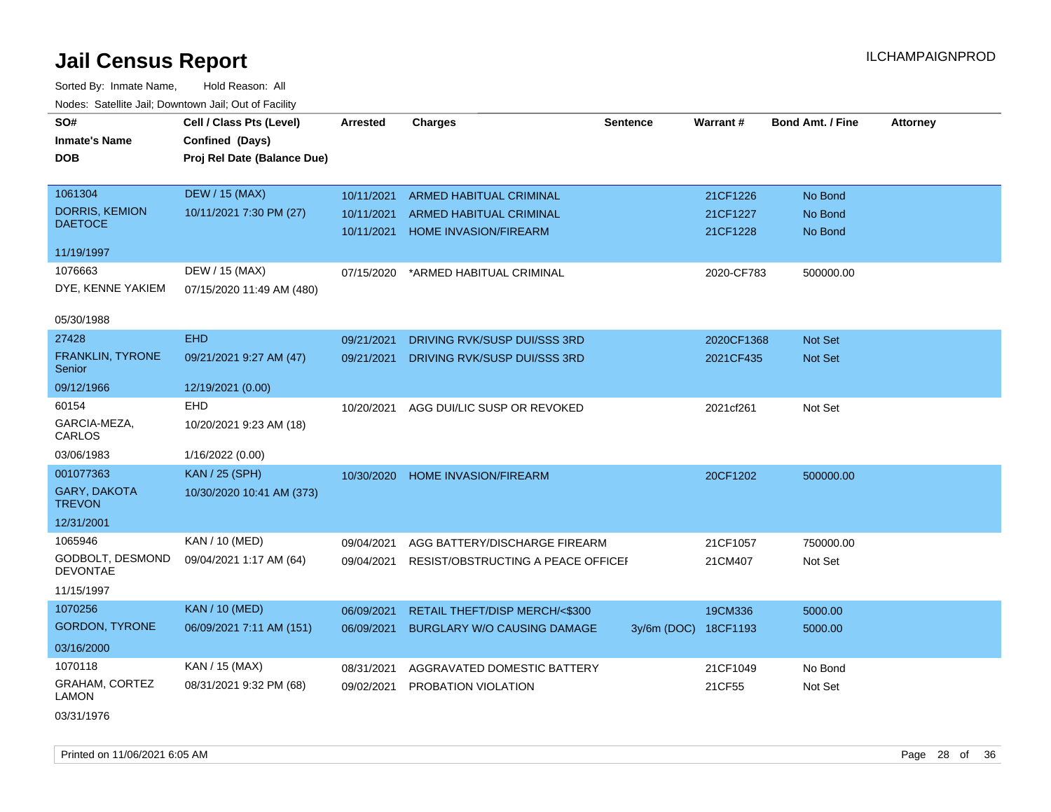# Jail Census Report

ILCHAMPAIGNPROD

Sorted By: Inmate Name, Hold Reason: All

Nodes: Satellite Jail; Downtown Jail; Out of Facility

| SO# / Inmate's Name / DOB | Cell / Class Pts (Level) / Confined (Days) / Proj Rel Date (Balance Due) | Arrested | Charges | Sentence | Warrant # | Bond Amt. / Fine | Attorney |
|---|---|---|---|---|---|---|---|
| 1061304<br>DORRIS, KEMION DAETOCE<br>11/19/1997 | DEW / 15 (MAX)<br>10/11/2021 7:30 PM (27) | 10/11/2021 | ARMED HABITUAL CRIMINAL | | 21CF1226 | No Bond | |
| | | 10/11/2021 | ARMED HABITUAL CRIMINAL | | 21CF1227 | No Bond | |
| | | 10/11/2021 | HOME INVASION/FIREARM | | 21CF1228 | No Bond | |
| 1076663<br>DYE, KENNE YAKIEM<br>05/30/1988 | DEW / 15 (MAX)<br>07/15/2020 11:49 AM (480) | 07/15/2020 | *ARMED HABITUAL CRIMINAL | | 2020-CF783 | 500000.00 | |
| 27428<br>FRANKLIN, TYRONE Senior<br>09/12/1966 | EHD<br>09/21/2021 9:27 AM (47)<br>12/19/2021 (0.00) | 09/21/2021 | DRIVING RVK/SUSP DUI/SSS 3RD | | 2020CF1368 | Not Set | |
| | | 09/21/2021 | DRIVING RVK/SUSP DUI/SSS 3RD | | 2021CF435 | Not Set | |
| 60154<br>GARCIA-MEZA, CARLOS<br>03/06/1983 | EHD<br>10/20/2021 9:23 AM (18)<br>1/16/2022 (0.00) | 10/20/2021 | AGG DUI/LIC SUSP OR REVOKED | | 2021cf261 | Not Set | |
| 001077363<br>GARY, DAKOTA TREVON<br>12/31/2001 | KAN / 25 (SPH)<br>10/30/2020 10:41 AM (373) | 10/30/2020 | HOME INVASION/FIREARM | | 20CF1202 | 500000.00 | |
| 1065946<br>GODBOLT, DESMOND DEVONTAE<br>11/15/1997 | KAN / 10 (MED)<br>09/04/2021 1:17 AM (64) | 09/04/2021 | AGG BATTERY/DISCHARGE FIREARM | | 21CF1057 | 750000.00 | |
| | | 09/04/2021 | RESIST/OBSTRUCTING A PEACE OFFICEI | | 21CM407 | Not Set | |
| 1070256<br>GORDON, TYRONE<br>03/16/2000 | KAN / 10 (MED)<br>06/09/2021 7:11 AM (151) | 06/09/2021 | RETAIL THEFT/DISP MERCH/<$300 | | 19CM336 | 5000.00 | |
| | | 06/09/2021 | BURGLARY W/O CAUSING DAMAGE | 3y/6m (DOC) | 18CF1193 | 5000.00 | |
| 1070118<br>GRAHAM, CORTEZ LAMON<br>03/31/1976 | KAN / 15 (MAX)<br>08/31/2021 9:32 PM (68) | 08/31/2021 | AGGRAVATED DOMESTIC BATTERY | | 21CF1049 | No Bond | |
| | | 09/02/2021 | PROBATION VIOLATION | | 21CF55 | Not Set | |

Printed on 11/06/2021 6:05 AM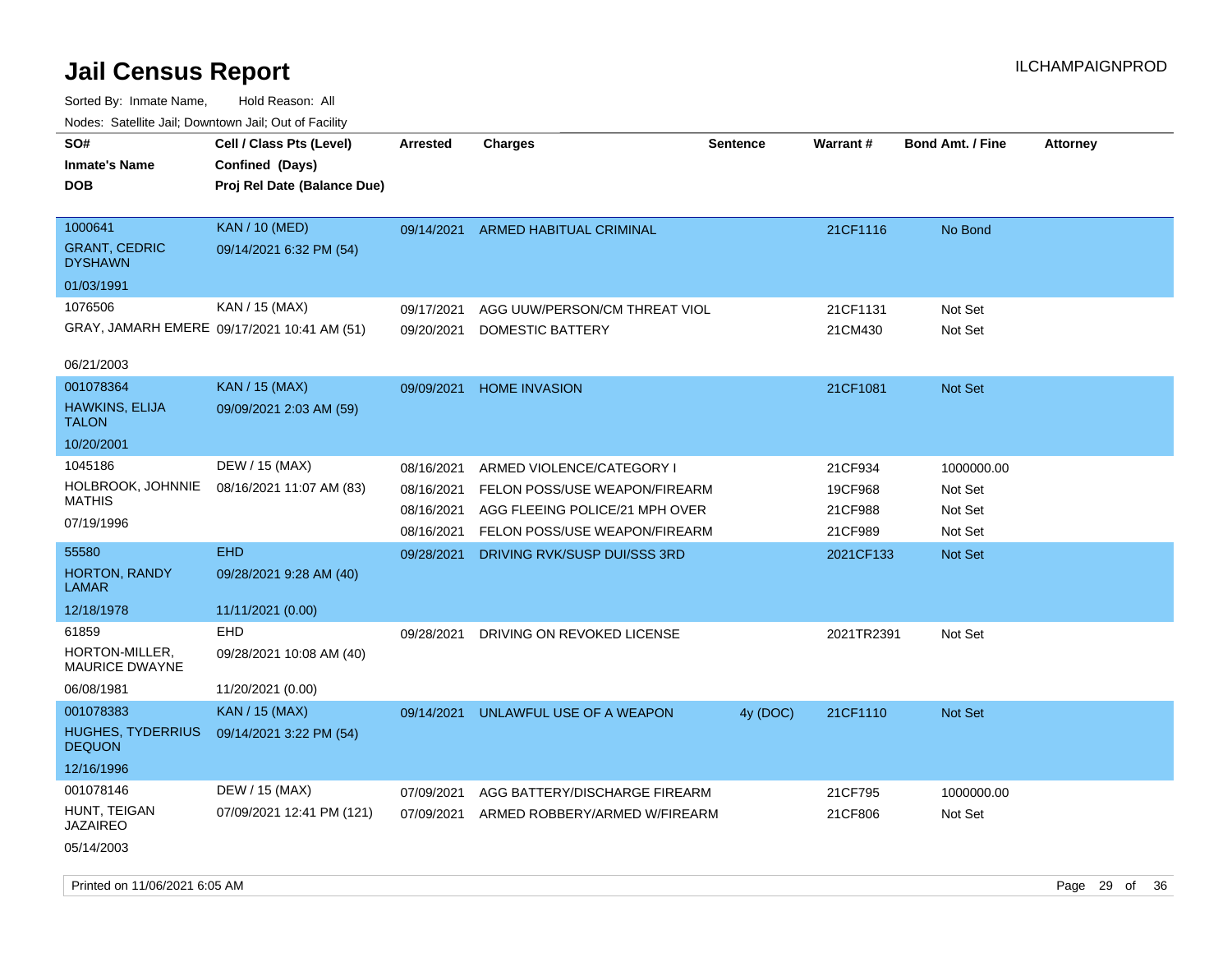# Jail Census Report

Sorted By: Inmate Name, Hold Reason: All

Nodes: Satellite Jail; Downtown Jail; Out of Facility

| SO# / Inmate's Name / DOB | Cell / Class Pts (Level) / Confined (Days) / Proj Rel Date (Balance Due) | Arrested | Charges | Sentence | Warrant # | Bond Amt. / Fine | Attorney |
|---|---|---|---|---|---|---|---|
| 1000641<br>GRANT, CEDRIC DYSHAWN<br>01/03/1991 | KAN / 10 (MED)<br>09/14/2021 6:32 PM (54) | 09/14/2021 | ARMED HABITUAL CRIMINAL | | 21CF1116 | No Bond | |
| 1076506<br>GRAY, JAMARH EMERE<br>06/21/2003 | KAN / 15 (MAX)<br>09/17/2021 10:41 AM (51) | 09/17/2021 | AGG UUW/PERSON/CM THREAT VIOL | | 21CF1131 | Not Set | |
| | | 09/20/2021 | DOMESTIC BATTERY | | 21CM430 | Not Set | |
| 001078364<br>HAWKINS, ELIJA TALON<br>10/20/2001 | KAN / 15 (MAX)<br>09/09/2021 2:03 AM (59) | 09/09/2021 | HOME INVASION | | 21CF1081 | Not Set | |
| 1045186<br>HOLBROOK, JOHNNIE MATHIS<br>07/19/1996 | DEW / 15 (MAX)<br>08/16/2021 11:07 AM (83) | 08/16/2021 | ARMED VIOLENCE/CATEGORY I | | 21CF934 | 1000000.00 | |
| | | 08/16/2021 | FELON POSS/USE WEAPON/FIREARM | | 19CF968 | Not Set | |
| | | 08/16/2021 | AGG FLEEING POLICE/21 MPH OVER | | 21CF988 | Not Set | |
| | | 08/16/2021 | FELON POSS/USE WEAPON/FIREARM | | 21CF989 | Not Set | |
| 55580<br>HORTON, RANDY LAMAR<br>12/18/1978 | EHD<br>09/28/2021 9:28 AM (40)<br>11/11/2021 (0.00) | 09/28/2021 | DRIVING RVK/SUSP DUI/SSS 3RD | | 2021CF133 | Not Set | |
| 61859<br>HORTON-MILLER, MAURICE DWAYNE<br>06/08/1981 | EHD<br>09/28/2021 10:08 AM (40)<br>11/20/2021 (0.00) | 09/28/2021 | DRIVING ON REVOKED LICENSE | | 2021TR2391 | Not Set | |
| 001078383<br>HUGHES, TYDERRIUS DEQUON<br>12/16/1996 | KAN / 15 (MAX)<br>09/14/2021 3:22 PM (54) | 09/14/2021 | UNLAWFUL USE OF A WEAPON | 4y (DOC) | 21CF1110 | Not Set | |
| 001078146<br>HUNT, TEIGAN JAZAIREO<br>05/14/2003 | DEW / 15 (MAX)<br>07/09/2021 12:41 PM (121) | 07/09/2021 | AGG BATTERY/DISCHARGE FIREARM | | 21CF795 | 1000000.00 | |
| | | 07/09/2021 | ARMED ROBBERY/ARMED W/FIREARM | | 21CF806 | Not Set | |

Printed on 11/06/2021 6:05 AM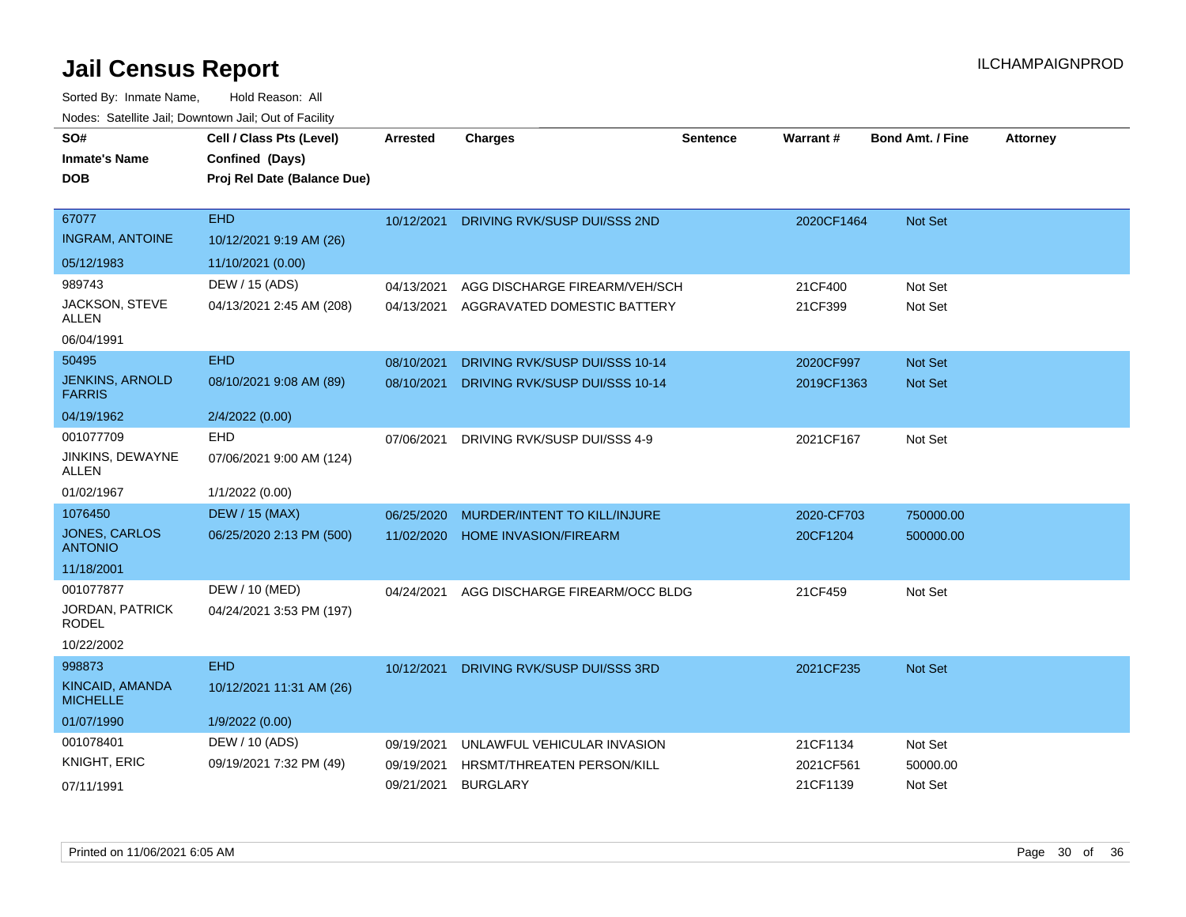# Jail Census Report

ILCHAMPAIGNPROD

Sorted By: Inmate Name, Hold Reason: All

Nodes: Satellite Jail; Downtown Jail; Out of Facility

| SO# / Inmate's Name / DOB | Cell / Class Pts (Level) / Confined (Days) / Proj Rel Date (Balance Due) | Arrested | Charges | Sentence | Warrant # | Bond Amt. / Fine | Attorney |
|---|---|---|---|---|---|---|---|
| 67077<br>INGRAM, ANTOINE<br>05/12/1983 | EHD<br>10/12/2021 9:19 AM (26)<br>11/10/2021 (0.00) | 10/12/2021 | DRIVING RVK/SUSP DUI/SSS 2ND | | 2020CF1464 | Not Set | |
| 989743<br>JACKSON, STEVE ALLEN<br>06/04/1991 | DEW / 15 (ADS)<br>04/13/2021 2:45 AM (208) | 04/13/2021<br>04/13/2021 | AGG DISCHARGE FIREARM/VEH/SCH<br>AGGRAVATED DOMESTIC BATTERY | | 21CF400<br>21CF399 | Not Set<br>Not Set | |
| 50495<br>JENKINS, ARNOLD FARRIS<br>04/19/1962 | EHD<br>08/10/2021 9:08 AM (89)<br>2/4/2022 (0.00) | 08/10/2021<br>08/10/2021 | DRIVING RVK/SUSP DUI/SSS 10-14<br>DRIVING RVK/SUSP DUI/SSS 10-14 | | 2020CF997<br>2019CF1363 | Not Set<br>Not Set | |
| 001077709<br>JINKINS, DEWAYNE ALLEN<br>01/02/1967 | EHD<br>07/06/2021 9:00 AM (124)<br>1/1/2022 (0.00) | 07/06/2021 | DRIVING RVK/SUSP DUI/SSS 4-9 | | 2021CF167 | Not Set | |
| 1076450<br>JONES, CARLOS ANTONIO<br>11/18/2001 | DEW / 15 (MAX)<br>06/25/2020 2:13 PM (500) | 06/25/2020<br>11/02/2020 | MURDER/INTENT TO KILL/INJURE<br>HOME INVASION/FIREARM | | 2020-CF703<br>20CF1204 | 750000.00<br>500000.00 | |
| 001077877<br>JORDAN, PATRICK RODEL<br>10/22/2002 | DEW / 10 (MED)<br>04/24/2021 3:53 PM (197) | 04/24/2021 | AGG DISCHARGE FIREARM/OCC BLDG | | 21CF459 | Not Set | |
| 998873<br>KINCAID, AMANDA MICHELLE<br>01/07/1990 | EHD<br>10/12/2021 11:31 AM (26)<br>1/9/2022 (0.00) | 10/12/2021 | DRIVING RVK/SUSP DUI/SSS 3RD | | 2021CF235 | Not Set | |
| 001078401<br>KNIGHT, ERIC<br>07/11/1991 | DEW / 10 (ADS)<br>09/19/2021 7:32 PM (49) | 09/19/2021<br>09/19/2021<br>09/21/2021 | UNLAWFUL VEHICULAR INVASION<br>HRSMT/THREATEN PERSON/KILL<br>BURGLARY | | 21CF1134<br>2021CF561<br>21CF1139 | Not Set<br>50000.00<br>Not Set | |

Printed on 11/06/2021 6:05 AM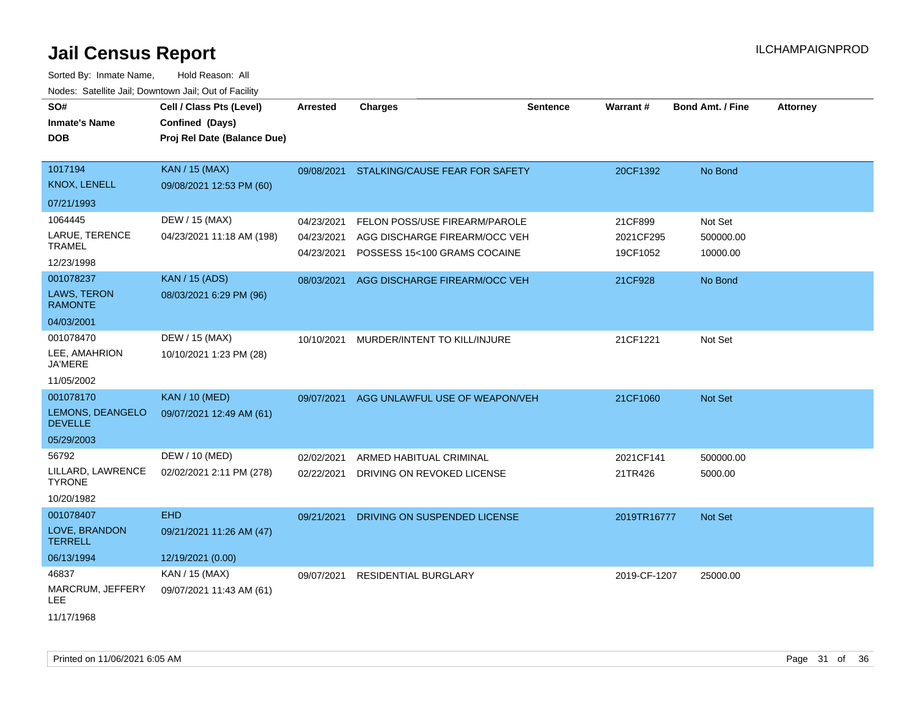# Jail Census Report

ILCHAMPAIGNPROD

Sorted By: Inmate Name, Hold Reason: All

Nodes: Satellite Jail; Downtown Jail; Out of Facility

| SO# / Inmate's Name / DOB | Cell / Class Pts (Level) / Confined (Days) / Proj Rel Date (Balance Due) | Arrested | Charges | Sentence | Warrant # | Bond Amt. / Fine | Attorney |
|---|---|---|---|---|---|---|---|
| 1017194<br>KNOX, LENELL<br>07/21/1993 | KAN / 15 (MAX)<br>09/08/2021 12:53 PM (60) | 09/08/2021 | STALKING/CAUSE FEAR FOR SAFETY | | 20CF1392 | No Bond | |
| 1064445<br>LARUE, TERENCE TRAMEL<br>12/23/1998 | DEW / 15 (MAX)<br>04/23/2021 11:18 AM (198) | 04/23/2021<br>04/23/2021<br>04/23/2021 | FELON POSS/USE FIREARM/PAROLE<br>AGG DISCHARGE FIREARM/OCC VEH<br>POSSESS 15<100 GRAMS COCAINE | | 21CF899<br>2021CF295<br>19CF1052 | Not Set<br>500000.00<br>10000.00 | |
| 001078237<br>LAWS, TERON RAMONTE<br>04/03/2001 | KAN / 15 (ADS)<br>08/03/2021 6:29 PM (96) | 08/03/2021 | AGG DISCHARGE FIREARM/OCC VEH | | 21CF928 | No Bond | |
| 001078470<br>LEE, AMAHRION JA'MERE<br>11/05/2002 | DEW / 15 (MAX)<br>10/10/2021 1:23 PM (28) | 10/10/2021 | MURDER/INTENT TO KILL/INJURE | | 21CF1221 | Not Set | |
| 001078170<br>LEMONS, DEANGELO DEVELLE<br>05/29/2003 | KAN / 10 (MED)<br>09/07/2021 12:49 AM (61) | 09/07/2021 | AGG UNLAWFUL USE OF WEAPON/VEH | | 21CF1060 | Not Set | |
| 56792<br>LILLARD, LAWRENCE TYRONE<br>10/20/1982 | DEW / 10 (MED)<br>02/02/2021 2:11 PM (278) | 02/02/2021<br>02/22/2021 | ARMED HABITUAL CRIMINAL<br>DRIVING ON REVOKED LICENSE | | 2021CF141<br>21TR426 | 500000.00<br>5000.00 | |
| 001078407<br>LOVE, BRANDON TERRELL<br>06/13/1994 | EHD<br>09/21/2021 11:26 AM (47)<br>12/19/2021 (0.00) | 09/21/2021 | DRIVING ON SUSPENDED LICENSE | | 2019TR16777 | Not Set | |
| 46837<br>MARCRUM, JEFFERY LEE<br>11/17/1968 | KAN / 15 (MAX)<br>09/07/2021 11:43 AM (61) | 09/07/2021 | RESIDENTIAL BURGLARY | | 2019-CF-1207 | 25000.00 | |

Printed on 11/06/2021 6:05 AM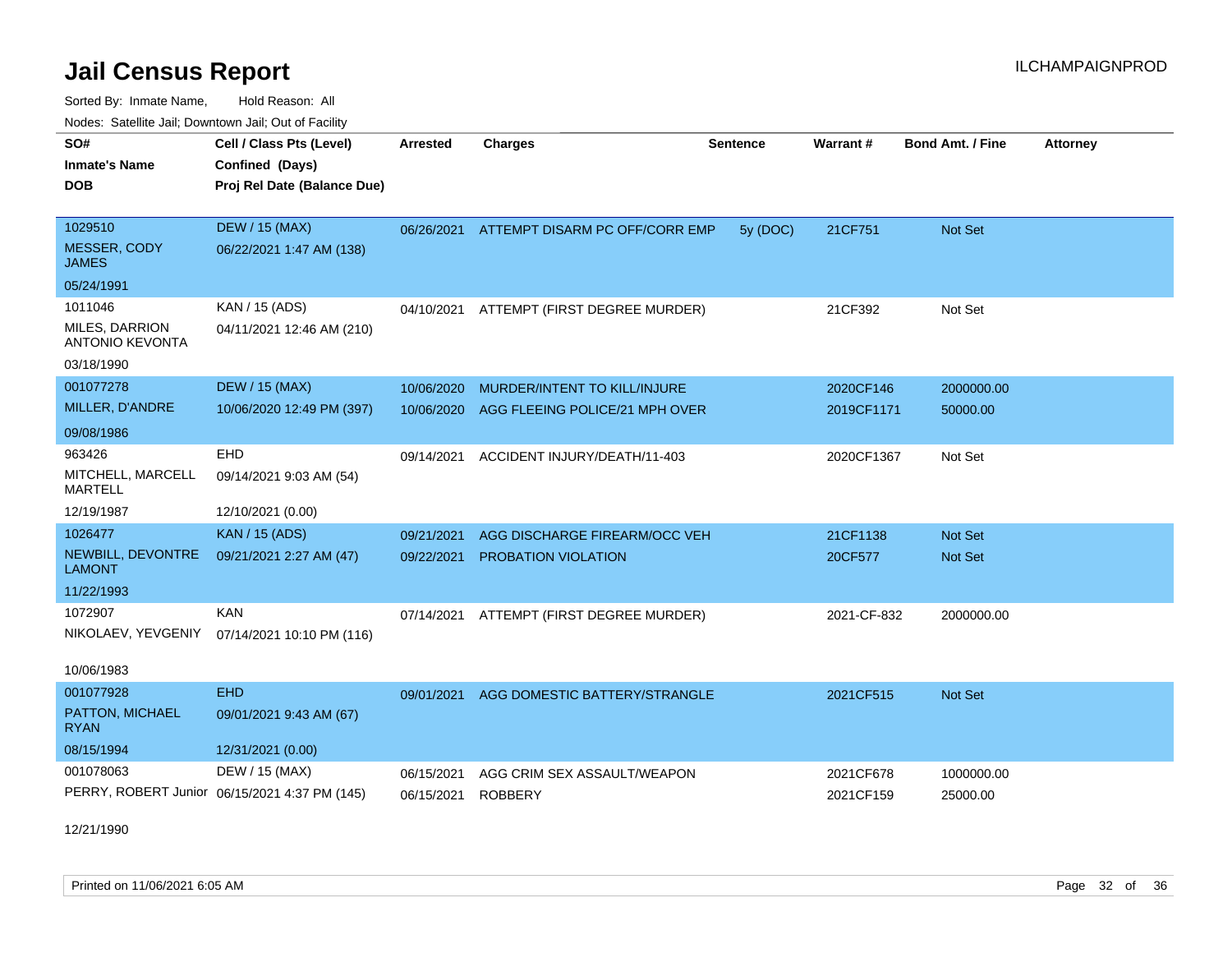# Jail Census Report

Sorted By: Inmate Name, Hold Reason: All

Nodes: Satellite Jail; Downtown Jail; Out of Facility

| SO# / Inmate's Name / DOB | Cell / Class Pts (Level) / Confined (Days) / Proj Rel Date (Balance Due) | Arrested | Charges | Sentence | Warrant # | Bond Amt. / Fine | Attorney |
|---|---|---|---|---|---|---|---|
| 1029510<br>MESSER, CODY JAMES<br>05/24/1991 | DEW / 15 (MAX)<br>06/22/2021 1:47 AM (138) | 06/26/2021 | ATTEMPT DISARM PC OFF/CORR EMP | 5y (DOC) | 21CF751 | Not Set | |
| 1011046<br>MILES, DARRION ANTONIO KEVONTA<br>03/18/1990 | KAN / 15 (ADS)<br>04/11/2021 12:46 AM (210) | 04/10/2021 | ATTEMPT (FIRST DEGREE MURDER) | | 21CF392 | Not Set | |
| 001077278<br>MILLER, D'ANDRE<br>09/08/1986 | DEW / 15 (MAX)<br>10/06/2020 12:49 PM (397) | 10/06/2020<br>10/06/2020 | MURDER/INTENT TO KILL/INJURE<br>AGG FLEEING POLICE/21 MPH OVER | | 2020CF146<br>2019CF1171 | 2000000.00<br>50000.00 | |
| 963426<br>MITCHELL, MARCELL MARTELL<br>12/19/1987 | EHD<br>09/14/2021 9:03 AM (54)<br>12/10/2021 (0.00) | 09/14/2021 | ACCIDENT INJURY/DEATH/11-403 | | 2020CF1367 | Not Set | |
| 1026477<br>NEWBILL, DEVONTRE LAMONT<br>11/22/1993 | KAN / 15 (ADS)<br>09/21/2021 2:27 AM (47) | 09/21/2021<br>09/22/2021 | AGG DISCHARGE FIREARM/OCC VEH<br>PROBATION VIOLATION | | 21CF1138<br>20CF577 | Not Set<br>Not Set | |
| 1072907<br>NIKOLAEV, YEVGENIY<br>10/06/1983 | KAN<br>07/14/2021 10:10 PM (116) | 07/14/2021 | ATTEMPT (FIRST DEGREE MURDER) | | 2021-CF-832 | 2000000.00 | |
| 001077928<br>PATTON, MICHAEL RYAN<br>08/15/1994 | EHD<br>09/01/2021 9:43 AM (67)<br>12/31/2021 (0.00) | 09/01/2021 | AGG DOMESTIC BATTERY/STRANGLE | | 2021CF515 | Not Set | |
| 001078063<br>PERRY, ROBERT Junior<br>12/21/1990 | DEW / 15 (MAX)<br>06/15/2021 4:37 PM (145) | 06/15/2021<br>06/15/2021 | AGG CRIM SEX ASSAULT/WEAPON<br>ROBBERY | | 2021CF678<br>2021CF159 | 1000000.00<br>25000.00 | |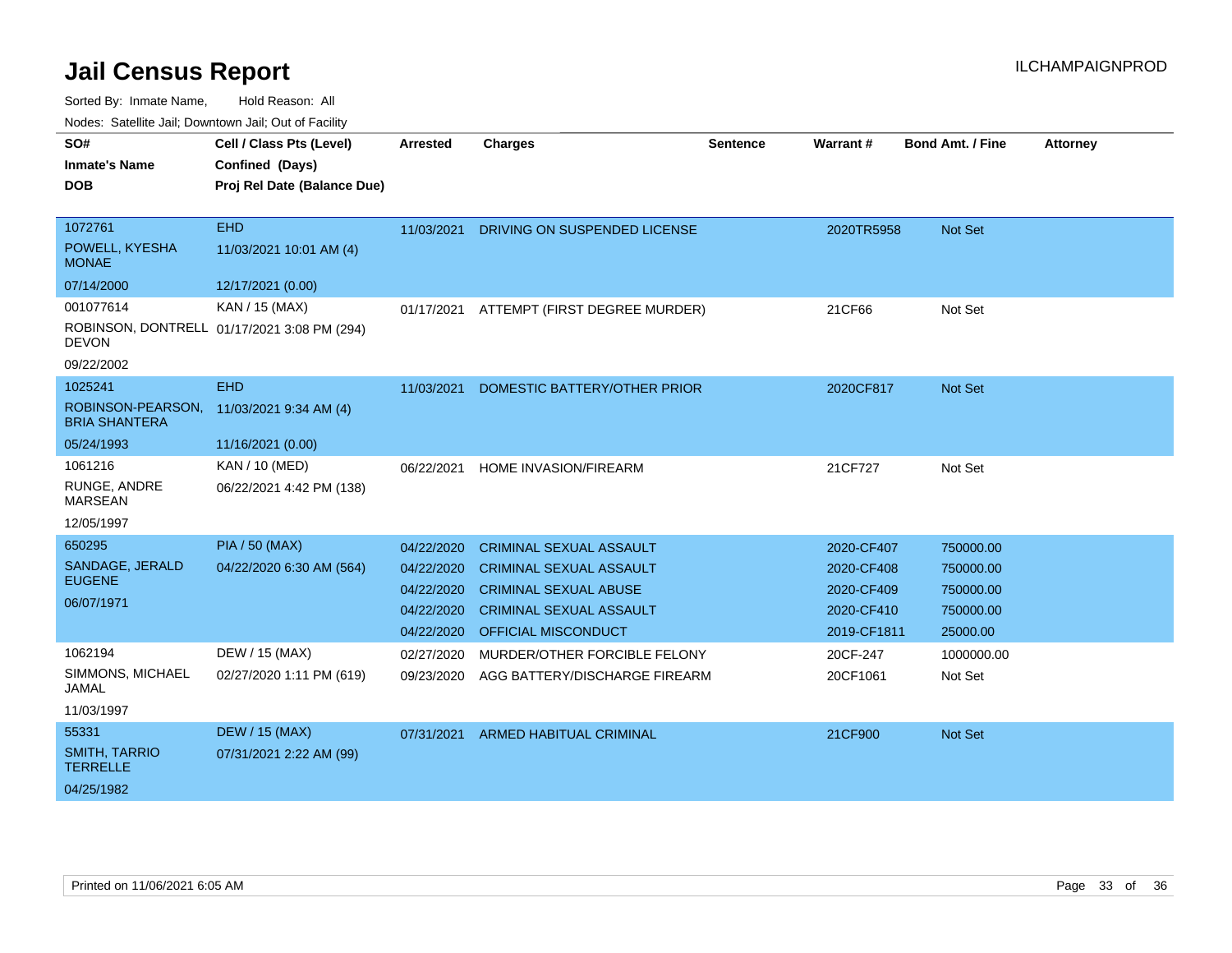# Jail Census Report

ILCHAMPAIGNPROD

Sorted By: Inmate Name, Hold Reason: All

Nodes: Satellite Jail; Downtown Jail; Out of Facility

| SO# / Inmate's Name / DOB | Cell / Class Pts (Level) / Confined (Days) / Proj Rel Date (Balance Due) | Arrested | Charges | Sentence | Warrant # | Bond Amt. / Fine | Attorney |
|---|---|---|---|---|---|---|---|
| 1072761<br>POWELL, KYESHA MONAE<br>07/14/2000 | EHD<br>11/03/2021 10:01 AM (4)<br>12/17/2021 (0.00) | 11/03/2021 | DRIVING ON SUSPENDED LICENSE | | 2020TR5958 | Not Set | |
| 001077614<br>ROBINSON, DONTRELL DEVON<br>09/22/2002 | KAN / 15 (MAX)<br>01/17/2021 3:08 PM (294) | 01/17/2021 | ATTEMPT (FIRST DEGREE MURDER) | | 21CF66 | Not Set | |
| 1025241<br>ROBINSON-PEARSON, BRIA SHANTERA<br>05/24/1993 | EHD<br>11/03/2021 9:34 AM (4)<br>11/16/2021 (0.00) | 11/03/2021 | DOMESTIC BATTERY/OTHER PRIOR | | 2020CF817 | Not Set | |
| 1061216<br>RUNGE, ANDRE MARSEAN<br>12/05/1997 | KAN / 10 (MED)<br>06/22/2021 4:42 PM (138) | 06/22/2021 | HOME INVASION/FIREARM | | 21CF727 | Not Set | |
| 650295<br>SANDAGE, JERALD EUGENE<br>06/07/1971 | PIA / 50 (MAX)<br>04/22/2020 6:30 AM (564) | 04/22/2020 | CRIMINAL SEXUAL ASSAULT | | 2020-CF407 | 750000.00 | |
| | | 04/22/2020 | CRIMINAL SEXUAL ASSAULT | | 2020-CF408 | 750000.00 | |
| | | 04/22/2020 | CRIMINAL SEXUAL ABUSE | | 2020-CF409 | 750000.00 | |
| | | 04/22/2020 | CRIMINAL SEXUAL ASSAULT | | 2020-CF410 | 750000.00 | |
| | | 04/22/2020 | OFFICIAL MISCONDUCT | | 2019-CF1811 | 25000.00 | |
| 1062194<br>SIMMONS, MICHAEL JAMAL<br>11/03/1997 | DEW / 15 (MAX)<br>02/27/2020 1:11 PM (619) | 02/27/2020 | MURDER/OTHER FORCIBLE FELONY | | 20CF-247 | 1000000.00 | |
| | | 09/23/2020 | AGG BATTERY/DISCHARGE FIREARM | | 20CF1061 | Not Set | |
| 55331<br>SMITH, TARRIO TERRELLE<br>04/25/1982 | DEW / 15 (MAX)<br>07/31/2021 2:22 AM (99) | 07/31/2021 | ARMED HABITUAL CRIMINAL | | 21CF900 | Not Set | |

Printed on 11/06/2021 6:05 AM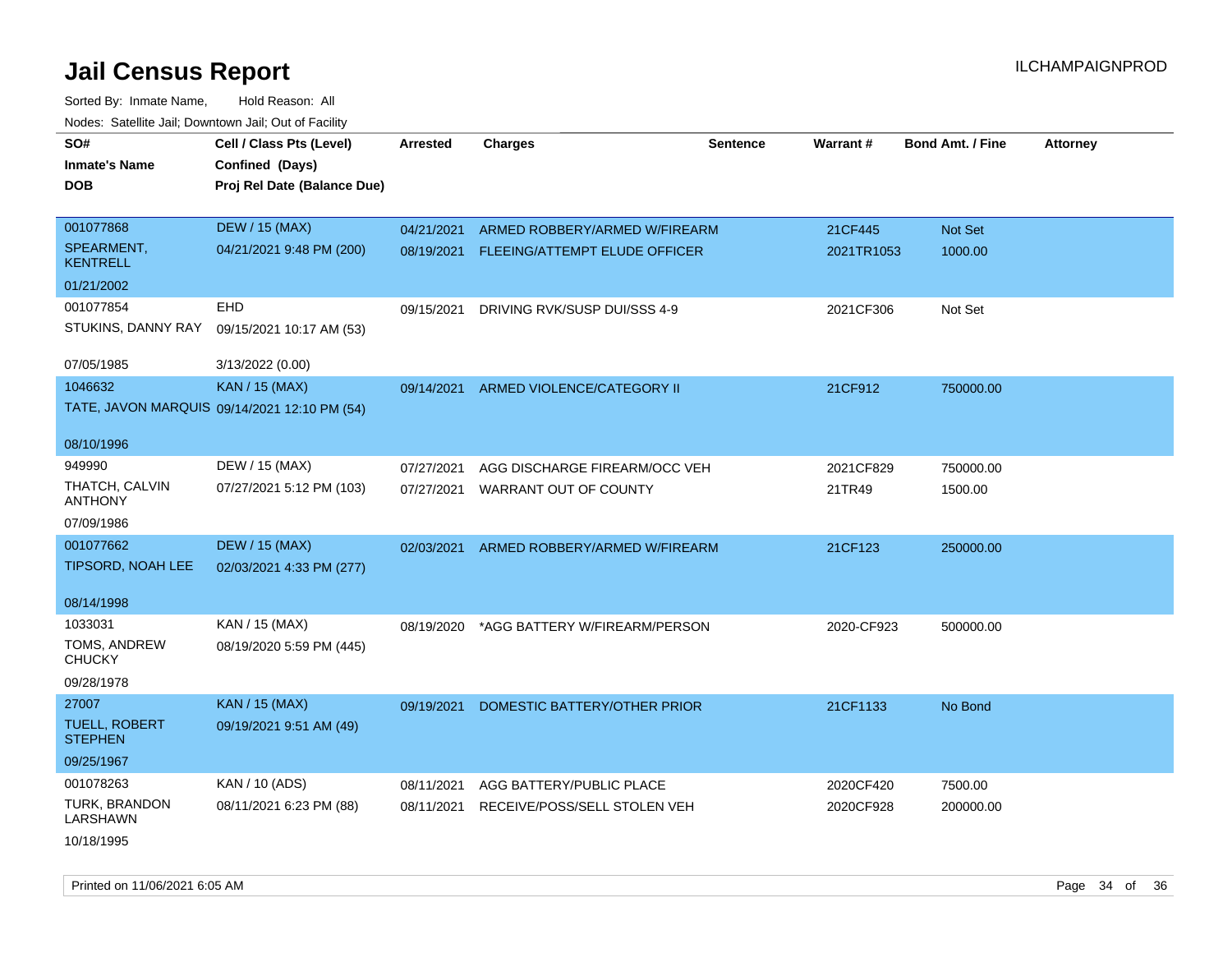# Jail Census Report

ILCHAMPAIGNPROD

Sorted By: Inmate Name, Hold Reason: All

Nodes: Satellite Jail; Downtown Jail; Out of Facility

| SO# / Inmate's Name / DOB | Cell / Class Pts (Level) / Confined (Days) / Proj Rel Date (Balance Due) | Arrested | Charges | Sentence | Warrant # | Bond Amt. / Fine | Attorney |
|---|---|---|---|---|---|---|---|
| 001077868<br>SPEARMENT, KENTRELL<br>01/21/2002 | DEW / 15 (MAX)<br>04/21/2021 9:48 PM (200) | 04/21/2021<br>08/19/2021 | ARMED ROBBERY/ARMED W/FIREARM<br>FLEEING/ATTEMPT ELUDE OFFICER | | 21CF445<br>2021TR1053 | Not Set<br>1000.00 | |
| 001077854<br>STUKINS, DANNY RAY<br>07/05/1985 | EHD<br>09/15/2021 10:17 AM (53)<br>3/13/2022 (0.00) | 09/15/2021 | DRIVING RVK/SUSP DUI/SSS 4-9 | | 2021CF306 | Not Set | |
| 1046632<br>TATE, JAVON MARQUIS<br>08/10/1996 | KAN / 15 (MAX)<br>09/14/2021 12:10 PM (54) | 09/14/2021 | ARMED VIOLENCE/CATEGORY II | | 21CF912 | 750000.00 | |
| 949990<br>THATCH, CALVIN ANTHONY<br>07/09/1986 | DEW / 15 (MAX)<br>07/27/2021 5:12 PM (103) | 07/27/2021<br>07/27/2021 | AGG DISCHARGE FIREARM/OCC VEH<br>WARRANT OUT OF COUNTY | | 2021CF829<br>21TR49 | 750000.00<br>1500.00 | |
| 001077662<br>TIPSORD, NOAH LEE<br>08/14/1998 | DEW / 15 (MAX)<br>02/03/2021 4:33 PM (277) | 02/03/2021 | ARMED ROBBERY/ARMED W/FIREARM | | 21CF123 | 250000.00 | |
| 1033031<br>TOMS, ANDREW CHUCKY<br>09/28/1978 | KAN / 15 (MAX)<br>08/19/2020 5:59 PM (445) | 08/19/2020 | *AGG BATTERY W/FIREARM/PERSON | | 2020-CF923 | 500000.00 | |
| 27007<br>TUELL, ROBERT STEPHEN<br>09/25/1967 | KAN / 15 (MAX)<br>09/19/2021 9:51 AM (49) | 09/19/2021 | DOMESTIC BATTERY/OTHER PRIOR | | 21CF1133 | No Bond | |
| 001078263<br>TURK, BRANDON LARSHAWN<br>10/18/1995 | KAN / 10 (ADS)<br>08/11/2021 6:23 PM (88) | 08/11/2021<br>08/11/2021 | AGG BATTERY/PUBLIC PLACE<br>RECEIVE/POSS/SELL STOLEN VEH | | 2020CF420<br>2020CF928 | 7500.00<br>200000.00 | |

Printed on 11/06/2021 6:05 AM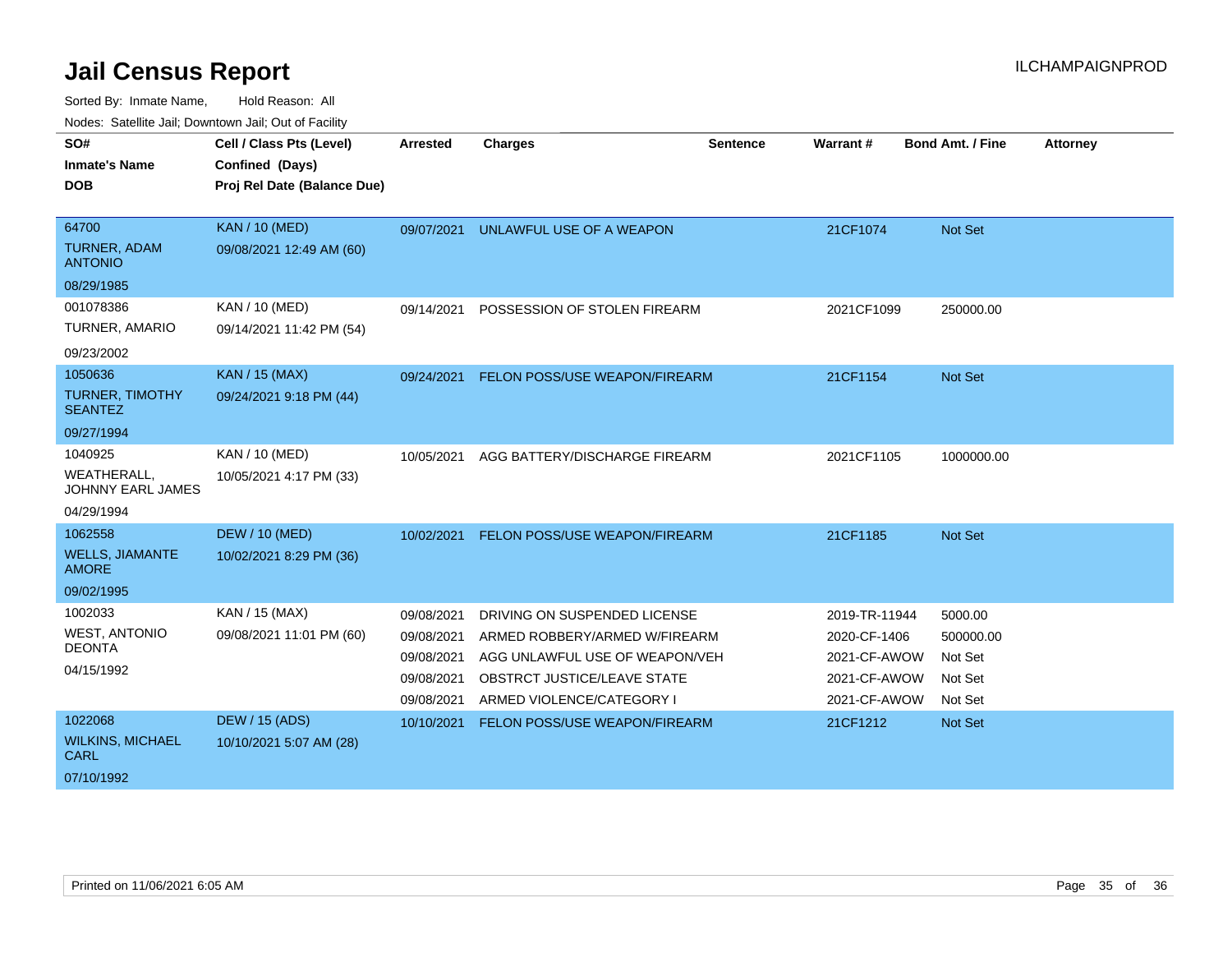# Jail Census Report

ILCHAMPAIGNPROD

Sorted By: Inmate Name, Hold Reason: All

Nodes: Satellite Jail; Downtown Jail; Out of Facility

| SO# / Inmate's Name / DOB | Cell / Class Pts (Level) / Confined (Days) / Proj Rel Date (Balance Due) | Arrested | Charges | Sentence | Warrant # | Bond Amt. / Fine | Attorney |
|---|---|---|---|---|---|---|---|
| 64700<br>TURNER, ADAM ANTONIO<br>08/29/1985 | KAN / 10 (MED)<br>09/08/2021 12:49 AM (60) | 09/07/2021 | UNLAWFUL USE OF A WEAPON | | 21CF1074 | Not Set | |
| 001078386<br>TURNER, AMARIO<br>09/23/2002 | KAN / 10 (MED)<br>09/14/2021 11:42 PM (54) | 09/14/2021 | POSSESSION OF STOLEN FIREARM | | 2021CF1099 | 250000.00 | |
| 1050636<br>TURNER, TIMOTHY SEANTEZ<br>09/27/1994 | KAN / 15 (MAX)<br>09/24/2021 9:18 PM (44) | 09/24/2021 | FELON POSS/USE WEAPON/FIREARM | | 21CF1154 | Not Set | |
| 1040925<br>WEATHERALL, JOHNNY EARL JAMES<br>04/29/1994 | KAN / 10 (MED)<br>10/05/2021 4:17 PM (33) | 10/05/2021 | AGG BATTERY/DISCHARGE FIREARM | | 2021CF1105 | 1000000.00 | |
| 1062558<br>WELLS, JIAMANTE AMORE<br>09/02/1995 | DEW / 10 (MED)<br>10/02/2021 8:29 PM (36) | 10/02/2021 | FELON POSS/USE WEAPON/FIREARM | | 21CF1185 | Not Set | |
| 1002033<br>WEST, ANTONIO DEONTA<br>04/15/1992 | KAN / 15 (MAX)<br>09/08/2021 11:01 PM (60) | 09/08/2021 | DRIVING ON SUSPENDED LICENSE | | 2019-TR-11944 | 5000.00 | |
| | | 09/08/2021 | ARMED ROBBERY/ARMED W/FIREARM | | 2020-CF-1406 | 500000.00 | |
| | | 09/08/2021 | AGG UNLAWFUL USE OF WEAPON/VEH | | 2021-CF-AWOW | Not Set | |
| | | 09/08/2021 | OBSTRCT JUSTICE/LEAVE STATE | | 2021-CF-AWOW | Not Set | |
| | | 09/08/2021 | ARMED VIOLENCE/CATEGORY I | | 2021-CF-AWOW | Not Set | |
| 1022068<br>WILKINS, MICHAEL CARL<br>07/10/1992 | DEW / 15 (ADS)<br>10/10/2021 5:07 AM (28) | 10/10/2021 | FELON POSS/USE WEAPON/FIREARM | | 21CF1212 | Not Set | |

Printed on 11/06/2021 6:05 AM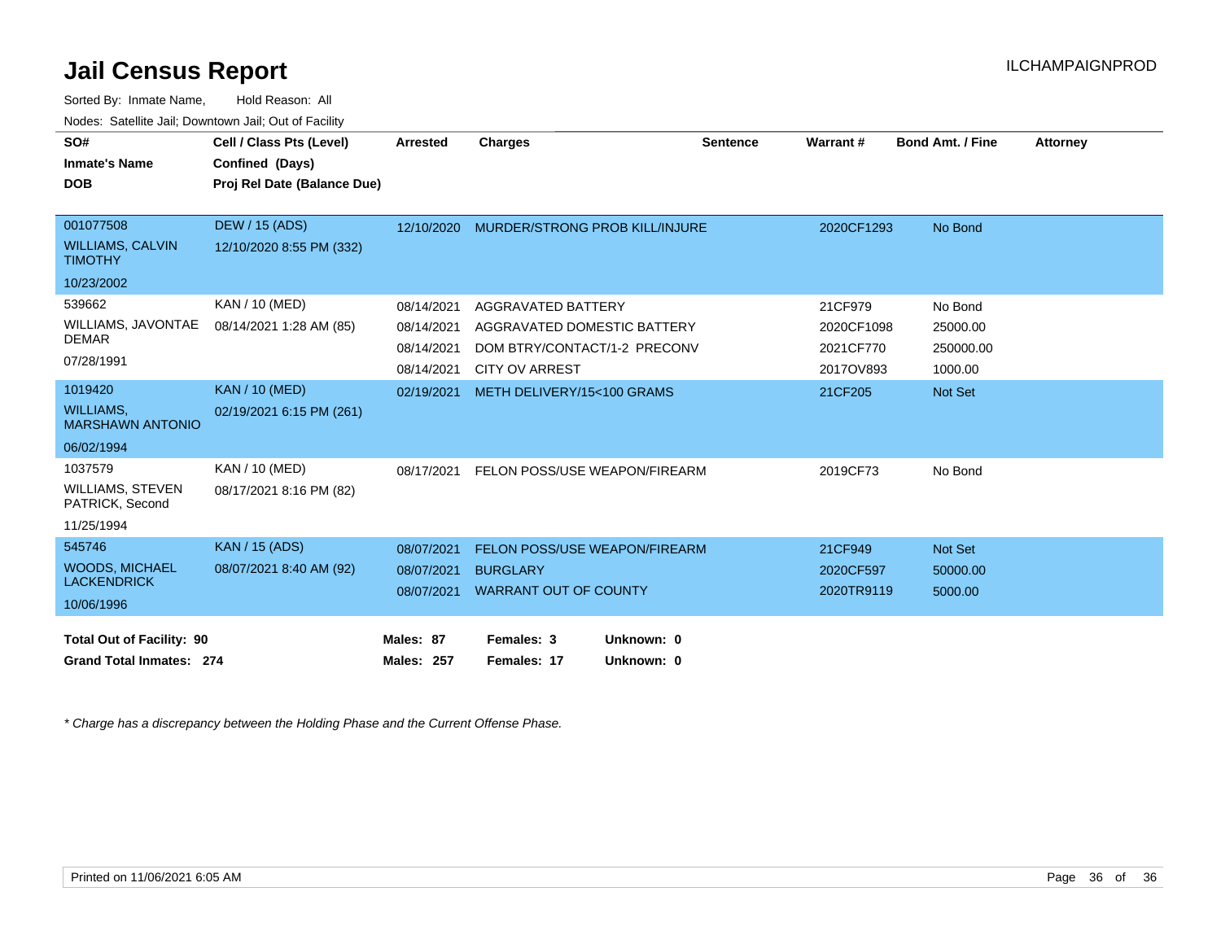# Jail Census Report

Sorted By: Inmate Name, Hold Reason: All

Nodes: Satellite Jail; Downtown Jail; Out of Facility

| SO# / Inmate's Name / DOB | Cell / Class Pts (Level) / Confined (Days) / Proj Rel Date (Balance Due) | Arrested | Charges | Sentence | Warrant # | Bond Amt. / Fine | Attorney |
|---|---|---|---|---|---|---|---|
| 001077508<br>WILLIAMS, CALVIN TIMOTHY<br>10/23/2002 | DEW / 15 (ADS)<br>12/10/2020 8:55 PM (332) | 12/10/2020 | MURDER/STRONG PROB KILL/INJURE | | 2020CF1293 | No Bond | |
| 539662<br>WILLIAMS, JAVONTAE DEMAR<br>07/28/1991 | KAN / 10 (MED)<br>08/14/2021 1:28 AM (85) | 08/14/2021<br>08/14/2021<br>08/14/2021<br>08/14/2021 | AGGRAVATED BATTERY<br>AGGRAVATED DOMESTIC BATTERY<br>DOM BTRY/CONTACT/1-2 PRECONV<br>CITY OV ARREST | | 21CF979<br>2020CF1098<br>2021CF770<br>2017OV893 | No Bond<br>25000.00<br>250000.00<br>1000.00 | |
| 1019420<br>WILLIAMS, MARSHAWN ANTONIO<br>06/02/1994 | KAN / 10 (MED)<br>02/19/2021 6:15 PM (261) | 02/19/2021 | METH DELIVERY/15<100 GRAMS | | 21CF205 | Not Set | |
| 1037579<br>WILLIAMS, STEVEN PATRICK, Second<br>11/25/1994 | KAN / 10 (MED)<br>08/17/2021 8:16 PM (82) | 08/17/2021 | FELON POSS/USE WEAPON/FIREARM | | 2019CF73 | No Bond | |
| 545746<br>WOODS, MICHAEL LACKENDRICK<br>10/06/1996 | KAN / 15 (ADS)<br>08/07/2021 8:40 AM (92) | 08/07/2021<br>08/07/2021<br>08/07/2021 | FELON POSS/USE WEAPON/FIREARM<br>BURGLARY<br>WARRANT OUT OF COUNTY | | 21CF949<br>2020CF597<br>2020TR9119 | Not Set<br>50000.00<br>5000.00 | |

| | | | |
|---|---|---|---|
| **Total Out of Facility: 90** | **Males: 87** | **Females: 3** | **Unknown: 0** |
| **Grand Total Inmates: 274** | **Males: 257** | **Females: 17** | **Unknown: 0** |

*\* Charge has a discrepancy between the Holding Phase and the Current Offense Phase.*

Printed on 11/06/2021 6:05 AM